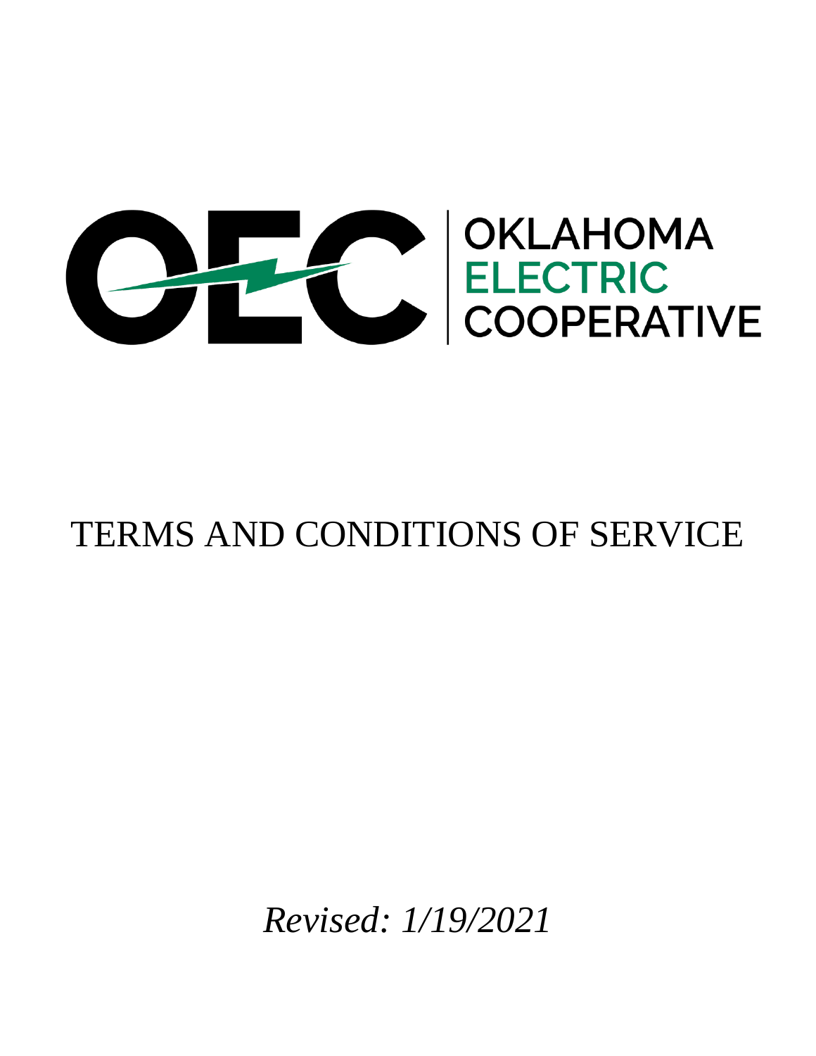OKLAHOMA ELECTRIC COOPERATIVE

# TERMS AND CONDITIONS OF SERVICE

*Revised: 1/19/2021*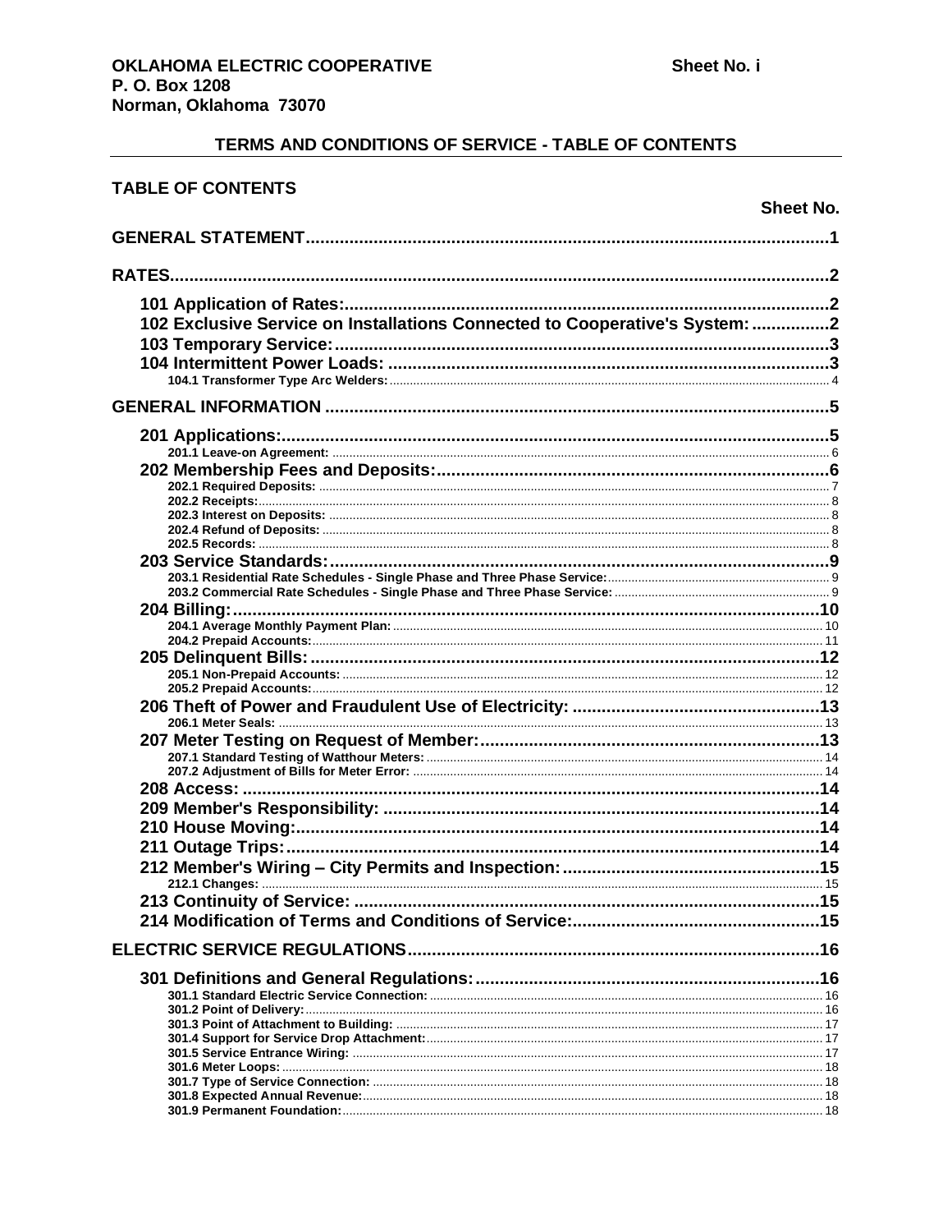**OKLAHOMA ELECTRIC COOPERATIVE**
**P. O. Box 1208**
**Norman, Oklahoma 73070**

**Sheet No. i**

## TERMS AND CONDITIONS OF SERVICE - TABLE OF CONTENTS

### TABLE OF CONTENTS

| | Sheet No. |
|---|---|
| **GENERAL STATEMENT** | **1** |
| **RATES** | **2** |
| **101 Application of Rates:** | **2** |
| **102 Exclusive Service on Installations Connected to Cooperative's System:** | **2** |
| **103 Temporary Service:** | **3** |
| **104 Intermittent Power Loads:** | **3** |
| 104.1 Transformer Type Arc Welders: | 4 |
| **GENERAL INFORMATION** | **5** |
| **201 Applications:** | **5** |
| 201.1 Leave-on Agreement: | 6 |
| **202 Membership Fees and Deposits:** | **6** |
| 202.1 Required Deposits: | 7 |
| 202.2 Receipts: | 8 |
| 202.3 Interest on Deposits: | 8 |
| 202.4 Refund of Deposits: | 8 |
| 202.5 Records: | 8 |
| **203 Service Standards:** | **9** |
| 203.1 Residential Rate Schedules - Single Phase and Three Phase Service: | 9 |
| 203.2 Commercial Rate Schedules - Single Phase and Three Phase Service: | 9 |
| **204 Billing:** | **10** |
| 204.1 Average Monthly Payment Plan: | 10 |
| 204.2 Prepaid Accounts: | 11 |
| **205 Delinquent Bills:** | **12** |
| 205.1 Non-Prepaid Accounts: | 12 |
| 205.2 Prepaid Accounts: | 12 |
| **206 Theft of Power and Fraudulent Use of Electricity:** | **13** |
| 206.1 Meter Seals: | 13 |
| **207 Meter Testing on Request of Member:** | **13** |
| 207.1 Standard Testing of Watthour Meters: | 14 |
| 207.2 Adjustment of Bills for Meter Error: | 14 |
| **208 Access:** | **14** |
| **209 Member's Responsibility:** | **14** |
| **210 House Moving:** | **14** |
| **211 Outage Trips:** | **14** |
| **212 Member's Wiring – City Permits and Inspection:** | **15** |
| 212.1 Changes: | 15 |
| **213 Continuity of Service:** | **15** |
| **214 Modification of Terms and Conditions of Service:** | **15** |
| **ELECTRIC SERVICE REGULATIONS** | **16** |
| **301 Definitions and General Regulations:** | **16** |
| 301.1 Standard Electric Service Connection: | 16 |
| 301.2 Point of Delivery: | 16 |
| 301.3 Point of Attachment to Building: | 17 |
| 301.4 Support for Service Drop Attachment: | 17 |
| 301.5 Service Entrance Wiring: | 17 |
| 301.6 Meter Loops: | 18 |
| 301.7 Type of Service Connection: | 18 |
| 301.8 Expected Annual Revenue: | 18 |
| 301.9 Permanent Foundation: | 18 |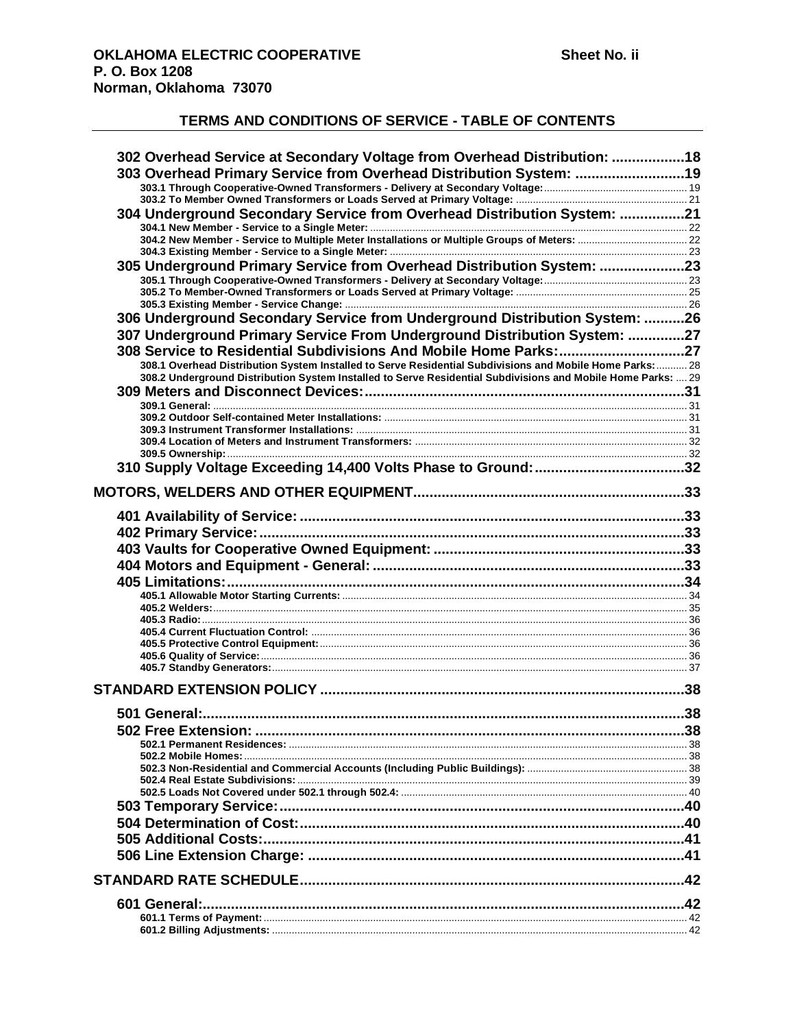**OKLAHOMA ELECTRIC COOPERATIVE** **Sheet No. ii**
**P. O. Box 1208**
**Norman, Oklahoma 73070**

## TERMS AND CONDITIONS OF SERVICE - TABLE OF CONTENTS

**302 Overhead Service at Secondary Voltage from Overhead Distribution: ....................18**

**303 Overhead Primary Service from Overhead Distribution System: ...........................19**

- 303.1 Through Cooperative-Owned Transformers - Delivery at Secondary Voltage: ........ 19
- 303.2 To Member Owned Transformers or Loads Served at Primary Voltage: ........ 21

**304 Underground Secondary Service from Overhead Distribution System: ................21**

- 304.1 New Member - Service to a Single Meter: ........ 22
- 304.2 New Member - Service to Multiple Meter Installations or Multiple Groups of Meters: ........ 22
- 304.3 Existing Member - Service to a Single Meter: ........ 23

**305 Underground Primary Service from Overhead Distribution System: .....................23**

- 305.1 Through Cooperative-Owned Transformers - Delivery at Secondary Voltage: ........ 23
- 305.2 To Member-Owned Transformers or Loads Served at Primary Voltage: ........ 25
- 305.3 Existing Member - Service Change: ........ 26

**306 Underground Secondary Service from Underground Distribution System: ..........26**

**307 Underground Primary Service From Underground Distribution System: ..............27**

**308 Service to Residential Subdivisions And Mobile Home Parks:...............................27**

- 308.1 Overhead Distribution System Installed to Serve Residential Subdivisions and Mobile Home Parks: ........ 28
- 308.2 Underground Distribution System Installed to Serve Residential Subdivisions and Mobile Home Parks: ........ 29

**309 Meters and Disconnect Devices:..............................................................................31**

- 309.1 General: ........ 31
- 309.2 Outdoor Self-contained Meter Installations: ........ 31
- 309.3 Instrument Transformer Installations: ........ 31
- 309.4 Location of Meters and Instrument Transformers: ........ 32
- 309.5 Ownership: ........ 32

**310 Supply Voltage Exceeding 14,400 Volts Phase to Ground:.....................................32**

**MOTORS, WELDERS AND OTHER EQUIPMENT..................................................................33**

**401 Availability of Service: ..............................................................................................33**

**402 Primary Service:.........................................................................................................33**

**403 Vaults for Cooperative Owned Equipment: ..............................................................33**

**404 Motors and Equipment - General: ............................................................................33**

**405 Limitations:..................................................................................................................34**

- 405.1 Allowable Motor Starting Currents: ........ 34
- 405.2 Welders: ........ 35
- 405.3 Radio: ........ 36
- 405.4 Current Fluctuation Control: ........ 36
- 405.5 Protective Control Equipment: ........ 36
- 405.6 Quality of Service: ........ 36
- 405.7 Standby Generators: ........ 37

**STANDARD EXTENSION POLICY .........................................................................................38**

**501 General:.......................................................................................................................38**

**502 Free Extension: ...........................................................................................................38**

- 502.1 Permanent Residences: ........ 38
- 502.2 Mobile Homes: ........ 38
- 502.3 Non-Residential and Commercial Accounts (Including Public Buildings): ........ 38
- 502.4 Real Estate Subdivisions: ........ 39
- 502.5 Loads Not Covered under 502.1 through 502.4: ........ 40

**503 Temporary Service:.....................................................................................................40**

**504 Determination of Cost:...............................................................................................40**

**505 Additional Costs:........................................................................................................41**

**506 Line Extension Charge: .............................................................................................41**

**STANDARD RATE SCHEDULE..............................................................................................42**

**601 General:.......................................................................................................................42**

- 601.1 Terms of Payment: ........ 42
- 601.2 Billing Adjustments: ........ 42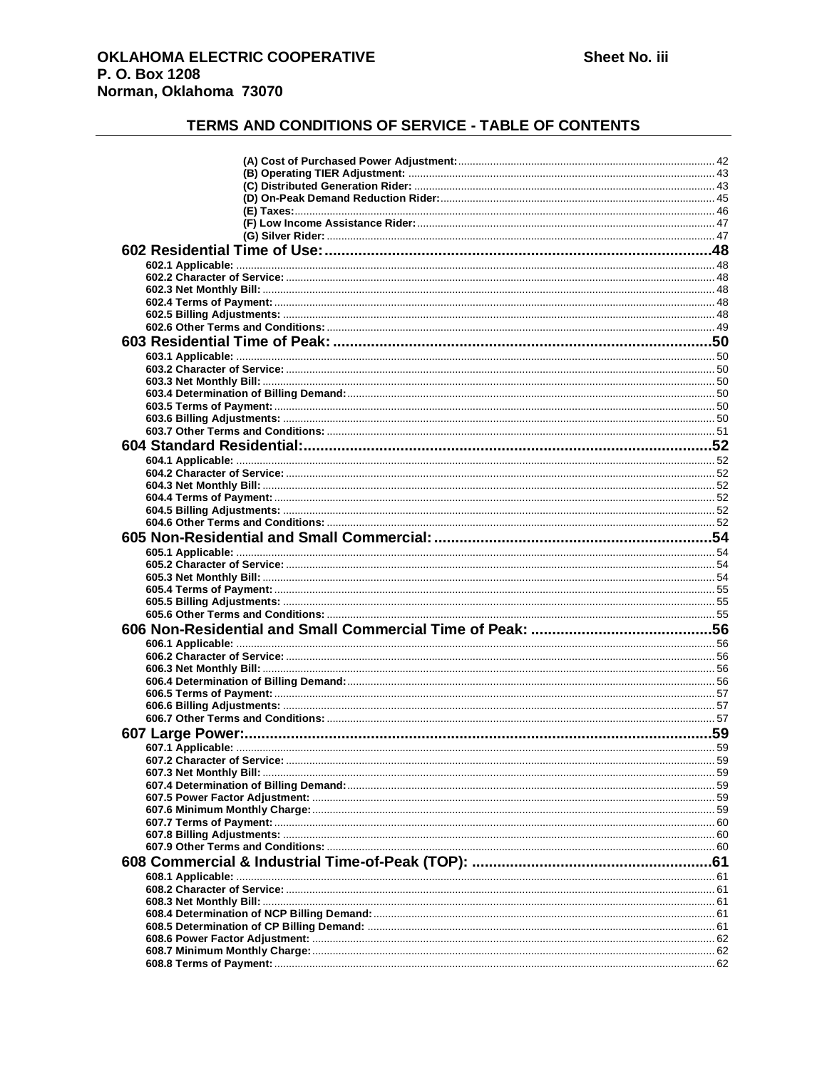## TERMS AND CONDITIONS OF SERVICE - TABLE OF CONTENTS

(A) Cost of Purchased Power Adjustment: ........ 42
(B) Operating TIER Adjustment: ........ 43
(C) Distributed Generation Rider: ........ 43
(D) On-Peak Demand Reduction Rider: ........ 45
(E) Taxes: ........ 46
(F) Low Income Assistance Rider: ........ 47
(G) Silver Rider: ........ 47

**602 Residential Time of Use: ........ 48**

602.1 Applicable: ........ 48
602.2 Character of Service: ........ 48
602.3 Net Monthly Bill: ........ 48
602.4 Terms of Payment: ........ 48
602.5 Billing Adjustments: ........ 48
602.6 Other Terms and Conditions: ........ 49

**603 Residential Time of Peak: ........ 50**

603.1 Applicable: ........ 50
603.2 Character of Service: ........ 50
603.3 Net Monthly Bill: ........ 50
603.4 Determination of Billing Demand: ........ 50
603.5 Terms of Payment: ........ 50
603.6 Billing Adjustments: ........ 50
603.7 Other Terms and Conditions: ........ 51

**604 Standard Residential: ........ 52**

604.1 Applicable: ........ 52
604.2 Character of Service: ........ 52
604.3 Net Monthly Bill: ........ 52
604.4 Terms of Payment: ........ 52
604.5 Billing Adjustments: ........ 52
604.6 Other Terms and Conditions: ........ 52

**605 Non-Residential and Small Commercial: ........ 54**

605.1 Applicable: ........ 54
605.2 Character of Service: ........ 54
605.3 Net Monthly Bill: ........ 54
605.4 Terms of Payment: ........ 55
605.5 Billing Adjustments: ........ 55
605.6 Other Terms and Conditions: ........ 55

**606 Non-Residential and Small Commercial Time of Peak: ........ 56**

606.1 Applicable: ........ 56
606.2 Character of Service: ........ 56
606.3 Net Monthly Bill: ........ 56
606.4 Determination of Billing Demand: ........ 56
606.5 Terms of Payment: ........ 57
606.6 Billing Adjustments: ........ 57
606.7 Other Terms and Conditions: ........ 57

**607 Large Power: ........ 59**

607.1 Applicable: ........ 59
607.2 Character of Service: ........ 59
607.3 Net Monthly Bill: ........ 59
607.4 Determination of Billing Demand: ........ 59
607.5 Power Factor Adjustment: ........ 59
607.6 Minimum Monthly Charge: ........ 59
607.7 Terms of Payment: ........ 60
607.8 Billing Adjustments: ........ 60
607.9 Other Terms and Conditions: ........ 60

**608 Commercial & Industrial Time-of-Peak (TOP): ........ 61**

608.1 Applicable: ........ 61
608.2 Character of Service: ........ 61
608.3 Net Monthly Bill: ........ 61
608.4 Determination of NCP Billing Demand: ........ 61
608.5 Determination of CP Billing Demand: ........ 61
608.6 Power Factor Adjustment: ........ 62
608.7 Minimum Monthly Charge: ........ 62
608.8 Terms of Payment: ........ 62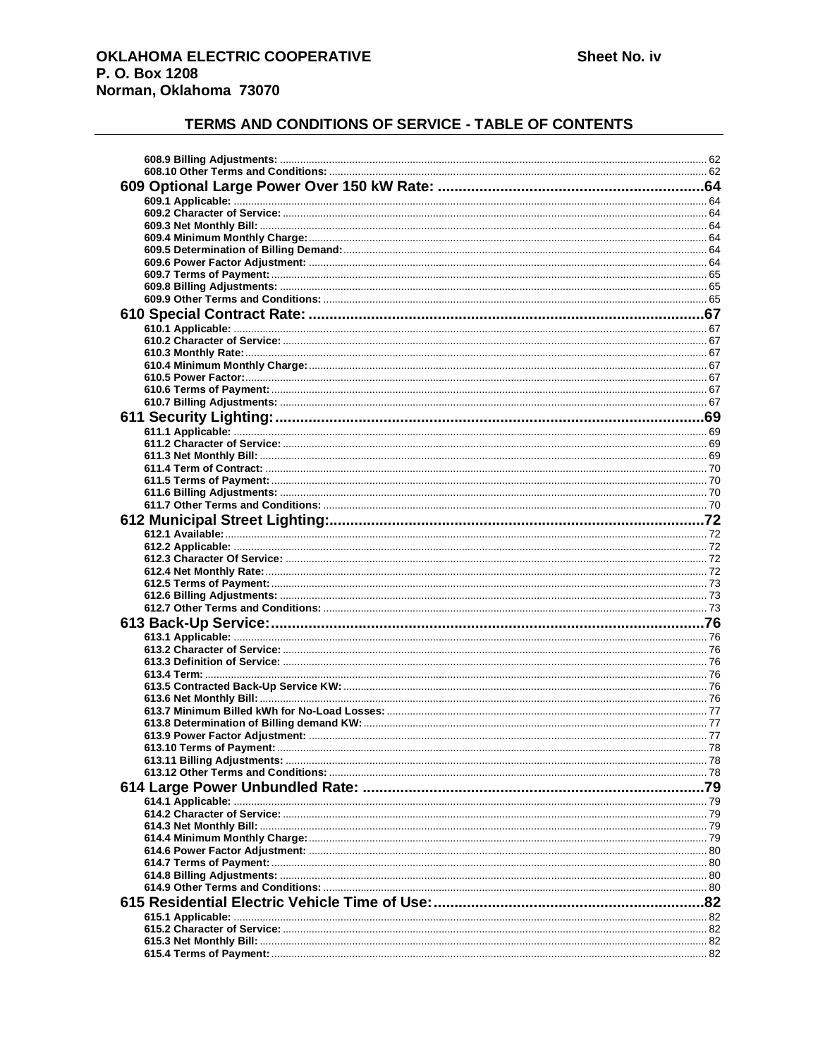**OKLAHOMA ELECTRIC COOPERATIVE**
**P. O. Box 1208**
**Norman, Oklahoma 73070**

**Sheet No. iv**

## TERMS AND CONDITIONS OF SERVICE - TABLE OF CONTENTS

**608.9 Billing Adjustments:** ........ 62
**608.10 Other Terms and Conditions:** ........ 62

**609 Optional Large Power Over 150 kW Rate:** ........ 64
**609.1 Applicable:** ........ 64
**609.2 Character of Service:** ........ 64
**609.3 Net Monthly Bill:** ........ 64
**609.4 Minimum Monthly Charge:** ........ 64
**609.5 Determination of Billing Demand:** ........ 64
**609.6 Power Factor Adjustment:** ........ 64
**609.7 Terms of Payment:** ........ 65
**609.8 Billing Adjustments:** ........ 65
**609.9 Other Terms and Conditions:** ........ 65

**610 Special Contract Rate:** ........ 67
**610.1 Applicable:** ........ 67
**610.2 Character of Service:** ........ 67
**610.3 Monthly Rate:** ........ 67
**610.4 Minimum Monthly Charge:** ........ 67
**610.5 Power Factor:** ........ 67
**610.6 Terms of Payment:** ........ 67
**610.7 Billing Adjustments:** ........ 67

**611 Security Lighting:** ........ 69
**611.1 Applicable:** ........ 69
**611.2 Character of Service:** ........ 69
**611.3 Net Monthly Bill:** ........ 69
**611.4 Term of Contract:** ........ 70
**611.5 Terms of Payment:** ........ 70
**611.6 Billing Adjustments:** ........ 70
**611.7 Other Terms and Conditions:** ........ 70

**612 Municipal Street Lighting:** ........ 72
**612.1 Available:** ........ 72
**612.2 Applicable:** ........ 72
**612.3 Character Of Service:** ........ 72
**612.4 Net Monthly Rate:** ........ 72
**612.5 Terms of Payment:** ........ 73
**612.6 Billing Adjustments:** ........ 73
**612.7 Other Terms and Conditions:** ........ 73

**613 Back-Up Service:** ........ 76
**613.1 Applicable:** ........ 76
**613.2 Character of Service:** ........ 76
**613.3 Definition of Service:** ........ 76
**613.4 Term:** ........ 76
**613.5 Contracted Back-Up Service KW:** ........ 76
**613.6 Net Monthly Bill:** ........ 76
**613.7 Minimum Billed kWh for No-Load Losses:** ........ 77
**613.8 Determination of Billing demand KW:** ........ 77
**613.9 Power Factor Adjustment:** ........ 77
**613.10 Terms of Payment:** ........ 78
**613.11 Billing Adjustments:** ........ 78
**613.12 Other Terms and Conditions:** ........ 78

**614 Large Power Unbundled Rate:** ........ 79
**614.1 Applicable:** ........ 79
**614.2 Character of Service:** ........ 79
**614.3 Net Monthly Bill:** ........ 79
**614.4 Minimum Monthly Charge:** ........ 79
**614.6 Power Factor Adjustment:** ........ 80
**614.7 Terms of Payment:** ........ 80
**614.8 Billing Adjustments:** ........ 80
**614.9 Other Terms and Conditions:** ........ 80

**615 Residential Electric Vehicle Time of Use:** ........ 82
**615.1 Applicable:** ........ 82
**615.2 Character of Service:** ........ 82
**615.3 Net Monthly Bill:** ........ 82
**615.4 Terms of Payment:** ........ 82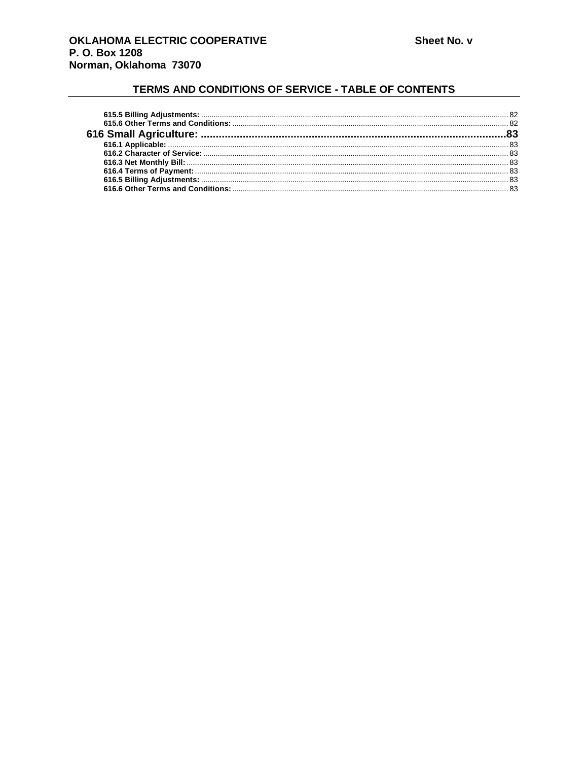# TERMS AND CONDITIONS OF SERVICE - TABLE OF CONTENTS

**615.5 Billing Adjustments:** ........................................................ 82
**615.6 Other Terms and Conditions:** ........................................................ 82

## 616 Small Agriculture: ........................................................ 83

**616.1 Applicable:** ........................................................ 83
**616.2 Character of Service:** ........................................................ 83
**616.3 Net Monthly Bill:** ........................................................ 83
**616.4 Terms of Payment:** ........................................................ 83
**616.5 Billing Adjustments:** ........................................................ 83
**616.6 Other Terms and Conditions:** ........................................................ 83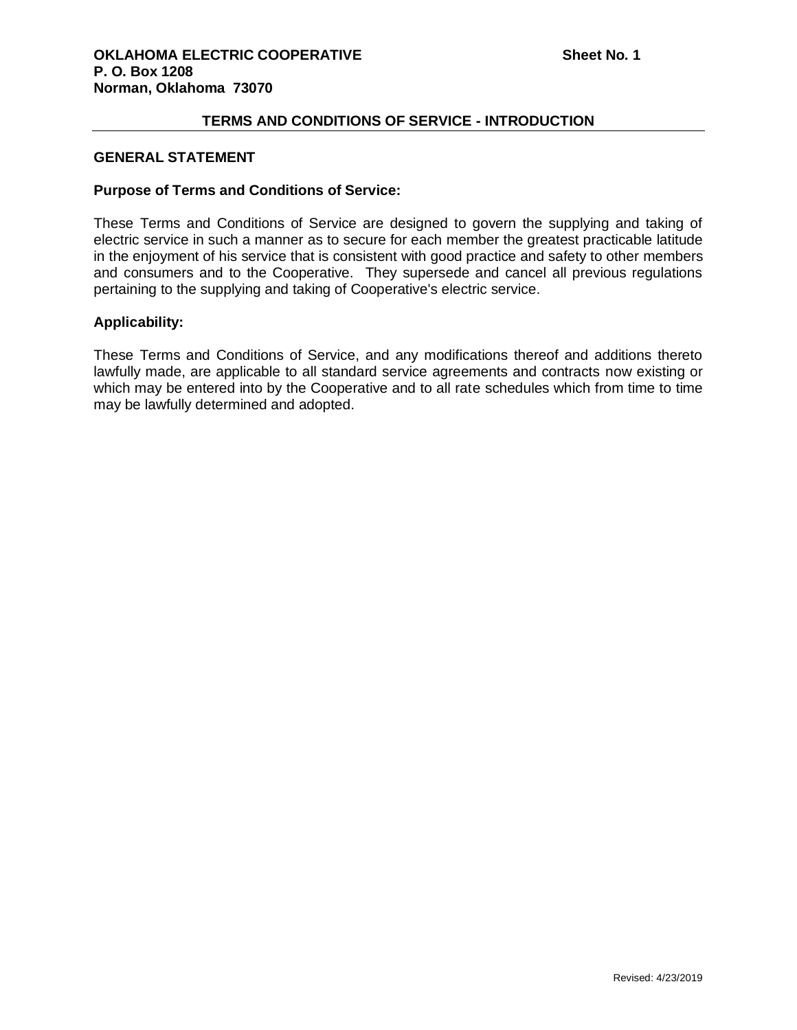**OKLAHOMA ELECTRIC COOPERATIVE** **Sheet No. 1**
**P. O. Box 1208**
**Norman, Oklahoma 73070**

## TERMS AND CONDITIONS OF SERVICE - INTRODUCTION

### GENERAL STATEMENT

**Purpose of Terms and Conditions of Service:**

These Terms and Conditions of Service are designed to govern the supplying and taking of electric service in such a manner as to secure for each member the greatest practicable latitude in the enjoyment of his service that is consistent with good practice and safety to other members and consumers and to the Cooperative. They supersede and cancel all previous regulations pertaining to the supplying and taking of Cooperative's electric service.

**Applicability:**

These Terms and Conditions of Service, and any modifications thereof and additions thereto lawfully made, are applicable to all standard service agreements and contracts now existing or which may be entered into by the Cooperative and to all rate schedules which from time to time may be lawfully determined and adopted.

Revised: 4/23/2019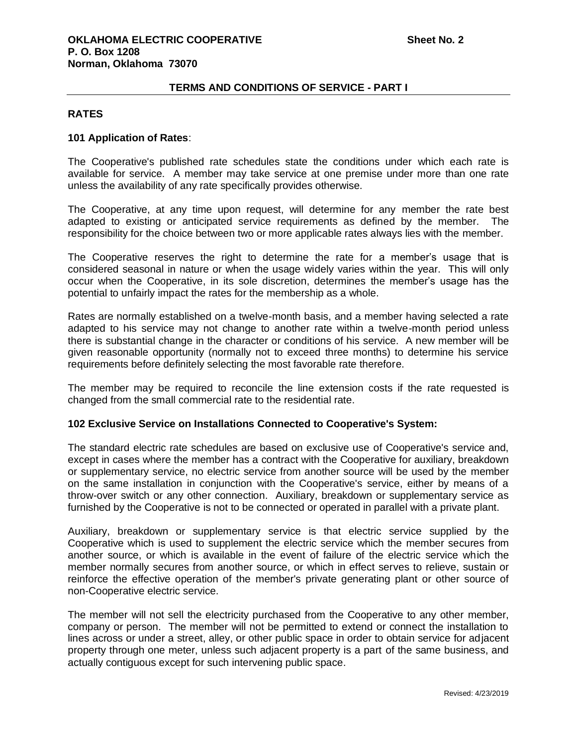## TERMS AND CONDITIONS OF SERVICE - PART I

### RATES

**101 Application of Rates**:

The Cooperative's published rate schedules state the conditions under which each rate is available for service. A member may take service at one premise under more than one rate unless the availability of any rate specifically provides otherwise.

The Cooperative, at any time upon request, will determine for any member the rate best adapted to existing or anticipated service requirements as defined by the member. The responsibility for the choice between two or more applicable rates always lies with the member.

The Cooperative reserves the right to determine the rate for a member's usage that is considered seasonal in nature or when the usage widely varies within the year. This will only occur when the Cooperative, in its sole discretion, determines the member's usage has the potential to unfairly impact the rates for the membership as a whole.

Rates are normally established on a twelve-month basis, and a member having selected a rate adapted to his service may not change to another rate within a twelve-month period unless there is substantial change in the character or conditions of his service. A new member will be given reasonable opportunity (normally not to exceed three months) to determine his service requirements before definitely selecting the most favorable rate therefore.

The member may be required to reconcile the line extension costs if the rate requested is changed from the small commercial rate to the residential rate.

**102 Exclusive Service on Installations Connected to Cooperative's System:**

The standard electric rate schedules are based on exclusive use of Cooperative's service and, except in cases where the member has a contract with the Cooperative for auxiliary, breakdown or supplementary service, no electric service from another source will be used by the member on the same installation in conjunction with the Cooperative's service, either by means of a throw-over switch or any other connection. Auxiliary, breakdown or supplementary service as furnished by the Cooperative is not to be connected or operated in parallel with a private plant.

Auxiliary, breakdown or supplementary service is that electric service supplied by the Cooperative which is used to supplement the electric service which the member secures from another source, or which is available in the event of failure of the electric service which the member normally secures from another source, or which in effect serves to relieve, sustain or reinforce the effective operation of the member's private generating plant or other source of non-Cooperative electric service.

The member will not sell the electricity purchased from the Cooperative to any other member, company or person. The member will not be permitted to extend or connect the installation to lines across or under a street, alley, or other public space in order to obtain service for adjacent property through one meter, unless such adjacent property is a part of the same business, and actually contiguous except for such intervening public space.

Revised: 4/23/2019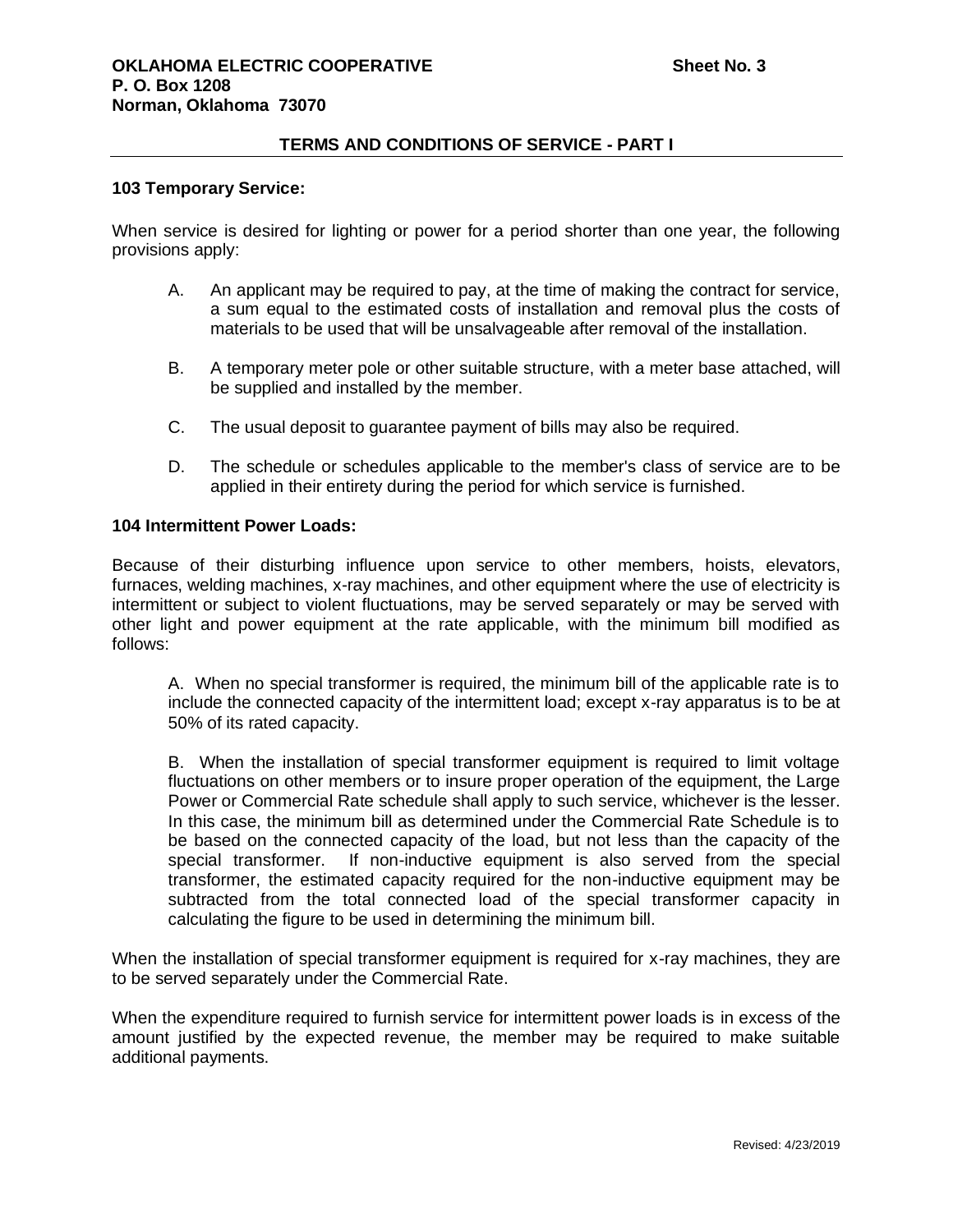## TERMS AND CONDITIONS OF SERVICE - PART I

### 103 Temporary Service:

When service is desired for lighting or power for a period shorter than one year, the following provisions apply:

A. An applicant may be required to pay, at the time of making the contract for service, a sum equal to the estimated costs of installation and removal plus the costs of materials to be used that will be unsalvageable after removal of the installation.

B. A temporary meter pole or other suitable structure, with a meter base attached, will be supplied and installed by the member.

C. The usual deposit to guarantee payment of bills may also be required.

D. The schedule or schedules applicable to the member's class of service are to be applied in their entirety during the period for which service is furnished.

### 104 Intermittent Power Loads:

Because of their disturbing influence upon service to other members, hoists, elevators, furnaces, welding machines, x-ray machines, and other equipment where the use of electricity is intermittent or subject to violent fluctuations, may be served separately or may be served with other light and power equipment at the rate applicable, with the minimum bill modified as follows:

A. When no special transformer is required, the minimum bill of the applicable rate is to include the connected capacity of the intermittent load; except x-ray apparatus is to be at 50% of its rated capacity.

B. When the installation of special transformer equipment is required to limit voltage fluctuations on other members or to insure proper operation of the equipment, the Large Power or Commercial Rate schedule shall apply to such service, whichever is the lesser. In this case, the minimum bill as determined under the Commercial Rate Schedule is to be based on the connected capacity of the load, but not less than the capacity of the special transformer. If non-inductive equipment is also served from the special transformer, the estimated capacity required for the non-inductive equipment may be subtracted from the total connected load of the special transformer capacity in calculating the figure to be used in determining the minimum bill.

When the installation of special transformer equipment is required for x-ray machines, they are to be served separately under the Commercial Rate.

When the expenditure required to furnish service for intermittent power loads is in excess of the amount justified by the expected revenue, the member may be required to make suitable additional payments.

Revised: 4/23/2019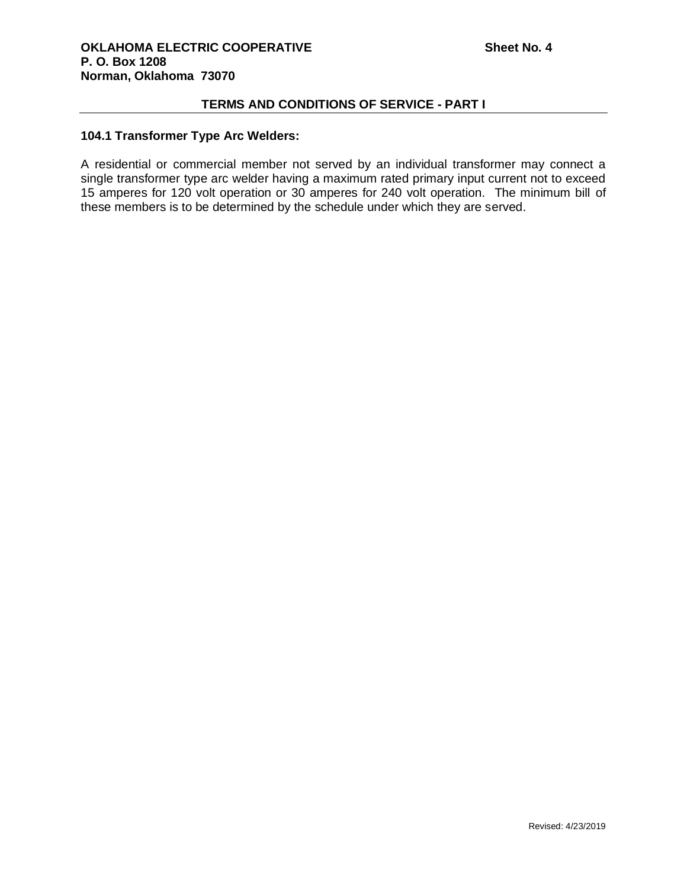## 104.1 Transformer Type Arc Welders:

A residential or commercial member not served by an individual transformer may connect a single transformer type arc welder having a maximum rated primary input current not to exceed 15 amperes for 120 volt operation or 30 amperes for 240 volt operation. The minimum bill of these members is to be determined by the schedule under which they are served.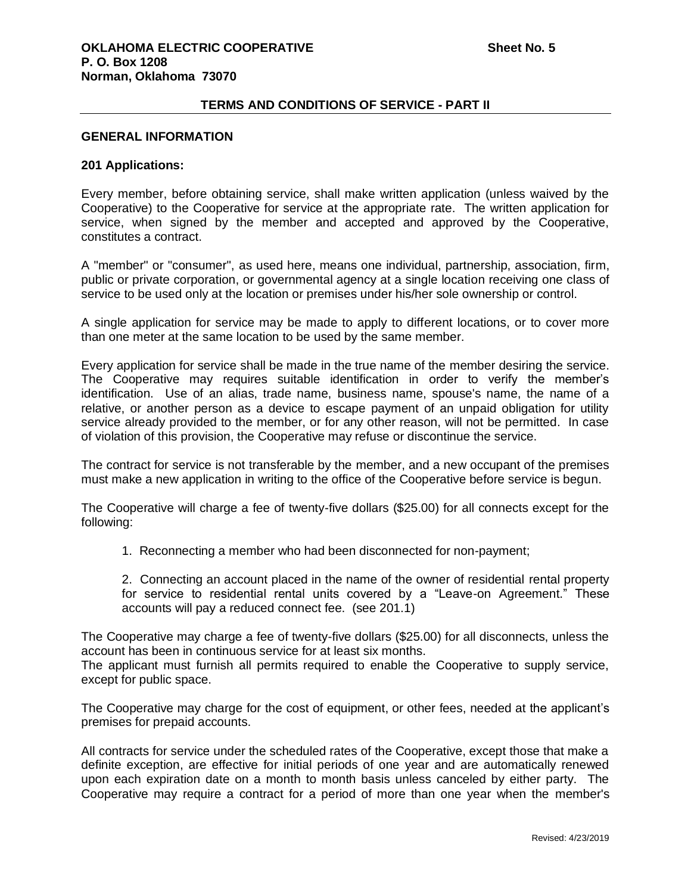## TERMS AND CONDITIONS OF SERVICE - PART II

### GENERAL INFORMATION

#### 201 Applications:

Every member, before obtaining service, shall make written application (unless waived by the Cooperative) to the Cooperative for service at the appropriate rate. The written application for service, when signed by the member and accepted and approved by the Cooperative, constitutes a contract.

A "member" or "consumer", as used here, means one individual, partnership, association, firm, public or private corporation, or governmental agency at a single location receiving one class of service to be used only at the location or premises under his/her sole ownership or control.

A single application for service may be made to apply to different locations, or to cover more than one meter at the same location to be used by the same member.

Every application for service shall be made in the true name of the member desiring the service. The Cooperative may requires suitable identification in order to verify the member's identification. Use of an alias, trade name, business name, spouse's name, the name of a relative, or another person as a device to escape payment of an unpaid obligation for utility service already provided to the member, or for any other reason, will not be permitted. In case of violation of this provision, the Cooperative may refuse or discontinue the service.

The contract for service is not transferable by the member, and a new occupant of the premises must make a new application in writing to the office of the Cooperative before service is begun.

The Cooperative will charge a fee of twenty-five dollars ($25.00) for all connects except for the following:

1. Reconnecting a member who had been disconnected for non-payment;

2. Connecting an account placed in the name of the owner of residential rental property for service to residential rental units covered by a "Leave-on Agreement." These accounts will pay a reduced connect fee. (see 201.1)

The Cooperative may charge a fee of twenty-five dollars ($25.00) for all disconnects, unless the account has been in continuous service for at least six months.
The applicant must furnish all permits required to enable the Cooperative to supply service, except for public space.

The Cooperative may charge for the cost of equipment, or other fees, needed at the applicant's premises for prepaid accounts.

All contracts for service under the scheduled rates of the Cooperative, except those that make a definite exception, are effective for initial periods of one year and are automatically renewed upon each expiration date on a month to month basis unless canceled by either party. The Cooperative may require a contract for a period of more than one year when the member's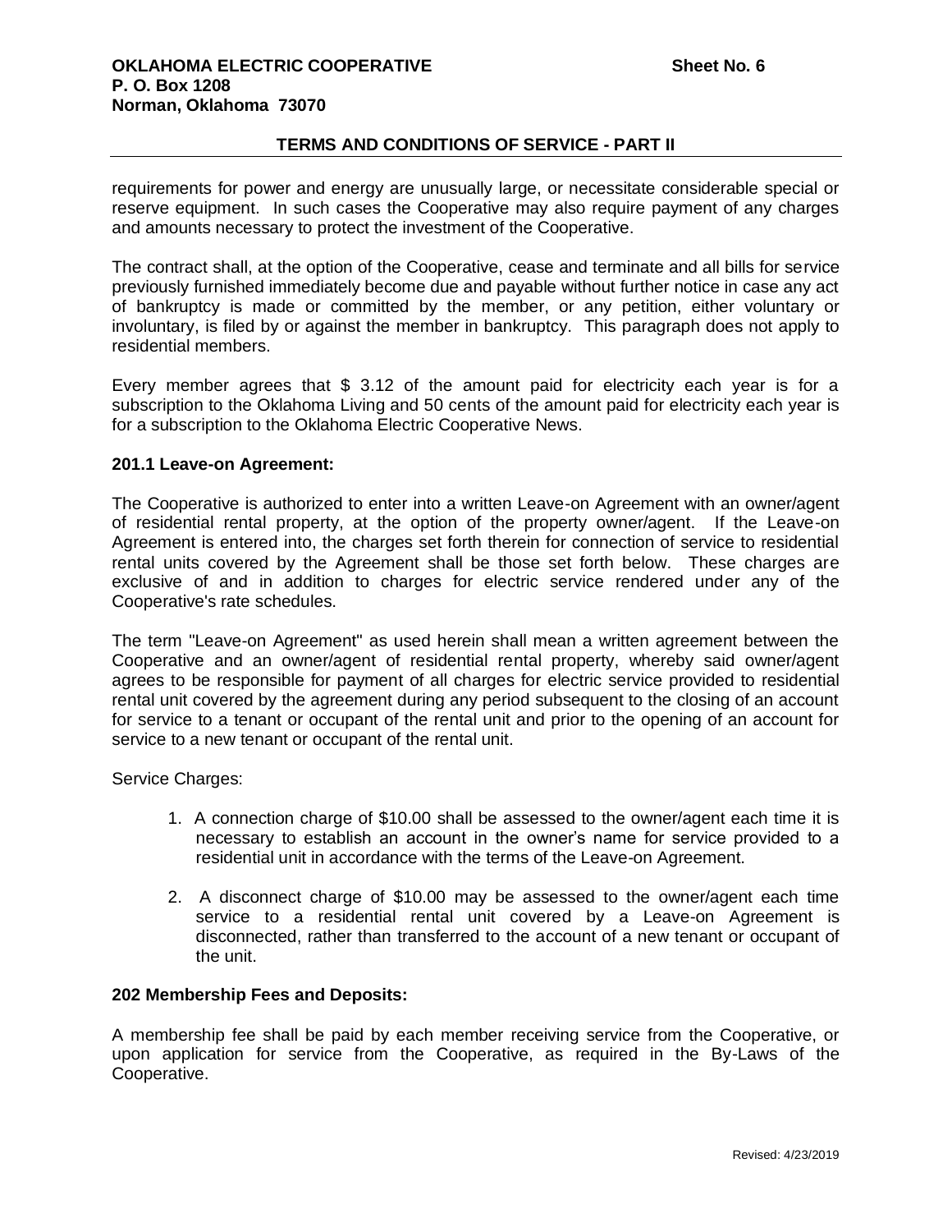requirements for power and energy are unusually large, or necessitate considerable special or reserve equipment. In such cases the Cooperative may also require payment of any charges and amounts necessary to protect the investment of the Cooperative.

The contract shall, at the option of the Cooperative, cease and terminate and all bills for service previously furnished immediately become due and payable without further notice in case any act of bankruptcy is made or committed by the member, or any petition, either voluntary or involuntary, is filed by or against the member in bankruptcy. This paragraph does not apply to residential members.

Every member agrees that $ 3.12 of the amount paid for electricity each year is for a subscription to the Oklahoma Living and 50 cents of the amount paid for electricity each year is for a subscription to the Oklahoma Electric Cooperative News.

**201.1 Leave-on Agreement:**

The Cooperative is authorized to enter into a written Leave-on Agreement with an owner/agent of residential rental property, at the option of the property owner/agent. If the Leave-on Agreement is entered into, the charges set forth therein for connection of service to residential rental units covered by the Agreement shall be those set forth below. These charges are exclusive of and in addition to charges for electric service rendered under any of the Cooperative's rate schedules.

The term "Leave-on Agreement" as used herein shall mean a written agreement between the Cooperative and an owner/agent of residential rental property, whereby said owner/agent agrees to be responsible for payment of all charges for electric service provided to residential rental unit covered by the agreement during any period subsequent to the closing of an account for service to a tenant or occupant of the rental unit and prior to the opening of an account for service to a new tenant or occupant of the rental unit.

Service Charges:

1. A connection charge of $10.00 shall be assessed to the owner/agent each time it is necessary to establish an account in the owner's name for service provided to a residential unit in accordance with the terms of the Leave-on Agreement.

2. A disconnect charge of $10.00 may be assessed to the owner/agent each time service to a residential rental unit covered by a Leave-on Agreement is disconnected, rather than transferred to the account of a new tenant or occupant of the unit.

**202 Membership Fees and Deposits:**

A membership fee shall be paid by each member receiving service from the Cooperative, or upon application for service from the Cooperative, as required in the By-Laws of the Cooperative.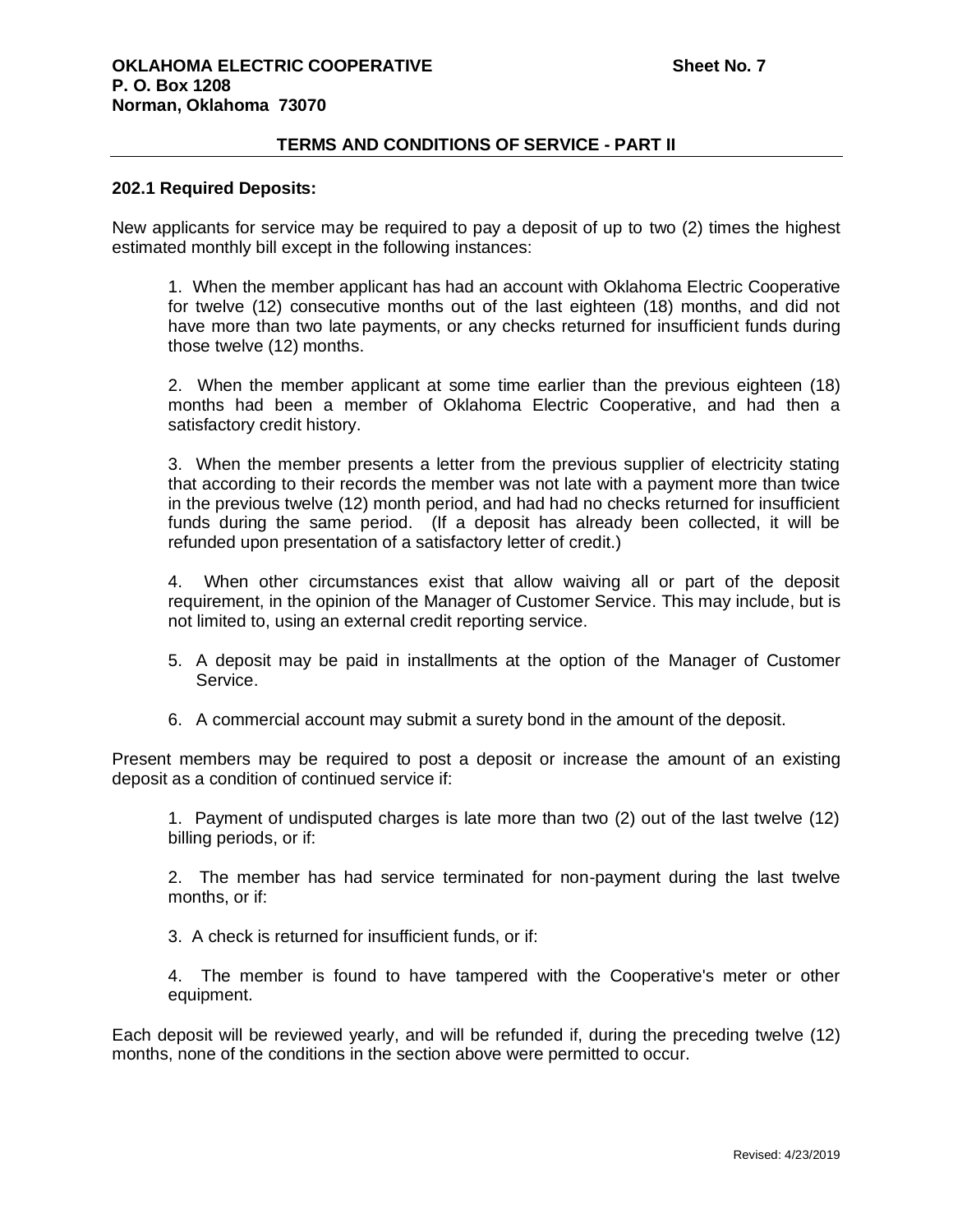## 202.1 Required Deposits:

New applicants for service may be required to pay a deposit of up to two (2) times the highest estimated monthly bill except in the following instances:

1. When the member applicant has had an account with Oklahoma Electric Cooperative for twelve (12) consecutive months out of the last eighteen (18) months, and did not have more than two late payments, or any checks returned for insufficient funds during those twelve (12) months.

2. When the member applicant at some time earlier than the previous eighteen (18) months had been a member of Oklahoma Electric Cooperative, and had then a satisfactory credit history.

3. When the member presents a letter from the previous supplier of electricity stating that according to their records the member was not late with a payment more than twice in the previous twelve (12) month period, and had had no checks returned for insufficient funds during the same period. (If a deposit has already been collected, it will be refunded upon presentation of a satisfactory letter of credit.)

4. When other circumstances exist that allow waiving all or part of the deposit requirement, in the opinion of the Manager of Customer Service. This may include, but is not limited to, using an external credit reporting service.

5. A deposit may be paid in installments at the option of the Manager of Customer Service.

6. A commercial account may submit a surety bond in the amount of the deposit.

Present members may be required to post a deposit or increase the amount of an existing deposit as a condition of continued service if:

1. Payment of undisputed charges is late more than two (2) out of the last twelve (12) billing periods, or if:

2. The member has had service terminated for non-payment during the last twelve months, or if:

3. A check is returned for insufficient funds, or if:

4. The member is found to have tampered with the Cooperative's meter or other equipment.

Each deposit will be reviewed yearly, and will be refunded if, during the preceding twelve (12) months, none of the conditions in the section above were permitted to occur.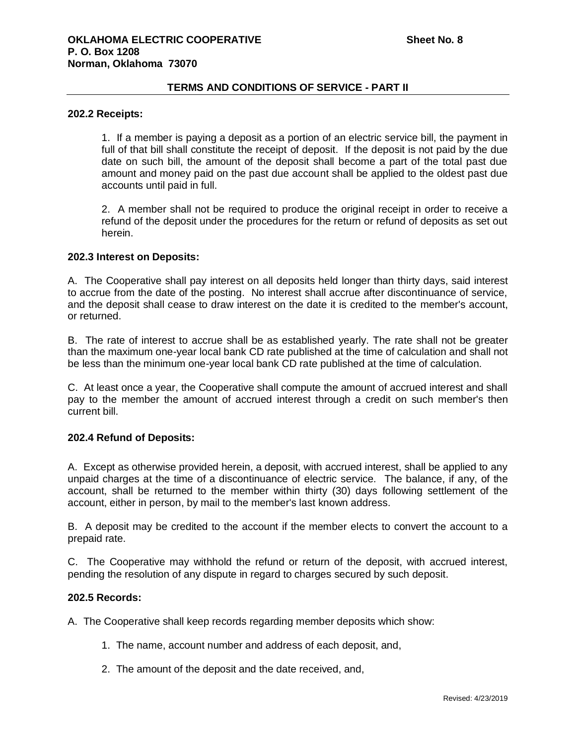### 202.2 Receipts:

1. If a member is paying a deposit as a portion of an electric service bill, the payment in full of that bill shall constitute the receipt of deposit. If the deposit is not paid by the due date on such bill, the amount of the deposit shall become a part of the total past due amount and money paid on the past due account shall be applied to the oldest past due accounts until paid in full.

2. A member shall not be required to produce the original receipt in order to receive a refund of the deposit under the procedures for the return or refund of deposits as set out herein.

### 202.3 Interest on Deposits:

A. The Cooperative shall pay interest on all deposits held longer than thirty days, said interest to accrue from the date of the posting. No interest shall accrue after discontinuance of service, and the deposit shall cease to draw interest on the date it is credited to the member's account, or returned.

B. The rate of interest to accrue shall be as established yearly. The rate shall not be greater than the maximum one-year local bank CD rate published at the time of calculation and shall not be less than the minimum one-year local bank CD rate published at the time of calculation.

C. At least once a year, the Cooperative shall compute the amount of accrued interest and shall pay to the member the amount of accrued interest through a credit on such member's then current bill.

### 202.4 Refund of Deposits:

A. Except as otherwise provided herein, a deposit, with accrued interest, shall be applied to any unpaid charges at the time of a discontinuance of electric service. The balance, if any, of the account, shall be returned to the member within thirty (30) days following settlement of the account, either in person, by mail to the member's last known address.

B. A deposit may be credited to the account if the member elects to convert the account to a prepaid rate.

C. The Cooperative may withhold the refund or return of the deposit, with accrued interest, pending the resolution of any dispute in regard to charges secured by such deposit.

### 202.5 Records:

A. The Cooperative shall keep records regarding member deposits which show:

1. The name, account number and address of each deposit, and,

2. The amount of the deposit and the date received, and,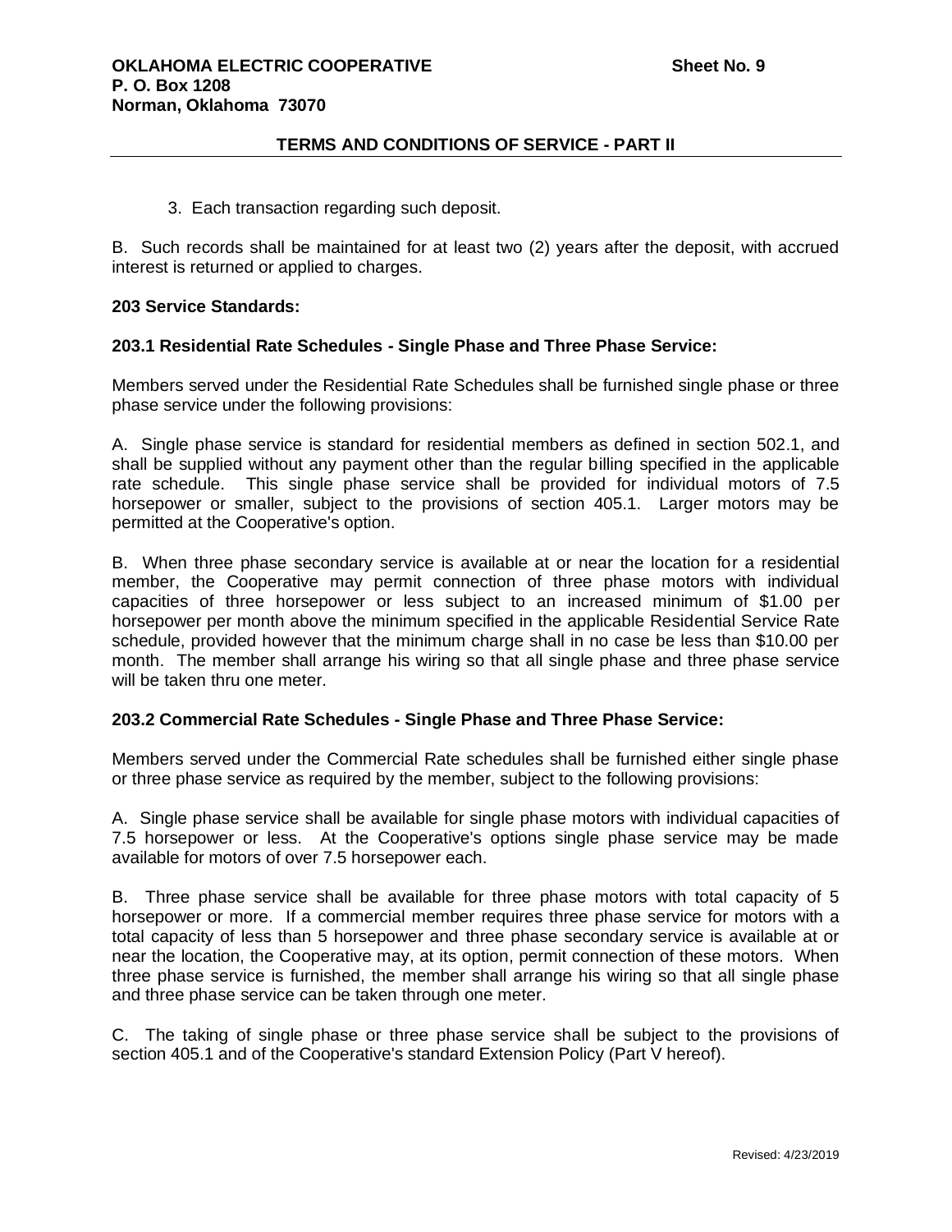3. Each transaction regarding such deposit.

B. Such records shall be maintained for at least two (2) years after the deposit, with accrued interest is returned or applied to charges.

**203 Service Standards:**

**203.1 Residential Rate Schedules - Single Phase and Three Phase Service:**

Members served under the Residential Rate Schedules shall be furnished single phase or three phase service under the following provisions:

A. Single phase service is standard for residential members as defined in section 502.1, and shall be supplied without any payment other than the regular billing specified in the applicable rate schedule. This single phase service shall be provided for individual motors of 7.5 horsepower or smaller, subject to the provisions of section 405.1. Larger motors may be permitted at the Cooperative's option.

B. When three phase secondary service is available at or near the location for a residential member, the Cooperative may permit connection of three phase motors with individual capacities of three horsepower or less subject to an increased minimum of $1.00 per horsepower per month above the minimum specified in the applicable Residential Service Rate schedule, provided however that the minimum charge shall in no case be less than $10.00 per month. The member shall arrange his wiring so that all single phase and three phase service will be taken thru one meter.

**203.2 Commercial Rate Schedules - Single Phase and Three Phase Service:**

Members served under the Commercial Rate schedules shall be furnished either single phase or three phase service as required by the member, subject to the following provisions:

A. Single phase service shall be available for single phase motors with individual capacities of 7.5 horsepower or less. At the Cooperative's options single phase service may be made available for motors of over 7.5 horsepower each.

B. Three phase service shall be available for three phase motors with total capacity of 5 horsepower or more. If a commercial member requires three phase service for motors with a total capacity of less than 5 horsepower and three phase secondary service is available at or near the location, the Cooperative may, at its option, permit connection of these motors. When three phase service is furnished, the member shall arrange his wiring so that all single phase and three phase service can be taken through one meter.

C. The taking of single phase or three phase service shall be subject to the provisions of section 405.1 and of the Cooperative's standard Extension Policy (Part V hereof).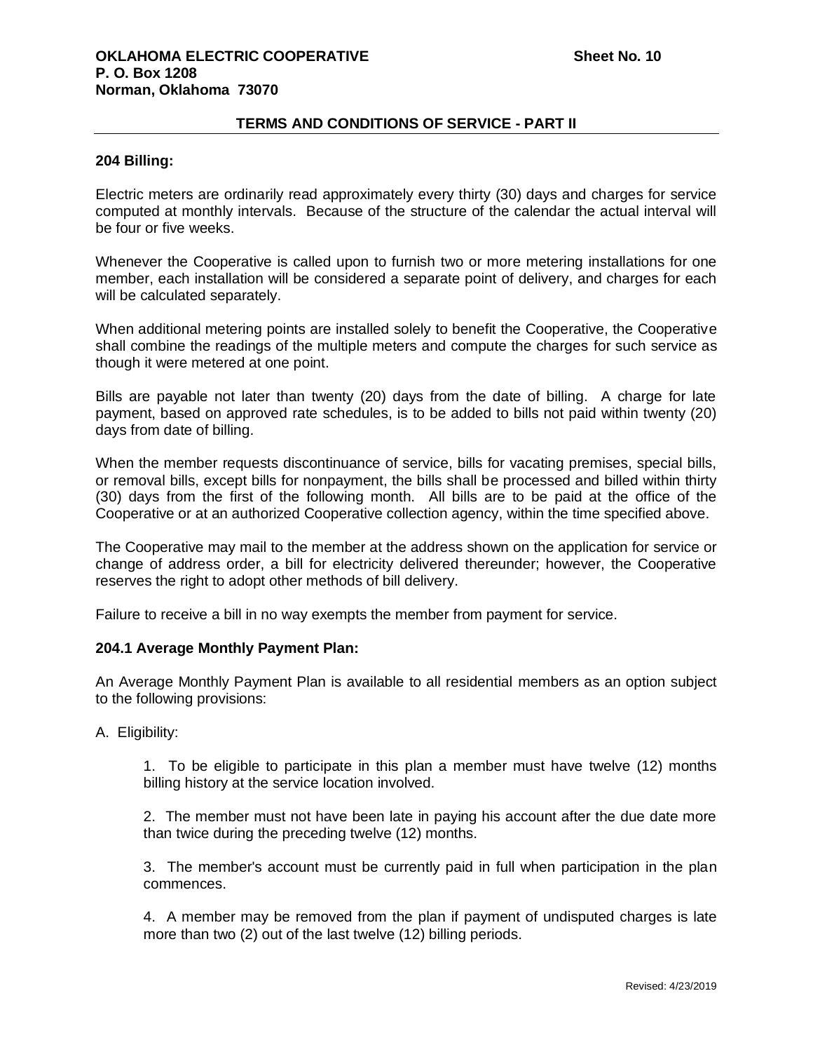**TERMS AND CONDITIONS OF SERVICE - PART II**

### 204 Billing:

Electric meters are ordinarily read approximately every thirty (30) days and charges for service computed at monthly intervals. Because of the structure of the calendar the actual interval will be four or five weeks.

Whenever the Cooperative is called upon to furnish two or more metering installations for one member, each installation will be considered a separate point of delivery, and charges for each will be calculated separately.

When additional metering points are installed solely to benefit the Cooperative, the Cooperative shall combine the readings of the multiple meters and compute the charges for such service as though it were metered at one point.

Bills are payable not later than twenty (20) days from the date of billing. A charge for late payment, based on approved rate schedules, is to be added to bills not paid within twenty (20) days from date of billing.

When the member requests discontinuance of service, bills for vacating premises, special bills, or removal bills, except bills for nonpayment, the bills shall be processed and billed within thirty (30) days from the first of the following month. All bills are to be paid at the office of the Cooperative or at an authorized Cooperative collection agency, within the time specified above.

The Cooperative may mail to the member at the address shown on the application for service or change of address order, a bill for electricity delivered thereunder; however, the Cooperative reserves the right to adopt other methods of bill delivery.

Failure to receive a bill in no way exempts the member from payment for service.

### 204.1 Average Monthly Payment Plan:

An Average Monthly Payment Plan is available to all residential members as an option subject to the following provisions:

A. Eligibility:

1. To be eligible to participate in this plan a member must have twelve (12) months billing history at the service location involved.

2. The member must not have been late in paying his account after the due date more than twice during the preceding twelve (12) months.

3. The member's account must be currently paid in full when participation in the plan commences.

4. A member may be removed from the plan if payment of undisputed charges is late more than two (2) out of the last twelve (12) billing periods.

Revised: 4/23/2019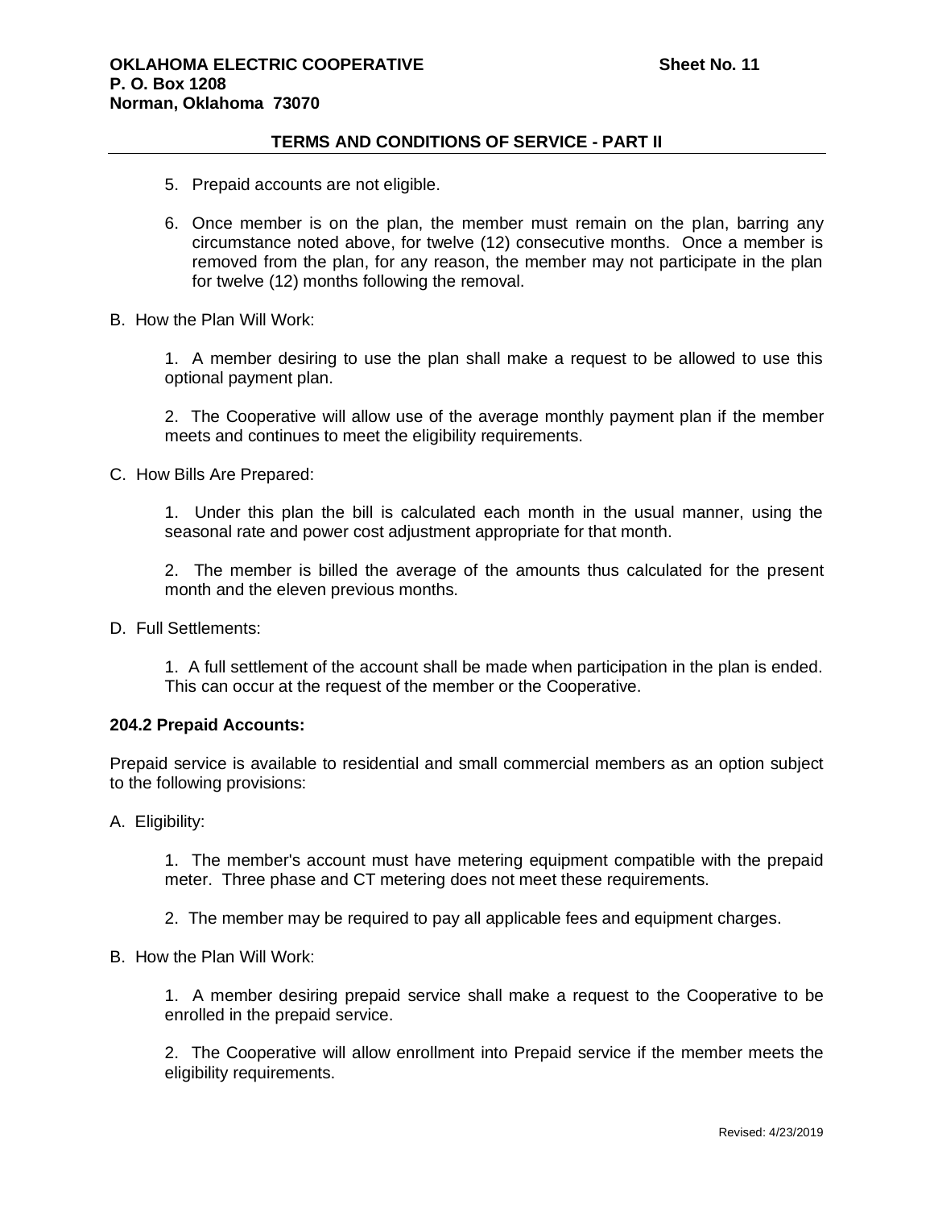5. Prepaid accounts are not eligible.

6. Once member is on the plan, the member must remain on the plan, barring any circumstance noted above, for twelve (12) consecutive months. Once a member is removed from the plan, for any reason, the member may not participate in the plan for twelve (12) months following the removal.

B. How the Plan Will Work:

1. A member desiring to use the plan shall make a request to be allowed to use this optional payment plan.

2. The Cooperative will allow use of the average monthly payment plan if the member meets and continues to meet the eligibility requirements.

C. How Bills Are Prepared:

1. Under this plan the bill is calculated each month in the usual manner, using the seasonal rate and power cost adjustment appropriate for that month.

2. The member is billed the average of the amounts thus calculated for the present month and the eleven previous months.

D. Full Settlements:

1. A full settlement of the account shall be made when participation in the plan is ended. This can occur at the request of the member or the Cooperative.

**204.2 Prepaid Accounts:**

Prepaid service is available to residential and small commercial members as an option subject to the following provisions:

A. Eligibility:

1. The member's account must have metering equipment compatible with the prepaid meter. Three phase and CT metering does not meet these requirements.

2. The member may be required to pay all applicable fees and equipment charges.

B. How the Plan Will Work:

1. A member desiring prepaid service shall make a request to the Cooperative to be enrolled in the prepaid service.

2. The Cooperative will allow enrollment into Prepaid service if the member meets the eligibility requirements.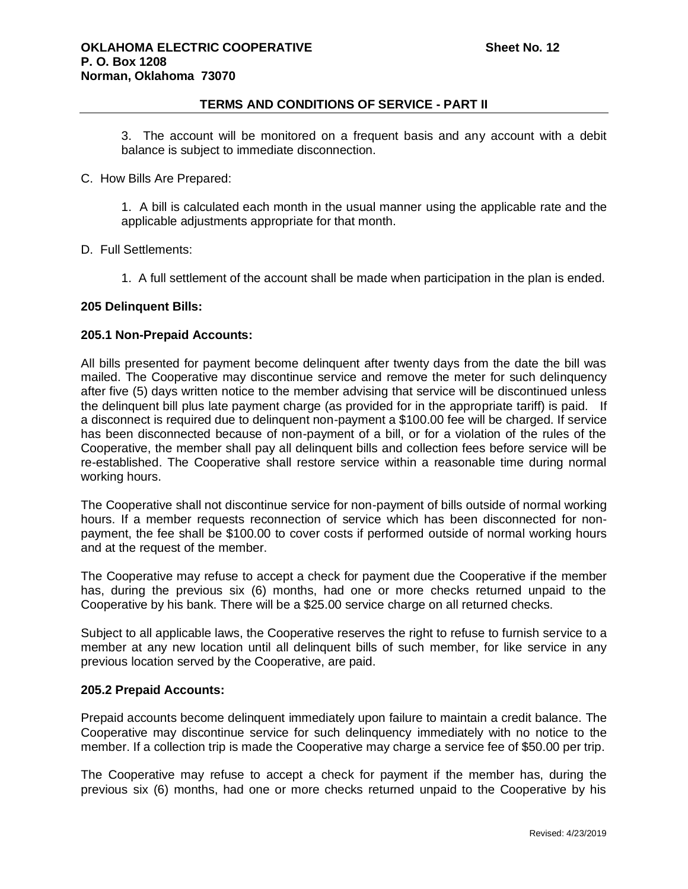3. The account will be monitored on a frequent basis and any account with a debit balance is subject to immediate disconnection.

C. How Bills Are Prepared:

1. A bill is calculated each month in the usual manner using the applicable rate and the applicable adjustments appropriate for that month.

D. Full Settlements:

1. A full settlement of the account shall be made when participation in the plan is ended.

**205 Delinquent Bills:**

**205.1 Non-Prepaid Accounts:**

All bills presented for payment become delinquent after twenty days from the date the bill was mailed. The Cooperative may discontinue service and remove the meter for such delinquency after five (5) days written notice to the member advising that service will be discontinued unless the delinquent bill plus late payment charge (as provided for in the appropriate tariff) is paid. If a disconnect is required due to delinquent non-payment a $100.00 fee will be charged. If service has been disconnected because of non-payment of a bill, or for a violation of the rules of the Cooperative, the member shall pay all delinquent bills and collection fees before service will be re-established. The Cooperative shall restore service within a reasonable time during normal working hours.

The Cooperative shall not discontinue service for non-payment of bills outside of normal working hours. If a member requests reconnection of service which has been disconnected for non-payment, the fee shall be $100.00 to cover costs if performed outside of normal working hours and at the request of the member.

The Cooperative may refuse to accept a check for payment due the Cooperative if the member has, during the previous six (6) months, had one or more checks returned unpaid to the Cooperative by his bank. There will be a $25.00 service charge on all returned checks.

Subject to all applicable laws, the Cooperative reserves the right to refuse to furnish service to a member at any new location until all delinquent bills of such member, for like service in any previous location served by the Cooperative, are paid.

**205.2 Prepaid Accounts:**

Prepaid accounts become delinquent immediately upon failure to maintain a credit balance. The Cooperative may discontinue service for such delinquency immediately with no notice to the member. If a collection trip is made the Cooperative may charge a service fee of $50.00 per trip.

The Cooperative may refuse to accept a check for payment if the member has, during the previous six (6) months, had one or more checks returned unpaid to the Cooperative by his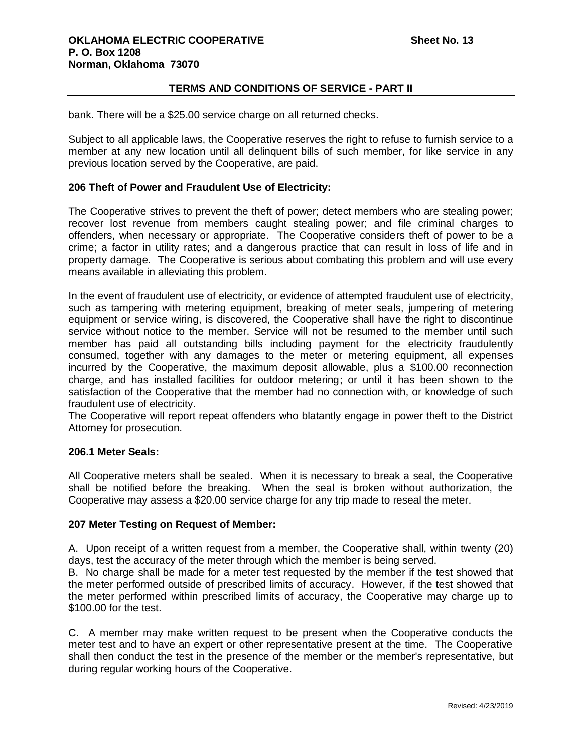bank. There will be a $25.00 service charge on all returned checks.

Subject to all applicable laws, the Cooperative reserves the right to refuse to furnish service to a member at any new location until all delinquent bills of such member, for like service in any previous location served by the Cooperative, are paid.

**206 Theft of Power and Fraudulent Use of Electricity:**

The Cooperative strives to prevent the theft of power; detect members who are stealing power; recover lost revenue from members caught stealing power; and file criminal charges to offenders, when necessary or appropriate. The Cooperative considers theft of power to be a crime; a factor in utility rates; and a dangerous practice that can result in loss of life and in property damage. The Cooperative is serious about combating this problem and will use every means available in alleviating this problem.

In the event of fraudulent use of electricity, or evidence of attempted fraudulent use of electricity, such as tampering with metering equipment, breaking of meter seals, jumpering of metering equipment or service wiring, is discovered, the Cooperative shall have the right to discontinue service without notice to the member. Service will not be resumed to the member until such member has paid all outstanding bills including payment for the electricity fraudulently consumed, together with any damages to the meter or metering equipment, all expenses incurred by the Cooperative, the maximum deposit allowable, plus a $100.00 reconnection charge, and has installed facilities for outdoor metering; or until it has been shown to the satisfaction of the Cooperative that the member had no connection with, or knowledge of such fraudulent use of electricity.
The Cooperative will report repeat offenders who blatantly engage in power theft to the District Attorney for prosecution.

**206.1 Meter Seals:**

All Cooperative meters shall be sealed. When it is necessary to break a seal, the Cooperative shall be notified before the breaking. When the seal is broken without authorization, the Cooperative may assess a $20.00 service charge for any trip made to reseal the meter.

**207 Meter Testing on Request of Member:**

A. Upon receipt of a written request from a member, the Cooperative shall, within twenty (20) days, test the accuracy of the meter through which the member is being served.
B. No charge shall be made for a meter test requested by the member if the test showed that the meter performed outside of prescribed limits of accuracy. However, if the test showed that the meter performed within prescribed limits of accuracy, the Cooperative may charge up to $100.00 for the test.

C. A member may make written request to be present when the Cooperative conducts the meter test and to have an expert or other representative present at the time. The Cooperative shall then conduct the test in the presence of the member or the member's representative, but during regular working hours of the Cooperative.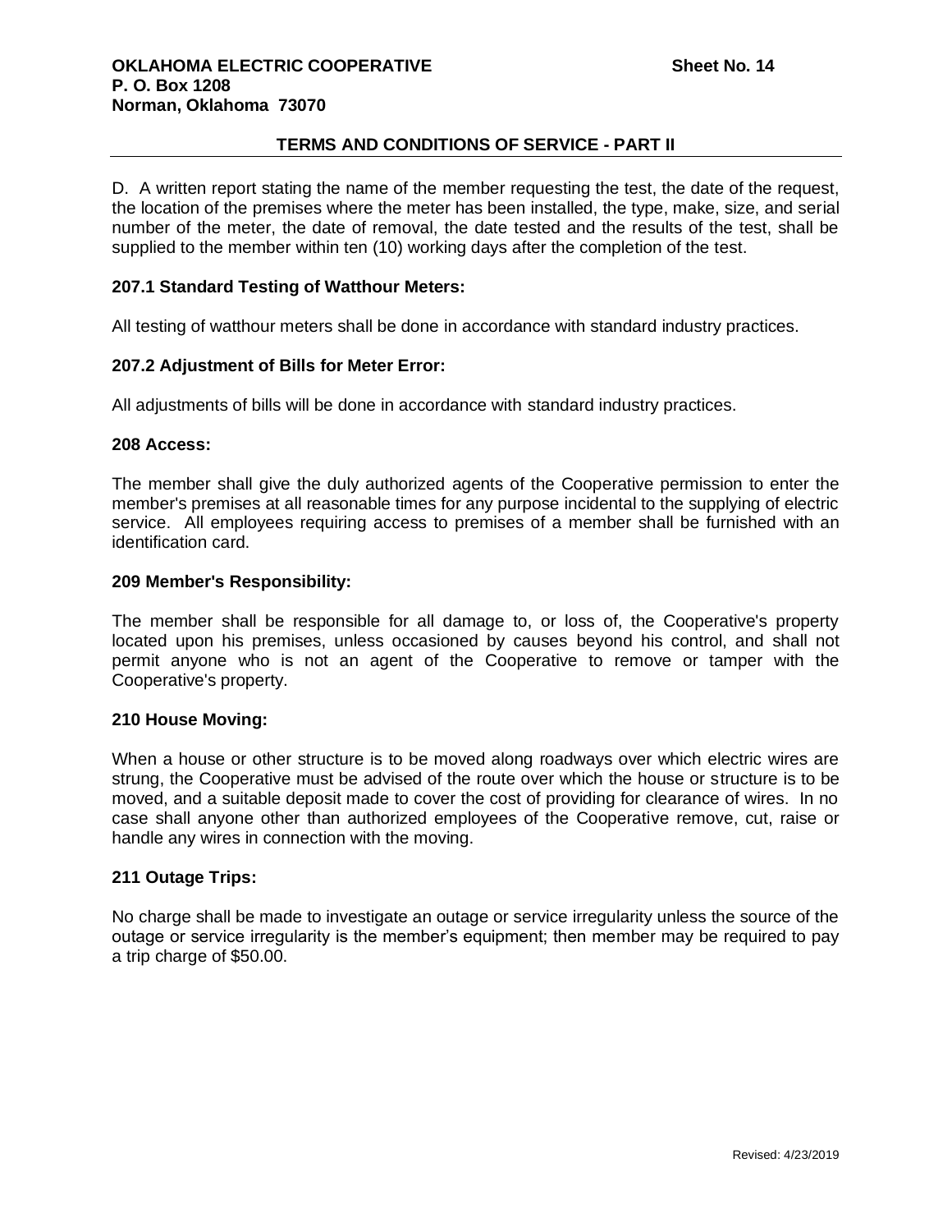D. A written report stating the name of the member requesting the test, the date of the request, the location of the premises where the meter has been installed, the type, make, size, and serial number of the meter, the date of removal, the date tested and the results of the test, shall be supplied to the member within ten (10) working days after the completion of the test.

**207.1 Standard Testing of Watthour Meters:**

All testing of watthour meters shall be done in accordance with standard industry practices.

**207.2 Adjustment of Bills for Meter Error:**

All adjustments of bills will be done in accordance with standard industry practices.

**208 Access:**

The member shall give the duly authorized agents of the Cooperative permission to enter the member's premises at all reasonable times for any purpose incidental to the supplying of electric service. All employees requiring access to premises of a member shall be furnished with an identification card.

**209 Member's Responsibility:**

The member shall be responsible for all damage to, or loss of, the Cooperative's property located upon his premises, unless occasioned by causes beyond his control, and shall not permit anyone who is not an agent of the Cooperative to remove or tamper with the Cooperative's property.

**210 House Moving:**

When a house or other structure is to be moved along roadways over which electric wires are strung, the Cooperative must be advised of the route over which the house or structure is to be moved, and a suitable deposit made to cover the cost of providing for clearance of wires. In no case shall anyone other than authorized employees of the Cooperative remove, cut, raise or handle any wires in connection with the moving.

**211 Outage Trips:**

No charge shall be made to investigate an outage or service irregularity unless the source of the outage or service irregularity is the member's equipment; then member may be required to pay a trip charge of $50.00.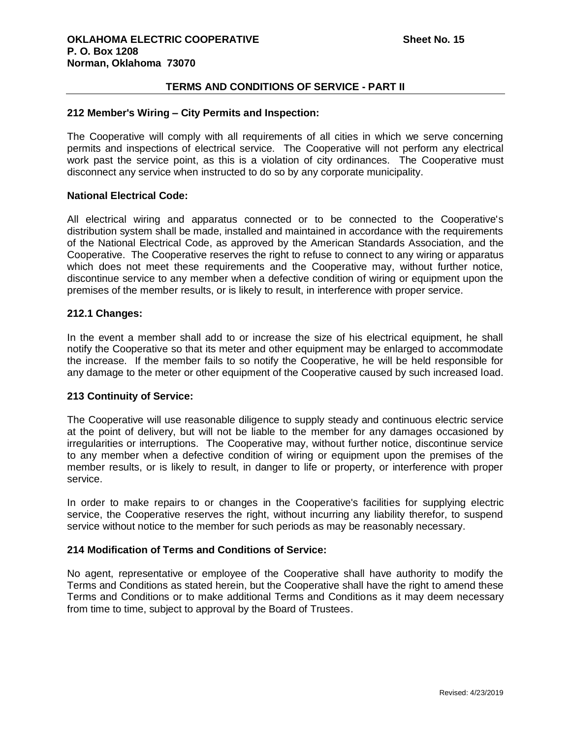## TERMS AND CONDITIONS OF SERVICE - PART II

### 212 Member's Wiring – City Permits and Inspection:

The Cooperative will comply with all requirements of all cities in which we serve concerning permits and inspections of electrical service. The Cooperative will not perform any electrical work past the service point, as this is a violation of city ordinances. The Cooperative must disconnect any service when instructed to do so by any corporate municipality.

### National Electrical Code:

All electrical wiring and apparatus connected or to be connected to the Cooperative's distribution system shall be made, installed and maintained in accordance with the requirements of the National Electrical Code, as approved by the American Standards Association, and the Cooperative. The Cooperative reserves the right to refuse to connect to any wiring or apparatus which does not meet these requirements and the Cooperative may, without further notice, discontinue service to any member when a defective condition of wiring or equipment upon the premises of the member results, or is likely to result, in interference with proper service.

### 212.1 Changes:

In the event a member shall add to or increase the size of his electrical equipment, he shall notify the Cooperative so that its meter and other equipment may be enlarged to accommodate the increase. If the member fails to so notify the Cooperative, he will be held responsible for any damage to the meter or other equipment of the Cooperative caused by such increased load.

### 213 Continuity of Service:

The Cooperative will use reasonable diligence to supply steady and continuous electric service at the point of delivery, but will not be liable to the member for any damages occasioned by irregularities or interruptions. The Cooperative may, without further notice, discontinue service to any member when a defective condition of wiring or equipment upon the premises of the member results, or is likely to result, in danger to life or property, or interference with proper service.

In order to make repairs to or changes in the Cooperative's facilities for supplying electric service, the Cooperative reserves the right, without incurring any liability therefor, to suspend service without notice to the member for such periods as may be reasonably necessary.

### 214 Modification of Terms and Conditions of Service:

No agent, representative or employee of the Cooperative shall have authority to modify the Terms and Conditions as stated herein, but the Cooperative shall have the right to amend these Terms and Conditions or to make additional Terms and Conditions as it may deem necessary from time to time, subject to approval by the Board of Trustees.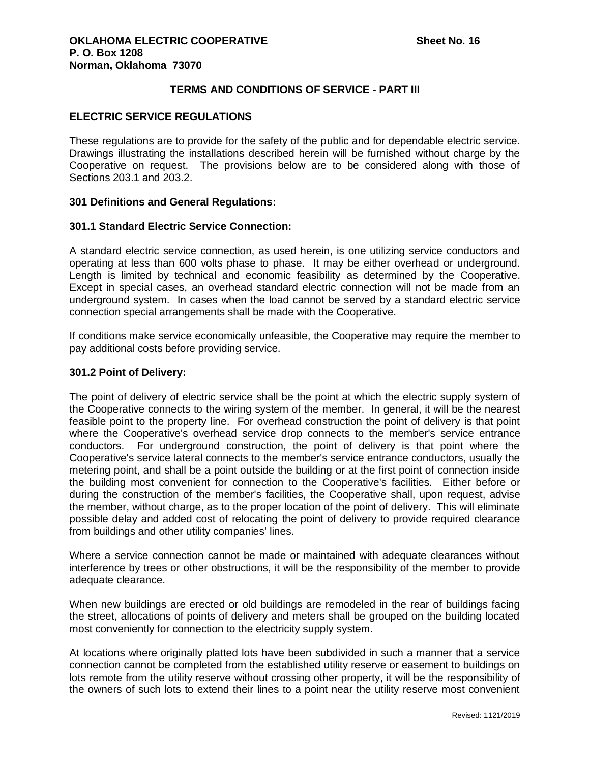## TERMS AND CONDITIONS OF SERVICE - PART III

### ELECTRIC SERVICE REGULATIONS

These regulations are to provide for the safety of the public and for dependable electric service. Drawings illustrating the installations described herein will be furnished without charge by the Cooperative on request. The provisions below are to be considered along with those of Sections 203.1 and 203.2.

#### 301 Definitions and General Regulations:

#### 301.1 Standard Electric Service Connection:

A standard electric service connection, as used herein, is one utilizing service conductors and operating at less than 600 volts phase to phase. It may be either overhead or underground. Length is limited by technical and economic feasibility as determined by the Cooperative. Except in special cases, an overhead standard electric connection will not be made from an underground system. In cases when the load cannot be served by a standard electric service connection special arrangements shall be made with the Cooperative.

If conditions make service economically unfeasible, the Cooperative may require the member to pay additional costs before providing service.

#### 301.2 Point of Delivery:

The point of delivery of electric service shall be the point at which the electric supply system of the Cooperative connects to the wiring system of the member. In general, it will be the nearest feasible point to the property line. For overhead construction the point of delivery is that point where the Cooperative's overhead service drop connects to the member's service entrance conductors. For underground construction, the point of delivery is that point where the Cooperative's service lateral connects to the member's service entrance conductors, usually the metering point, and shall be a point outside the building or at the first point of connection inside the building most convenient for connection to the Cooperative's facilities. Either before or during the construction of the member's facilities, the Cooperative shall, upon request, advise the member, without charge, as to the proper location of the point of delivery. This will eliminate possible delay and added cost of relocating the point of delivery to provide required clearance from buildings and other utility companies' lines.

Where a service connection cannot be made or maintained with adequate clearances without interference by trees or other obstructions, it will be the responsibility of the member to provide adequate clearance.

When new buildings are erected or old buildings are remodeled in the rear of buildings facing the street, allocations of points of delivery and meters shall be grouped on the building located most conveniently for connection to the electricity supply system.

At locations where originally platted lots have been subdivided in such a manner that a service connection cannot be completed from the established utility reserve or easement to buildings on lots remote from the utility reserve without crossing other property, it will be the responsibility of the owners of such lots to extend their lines to a point near the utility reserve most convenient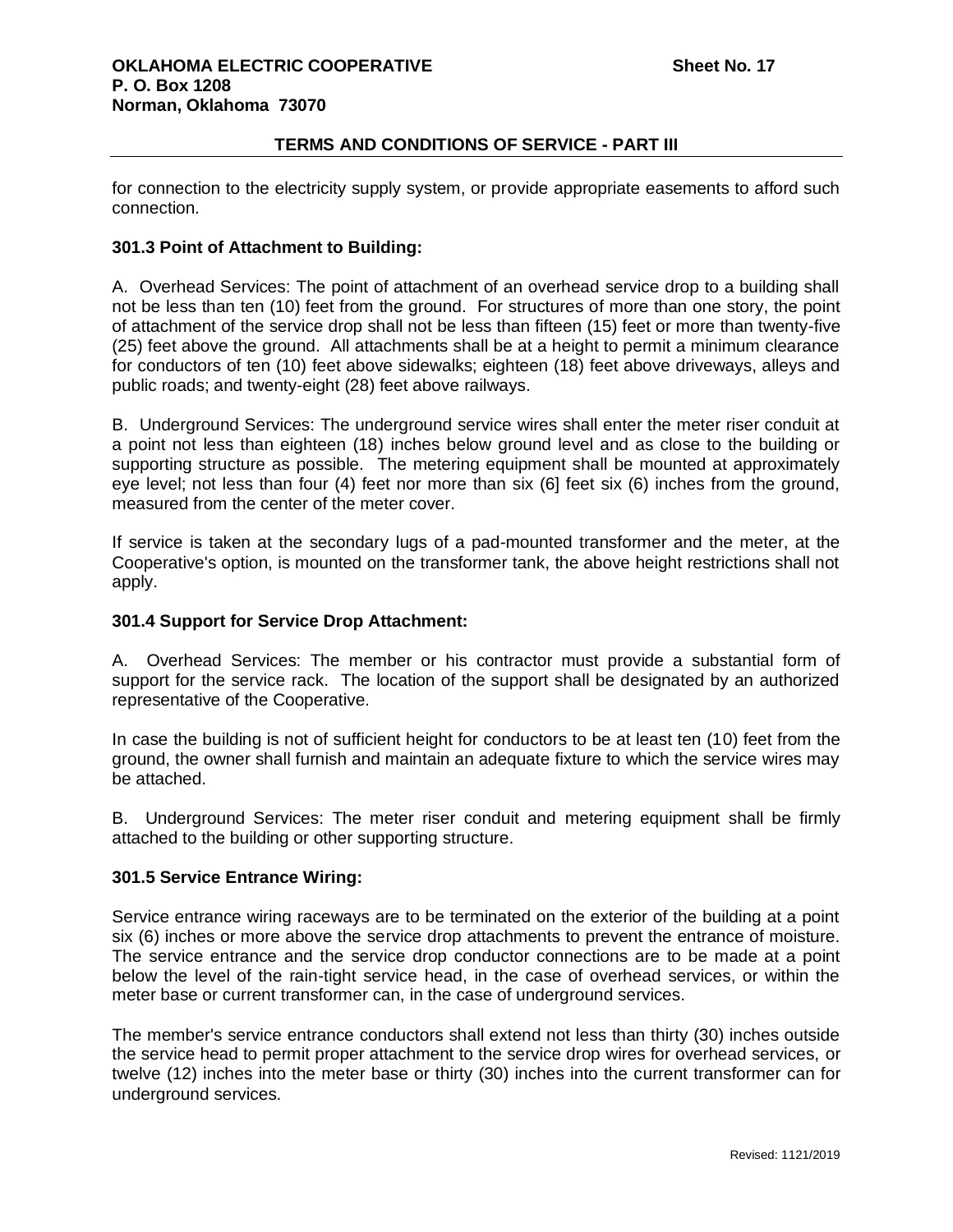for connection to the electricity supply system, or provide appropriate easements to afford such connection.

### 301.3 Point of Attachment to Building:

A. Overhead Services: The point of attachment of an overhead service drop to a building shall not be less than ten (10) feet from the ground. For structures of more than one story, the point of attachment of the service drop shall not be less than fifteen (15) feet or more than twenty-five (25) feet above the ground. All attachments shall be at a height to permit a minimum clearance for conductors of ten (10) feet above sidewalks; eighteen (18) feet above driveways, alleys and public roads; and twenty-eight (28) feet above railways.

B. Underground Services: The underground service wires shall enter the meter riser conduit at a point not less than eighteen (18) inches below ground level and as close to the building or supporting structure as possible. The metering equipment shall be mounted at approximately eye level; not less than four (4) feet nor more than six (6] feet six (6) inches from the ground, measured from the center of the meter cover.

If service is taken at the secondary lugs of a pad-mounted transformer and the meter, at the Cooperative's option, is mounted on the transformer tank, the above height restrictions shall not apply.

### 301.4 Support for Service Drop Attachment:

A. Overhead Services: The member or his contractor must provide a substantial form of support for the service rack. The location of the support shall be designated by an authorized representative of the Cooperative.

In case the building is not of sufficient height for conductors to be at least ten (10) feet from the ground, the owner shall furnish and maintain an adequate fixture to which the service wires may be attached.

B. Underground Services: The meter riser conduit and metering equipment shall be firmly attached to the building or other supporting structure.

### 301.5 Service Entrance Wiring:

Service entrance wiring raceways are to be terminated on the exterior of the building at a point six (6) inches or more above the service drop attachments to prevent the entrance of moisture. The service entrance and the service drop conductor connections are to be made at a point below the level of the rain-tight service head, in the case of overhead services, or within the meter base or current transformer can, in the case of underground services.

The member's service entrance conductors shall extend not less than thirty (30) inches outside the service head to permit proper attachment to the service drop wires for overhead services, or twelve (12) inches into the meter base or thirty (30) inches into the current transformer can for underground services.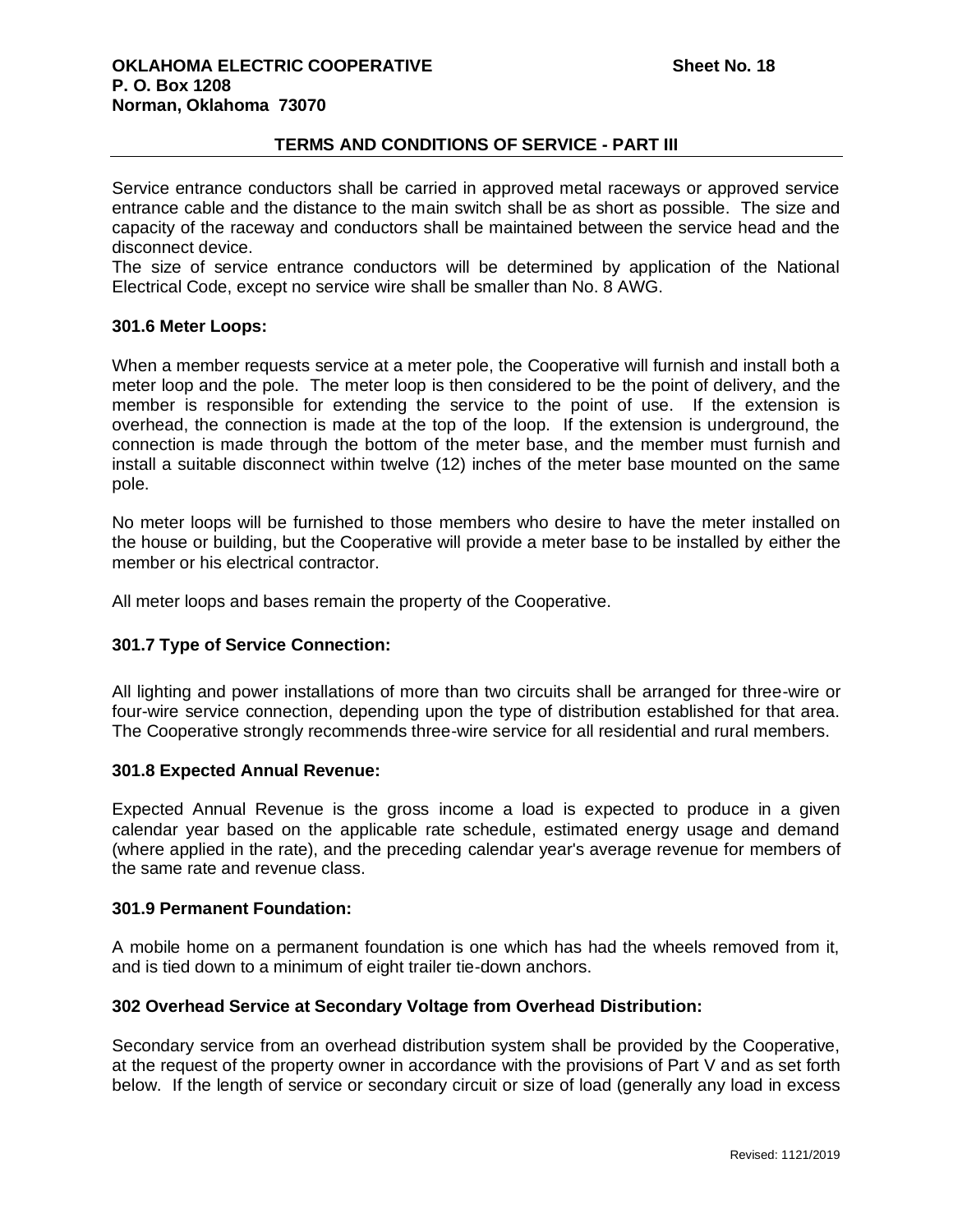Service entrance conductors shall be carried in approved metal raceways or approved service entrance cable and the distance to the main switch shall be as short as possible. The size and capacity of the raceway and conductors shall be maintained between the service head and the disconnect device.

The size of service entrance conductors will be determined by application of the National Electrical Code, except no service wire shall be smaller than No. 8 AWG.

### 301.6 Meter Loops:

When a member requests service at a meter pole, the Cooperative will furnish and install both a meter loop and the pole. The meter loop is then considered to be the point of delivery, and the member is responsible for extending the service to the point of use. If the extension is overhead, the connection is made at the top of the loop. If the extension is underground, the connection is made through the bottom of the meter base, and the member must furnish and install a suitable disconnect within twelve (12) inches of the meter base mounted on the same pole.

No meter loops will be furnished to those members who desire to have the meter installed on the house or building, but the Cooperative will provide a meter base to be installed by either the member or his electrical contractor.

All meter loops and bases remain the property of the Cooperative.

### 301.7 Type of Service Connection:

All lighting and power installations of more than two circuits shall be arranged for three-wire or four-wire service connection, depending upon the type of distribution established for that area. The Cooperative strongly recommends three-wire service for all residential and rural members.

### 301.8 Expected Annual Revenue:

Expected Annual Revenue is the gross income a load is expected to produce in a given calendar year based on the applicable rate schedule, estimated energy usage and demand (where applied in the rate), and the preceding calendar year's average revenue for members of the same rate and revenue class.

### 301.9 Permanent Foundation:

A mobile home on a permanent foundation is one which has had the wheels removed from it, and is tied down to a minimum of eight trailer tie-down anchors.

## 302 Overhead Service at Secondary Voltage from Overhead Distribution:

Secondary service from an overhead distribution system shall be provided by the Cooperative, at the request of the property owner in accordance with the provisions of Part V and as set forth below. If the length of service or secondary circuit or size of load (generally any load in excess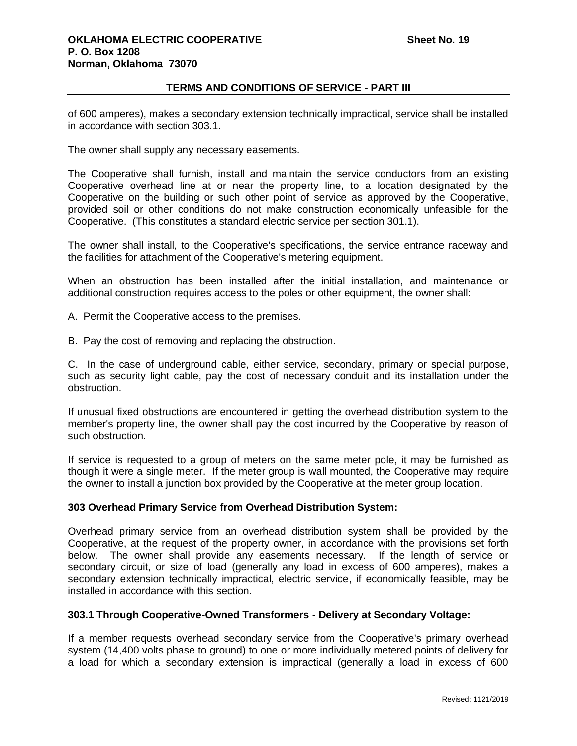of 600 amperes), makes a secondary extension technically impractical, service shall be installed in accordance with section 303.1.

The owner shall supply any necessary easements.

The Cooperative shall furnish, install and maintain the service conductors from an existing Cooperative overhead line at or near the property line, to a location designated by the Cooperative on the building or such other point of service as approved by the Cooperative, provided soil or other conditions do not make construction economically unfeasible for the Cooperative. (This constitutes a standard electric service per section 301.1).

The owner shall install, to the Cooperative's specifications, the service entrance raceway and the facilities for attachment of the Cooperative's metering equipment.

When an obstruction has been installed after the initial installation, and maintenance or additional construction requires access to the poles or other equipment, the owner shall:

A. Permit the Cooperative access to the premises.

B. Pay the cost of removing and replacing the obstruction.

C. In the case of underground cable, either service, secondary, primary or special purpose, such as security light cable, pay the cost of necessary conduit and its installation under the obstruction.

If unusual fixed obstructions are encountered in getting the overhead distribution system to the member's property line, the owner shall pay the cost incurred by the Cooperative by reason of such obstruction.

If service is requested to a group of meters on the same meter pole, it may be furnished as though it were a single meter. If the meter group is wall mounted, the Cooperative may require the owner to install a junction box provided by the Cooperative at the meter group location.

### 303 Overhead Primary Service from Overhead Distribution System:

Overhead primary service from an overhead distribution system shall be provided by the Cooperative, at the request of the property owner, in accordance with the provisions set forth below. The owner shall provide any easements necessary. If the length of service or secondary circuit, or size of load (generally any load in excess of 600 amperes), makes a secondary extension technically impractical, electric service, if economically feasible, may be installed in accordance with this section.

### 303.1 Through Cooperative-Owned Transformers - Delivery at Secondary Voltage:

If a member requests overhead secondary service from the Cooperative's primary overhead system (14,400 volts phase to ground) to one or more individually metered points of delivery for a load for which a secondary extension is impractical (generally a load in excess of 600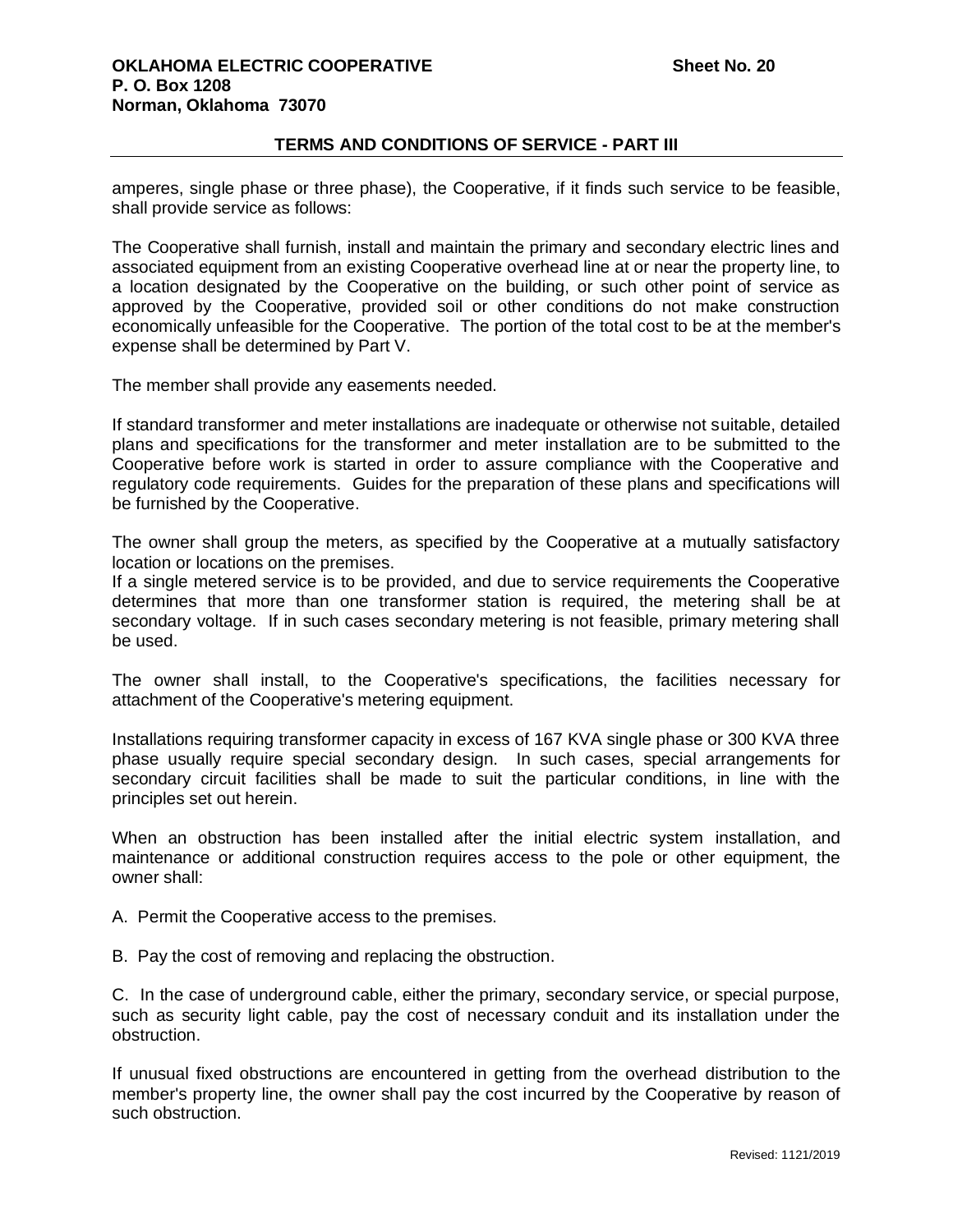amperes, single phase or three phase), the Cooperative, if it finds such service to be feasible, shall provide service as follows:

The Cooperative shall furnish, install and maintain the primary and secondary electric lines and associated equipment from an existing Cooperative overhead line at or near the property line, to a location designated by the Cooperative on the building, or such other point of service as approved by the Cooperative, provided soil or other conditions do not make construction economically unfeasible for the Cooperative. The portion of the total cost to be at the member's expense shall be determined by Part V.

The member shall provide any easements needed.

If standard transformer and meter installations are inadequate or otherwise not suitable, detailed plans and specifications for the transformer and meter installation are to be submitted to the Cooperative before work is started in order to assure compliance with the Cooperative and regulatory code requirements. Guides for the preparation of these plans and specifications will be furnished by the Cooperative.

The owner shall group the meters, as specified by the Cooperative at a mutually satisfactory location or locations on the premises.

If a single metered service is to be provided, and due to service requirements the Cooperative determines that more than one transformer station is required, the metering shall be at secondary voltage. If in such cases secondary metering is not feasible, primary metering shall be used.

The owner shall install, to the Cooperative's specifications, the facilities necessary for attachment of the Cooperative's metering equipment.

Installations requiring transformer capacity in excess of 167 KVA single phase or 300 KVA three phase usually require special secondary design. In such cases, special arrangements for secondary circuit facilities shall be made to suit the particular conditions, in line with the principles set out herein.

When an obstruction has been installed after the initial electric system installation, and maintenance or additional construction requires access to the pole or other equipment, the owner shall:

A. Permit the Cooperative access to the premises.

B. Pay the cost of removing and replacing the obstruction.

C. In the case of underground cable, either the primary, secondary service, or special purpose, such as security light cable, pay the cost of necessary conduit and its installation under the obstruction.

If unusual fixed obstructions are encountered in getting from the overhead distribution to the member's property line, the owner shall pay the cost incurred by the Cooperative by reason of such obstruction.

Revised: 1121/2019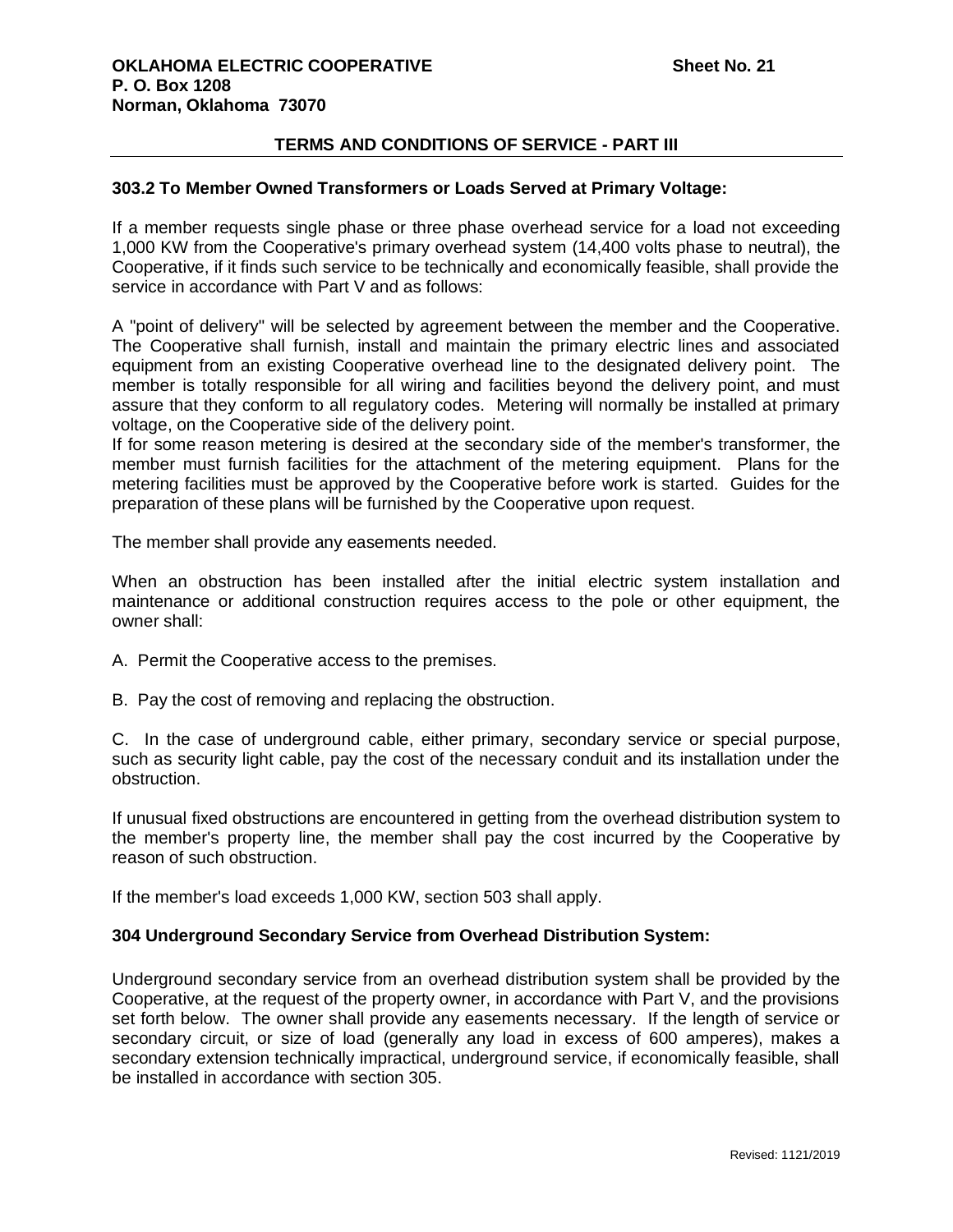### 303.2 To Member Owned Transformers or Loads Served at Primary Voltage:

If a member requests single phase or three phase overhead service for a load not exceeding 1,000 KW from the Cooperative's primary overhead system (14,400 volts phase to neutral), the Cooperative, if it finds such service to be technically and economically feasible, shall provide the service in accordance with Part V and as follows:

A "point of delivery" will be selected by agreement between the member and the Cooperative. The Cooperative shall furnish, install and maintain the primary electric lines and associated equipment from an existing Cooperative overhead line to the designated delivery point. The member is totally responsible for all wiring and facilities beyond the delivery point, and must assure that they conform to all regulatory codes. Metering will normally be installed at primary voltage, on the Cooperative side of the delivery point.
If for some reason metering is desired at the secondary side of the member's transformer, the member must furnish facilities for the attachment of the metering equipment. Plans for the metering facilities must be approved by the Cooperative before work is started. Guides for the preparation of these plans will be furnished by the Cooperative upon request.

The member shall provide any easements needed.

When an obstruction has been installed after the initial electric system installation and maintenance or additional construction requires access to the pole or other equipment, the owner shall:

A. Permit the Cooperative access to the premises.

B. Pay the cost of removing and replacing the obstruction.

C. In the case of underground cable, either primary, secondary service or special purpose, such as security light cable, pay the cost of the necessary conduit and its installation under the obstruction.

If unusual fixed obstructions are encountered in getting from the overhead distribution system to the member's property line, the member shall pay the cost incurred by the Cooperative by reason of such obstruction.

If the member's load exceeds 1,000 KW, section 503 shall apply.

### 304 Underground Secondary Service from Overhead Distribution System:

Underground secondary service from an overhead distribution system shall be provided by the Cooperative, at the request of the property owner, in accordance with Part V, and the provisions set forth below. The owner shall provide any easements necessary. If the length of service or secondary circuit, or size of load (generally any load in excess of 600 amperes), makes a secondary extension technically impractical, underground service, if economically feasible, shall be installed in accordance with section 305.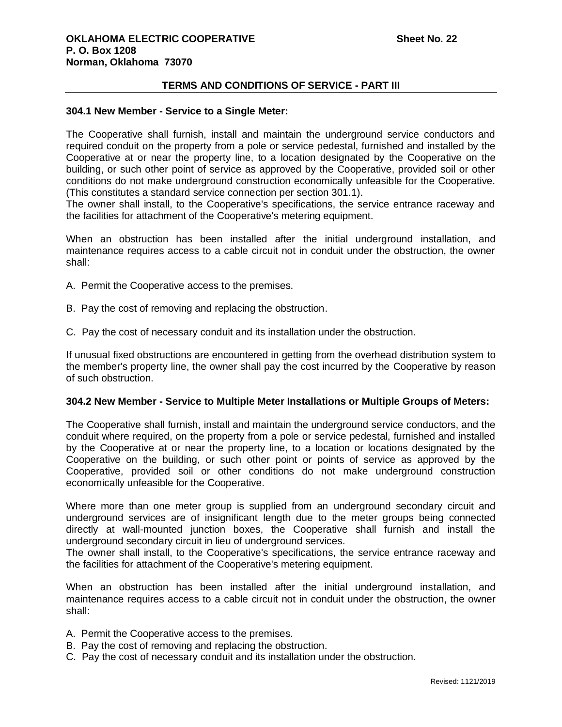## TERMS AND CONDITIONS OF SERVICE - PART III

**304.1 New Member - Service to a Single Meter:**

The Cooperative shall furnish, install and maintain the underground service conductors and required conduit on the property from a pole or service pedestal, furnished and installed by the Cooperative at or near the property line, to a location designated by the Cooperative on the building, or such other point of service as approved by the Cooperative, provided soil or other conditions do not make underground construction economically unfeasible for the Cooperative. (This constitutes a standard service connection per section 301.1).
The owner shall install, to the Cooperative's specifications, the service entrance raceway and the facilities for attachment of the Cooperative's metering equipment.

When an obstruction has been installed after the initial underground installation, and maintenance requires access to a cable circuit not in conduit under the obstruction, the owner shall:

A. Permit the Cooperative access to the premises.

B. Pay the cost of removing and replacing the obstruction.

C. Pay the cost of necessary conduit and its installation under the obstruction.

If unusual fixed obstructions are encountered in getting from the overhead distribution system to the member's property line, the owner shall pay the cost incurred by the Cooperative by reason of such obstruction.

**304.2 New Member - Service to Multiple Meter Installations or Multiple Groups of Meters:**

The Cooperative shall furnish, install and maintain the underground service conductors, and the conduit where required, on the property from a pole or service pedestal, furnished and installed by the Cooperative at or near the property line, to a location or locations designated by the Cooperative on the building, or such other point or points of service as approved by the Cooperative, provided soil or other conditions do not make underground construction economically unfeasible for the Cooperative.

Where more than one meter group is supplied from an underground secondary circuit and underground services are of insignificant length due to the meter groups being connected directly at wall-mounted junction boxes, the Cooperative shall furnish and install the underground secondary circuit in lieu of underground services.
The owner shall install, to the Cooperative's specifications, the service entrance raceway and the facilities for attachment of the Cooperative's metering equipment.

When an obstruction has been installed after the initial underground installation, and maintenance requires access to a cable circuit not in conduit under the obstruction, the owner shall:

A. Permit the Cooperative access to the premises.
B. Pay the cost of removing and replacing the obstruction.
C. Pay the cost of necessary conduit and its installation under the obstruction.

Revised: 1121/2019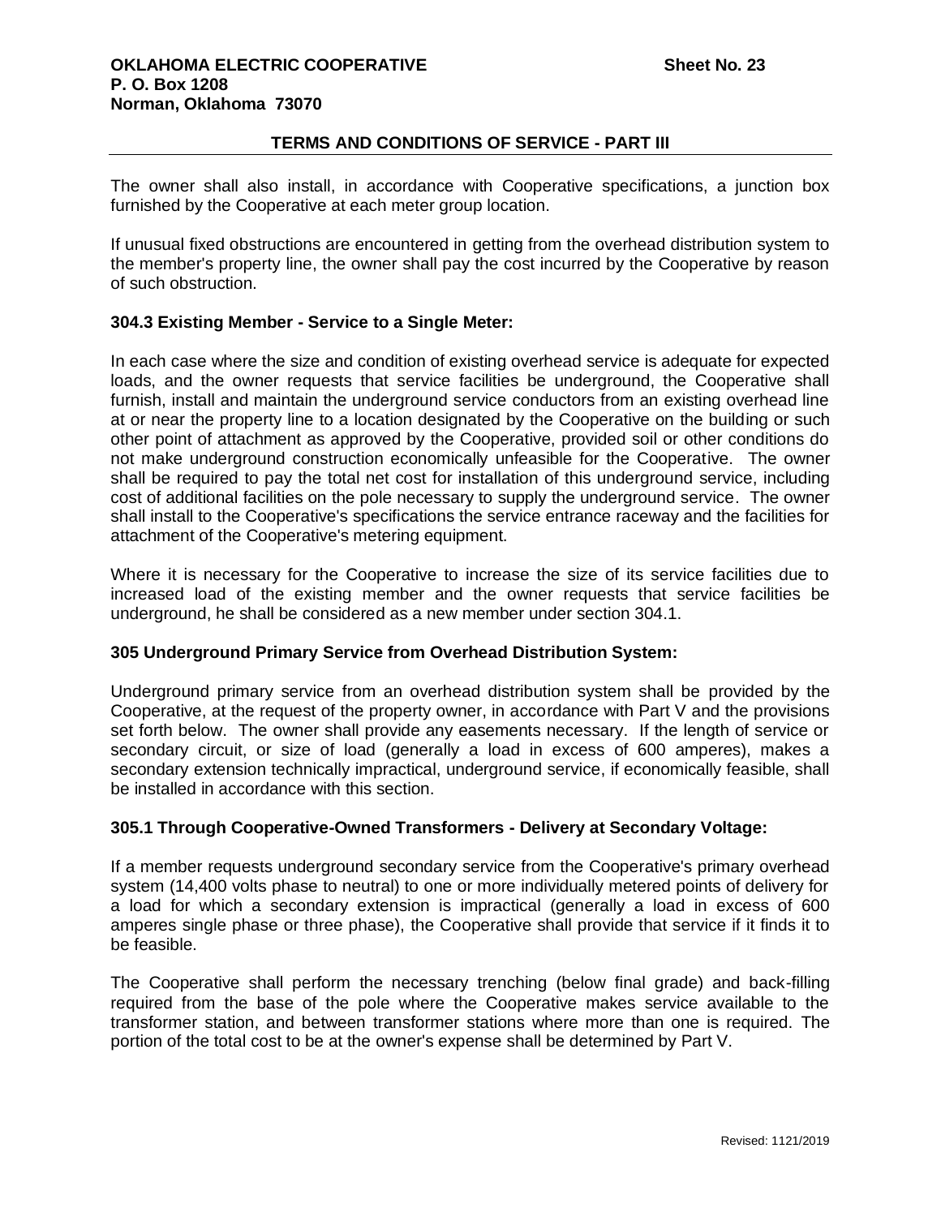The owner shall also install, in accordance with Cooperative specifications, a junction box furnished by the Cooperative at each meter group location.

If unusual fixed obstructions are encountered in getting from the overhead distribution system to the member's property line, the owner shall pay the cost incurred by the Cooperative by reason of such obstruction.

### 304.3 Existing Member - Service to a Single Meter:

In each case where the size and condition of existing overhead service is adequate for expected loads, and the owner requests that service facilities be underground, the Cooperative shall furnish, install and maintain the underground service conductors from an existing overhead line at or near the property line to a location designated by the Cooperative on the building or such other point of attachment as approved by the Cooperative, provided soil or other conditions do not make underground construction economically unfeasible for the Cooperative. The owner shall be required to pay the total net cost for installation of this underground service, including cost of additional facilities on the pole necessary to supply the underground service. The owner shall install to the Cooperative's specifications the service entrance raceway and the facilities for attachment of the Cooperative's metering equipment.

Where it is necessary for the Cooperative to increase the size of its service facilities due to increased load of the existing member and the owner requests that service facilities be underground, he shall be considered as a new member under section 304.1.

### 305 Underground Primary Service from Overhead Distribution System:

Underground primary service from an overhead distribution system shall be provided by the Cooperative, at the request of the property owner, in accordance with Part V and the provisions set forth below. The owner shall provide any easements necessary. If the length of service or secondary circuit, or size of load (generally a load in excess of 600 amperes), makes a secondary extension technically impractical, underground service, if economically feasible, shall be installed in accordance with this section.

### 305.1 Through Cooperative-Owned Transformers - Delivery at Secondary Voltage:

If a member requests underground secondary service from the Cooperative's primary overhead system (14,400 volts phase to neutral) to one or more individually metered points of delivery for a load for which a secondary extension is impractical (generally a load in excess of 600 amperes single phase or three phase), the Cooperative shall provide that service if it finds it to be feasible.

The Cooperative shall perform the necessary trenching (below final grade) and back-filling required from the base of the pole where the Cooperative makes service available to the transformer station, and between transformer stations where more than one is required. The portion of the total cost to be at the owner's expense shall be determined by Part V.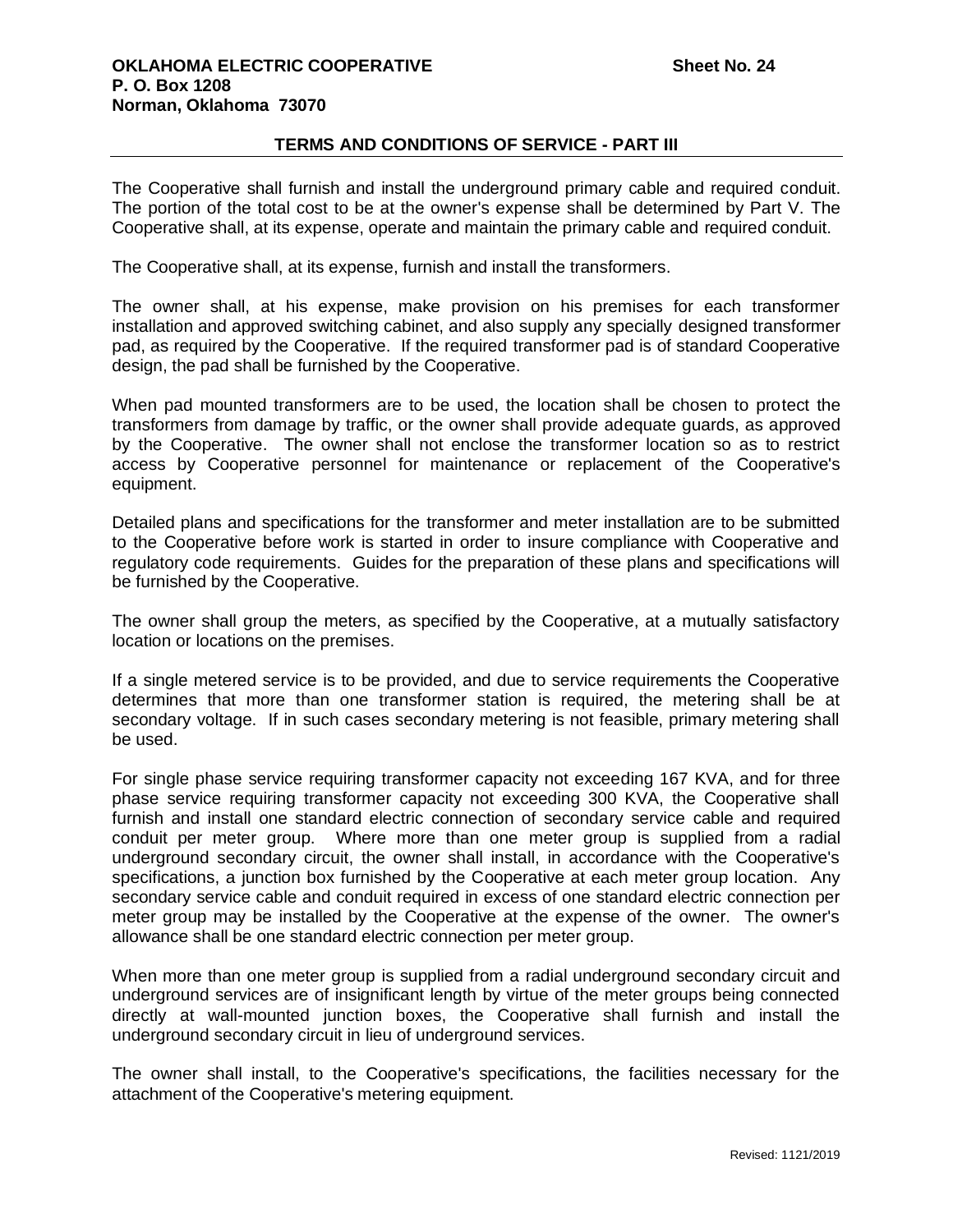## TERMS AND CONDITIONS OF SERVICE - PART III

The Cooperative shall furnish and install the underground primary cable and required conduit. The portion of the total cost to be at the owner's expense shall be determined by Part V. The Cooperative shall, at its expense, operate and maintain the primary cable and required conduit.

The Cooperative shall, at its expense, furnish and install the transformers.

The owner shall, at his expense, make provision on his premises for each transformer installation and approved switching cabinet, and also supply any specially designed transformer pad, as required by the Cooperative. If the required transformer pad is of standard Cooperative design, the pad shall be furnished by the Cooperative.

When pad mounted transformers are to be used, the location shall be chosen to protect the transformers from damage by traffic, or the owner shall provide adequate guards, as approved by the Cooperative. The owner shall not enclose the transformer location so as to restrict access by Cooperative personnel for maintenance or replacement of the Cooperative's equipment.

Detailed plans and specifications for the transformer and meter installation are to be submitted to the Cooperative before work is started in order to insure compliance with Cooperative and regulatory code requirements. Guides for the preparation of these plans and specifications will be furnished by the Cooperative.

The owner shall group the meters, as specified by the Cooperative, at a mutually satisfactory location or locations on the premises.

If a single metered service is to be provided, and due to service requirements the Cooperative determines that more than one transformer station is required, the metering shall be at secondary voltage. If in such cases secondary metering is not feasible, primary metering shall be used.

For single phase service requiring transformer capacity not exceeding 167 KVA, and for three phase service requiring transformer capacity not exceeding 300 KVA, the Cooperative shall furnish and install one standard electric connection of secondary service cable and required conduit per meter group. Where more than one meter group is supplied from a radial underground secondary circuit, the owner shall install, in accordance with the Cooperative's specifications, a junction box furnished by the Cooperative at each meter group location. Any secondary service cable and conduit required in excess of one standard electric connection per meter group may be installed by the Cooperative at the expense of the owner. The owner's allowance shall be one standard electric connection per meter group.

When more than one meter group is supplied from a radial underground secondary circuit and underground services are of insignificant length by virtue of the meter groups being connected directly at wall-mounted junction boxes, the Cooperative shall furnish and install the underground secondary circuit in lieu of underground services.

The owner shall install, to the Cooperative's specifications, the facilities necessary for the attachment of the Cooperative's metering equipment.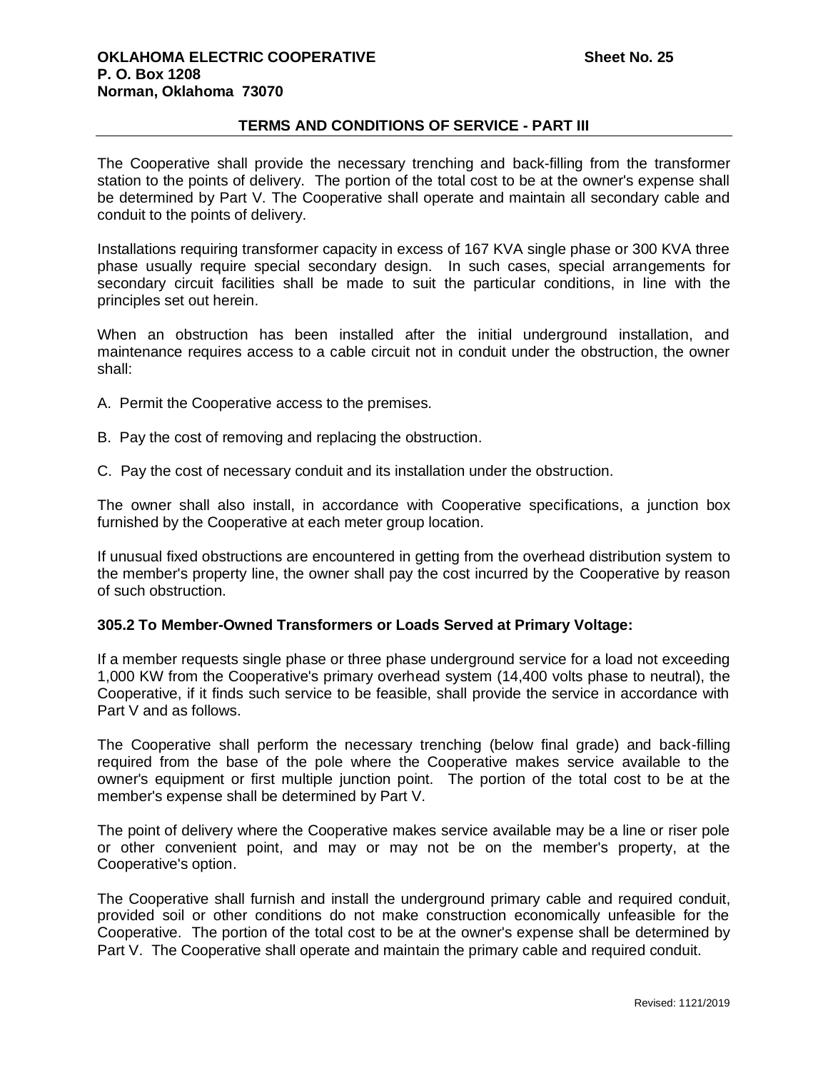The Cooperative shall provide the necessary trenching and back-filling from the transformer station to the points of delivery. The portion of the total cost to be at the owner's expense shall be determined by Part V. The Cooperative shall operate and maintain all secondary cable and conduit to the points of delivery.

Installations requiring transformer capacity in excess of 167 KVA single phase or 300 KVA three phase usually require special secondary design. In such cases, special arrangements for secondary circuit facilities shall be made to suit the particular conditions, in line with the principles set out herein.

When an obstruction has been installed after the initial underground installation, and maintenance requires access to a cable circuit not in conduit under the obstruction, the owner shall:

A. Permit the Cooperative access to the premises.

B. Pay the cost of removing and replacing the obstruction.

C. Pay the cost of necessary conduit and its installation under the obstruction.

The owner shall also install, in accordance with Cooperative specifications, a junction box furnished by the Cooperative at each meter group location.

If unusual fixed obstructions are encountered in getting from the overhead distribution system to the member's property line, the owner shall pay the cost incurred by the Cooperative by reason of such obstruction.

**305.2 To Member-Owned Transformers or Loads Served at Primary Voltage:**

If a member requests single phase or three phase underground service for a load not exceeding 1,000 KW from the Cooperative's primary overhead system (14,400 volts phase to neutral), the Cooperative, if it finds such service to be feasible, shall provide the service in accordance with Part V and as follows.

The Cooperative shall perform the necessary trenching (below final grade) and back-filling required from the base of the pole where the Cooperative makes service available to the owner's equipment or first multiple junction point. The portion of the total cost to be at the member's expense shall be determined by Part V.

The point of delivery where the Cooperative makes service available may be a line or riser pole or other convenient point, and may or may not be on the member's property, at the Cooperative's option.

The Cooperative shall furnish and install the underground primary cable and required conduit, provided soil or other conditions do not make construction economically unfeasible for the Cooperative. The portion of the total cost to be at the owner's expense shall be determined by Part V. The Cooperative shall operate and maintain the primary cable and required conduit.

Revised: 1121/2019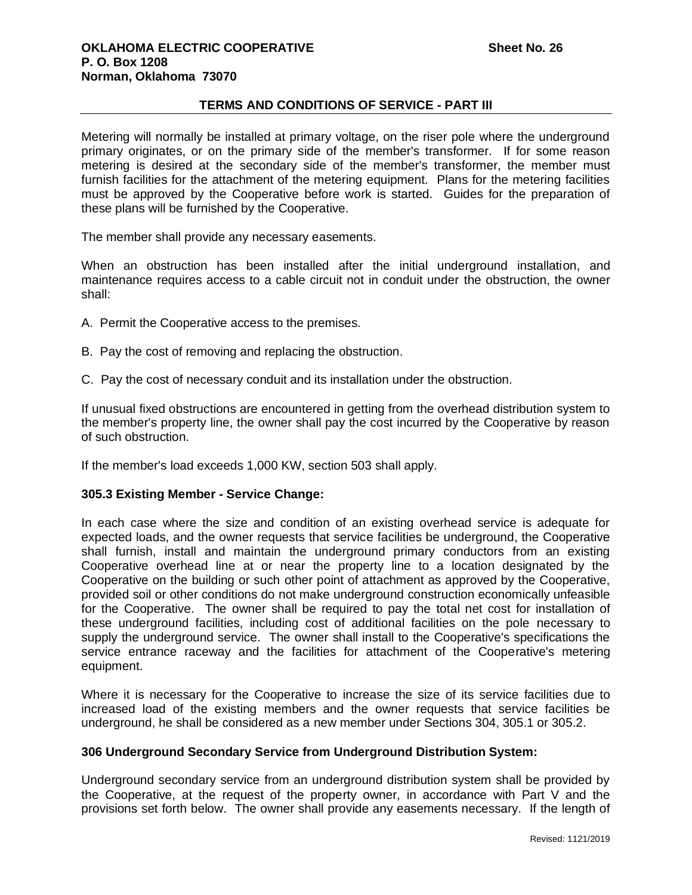Metering will normally be installed at primary voltage, on the riser pole where the underground primary originates, or on the primary side of the member's transformer. If for some reason metering is desired at the secondary side of the member's transformer, the member must furnish facilities for the attachment of the metering equipment. Plans for the metering facilities must be approved by the Cooperative before work is started. Guides for the preparation of these plans will be furnished by the Cooperative.

The member shall provide any necessary easements.

When an obstruction has been installed after the initial underground installation, and maintenance requires access to a cable circuit not in conduit under the obstruction, the owner shall:

A. Permit the Cooperative access to the premises.

B. Pay the cost of removing and replacing the obstruction.

C. Pay the cost of necessary conduit and its installation under the obstruction.

If unusual fixed obstructions are encountered in getting from the overhead distribution system to the member's property line, the owner shall pay the cost incurred by the Cooperative by reason of such obstruction.

If the member's load exceeds 1,000 KW, section 503 shall apply.

**305.3 Existing Member - Service Change:**

In each case where the size and condition of an existing overhead service is adequate for expected loads, and the owner requests that service facilities be underground, the Cooperative shall furnish, install and maintain the underground primary conductors from an existing Cooperative overhead line at or near the property line to a location designated by the Cooperative on the building or such other point of attachment as approved by the Cooperative, provided soil or other conditions do not make underground construction economically unfeasible for the Cooperative. The owner shall be required to pay the total net cost for installation of these underground facilities, including cost of additional facilities on the pole necessary to supply the underground service. The owner shall install to the Cooperative's specifications the service entrance raceway and the facilities for attachment of the Cooperative's metering equipment.

Where it is necessary for the Cooperative to increase the size of its service facilities due to increased load of the existing members and the owner requests that service facilities be underground, he shall be considered as a new member under Sections 304, 305.1 or 305.2.

**306 Underground Secondary Service from Underground Distribution System:**

Underground secondary service from an underground distribution system shall be provided by the Cooperative, at the request of the property owner, in accordance with Part V and the provisions set forth below. The owner shall provide any easements necessary. If the length of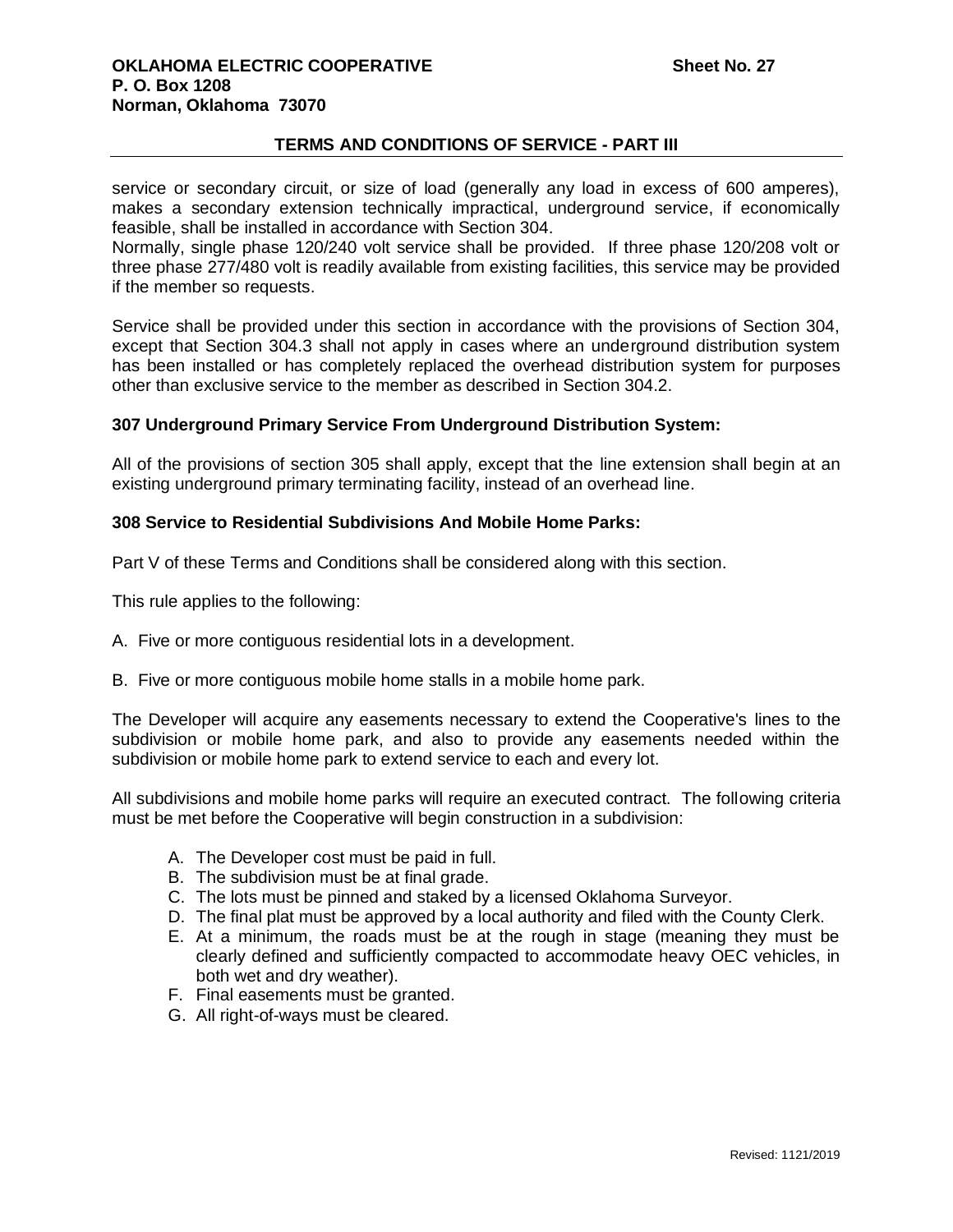service or secondary circuit, or size of load (generally any load in excess of 600 amperes), makes a secondary extension technically impractical, underground service, if economically feasible, shall be installed in accordance with Section 304.
Normally, single phase 120/240 volt service shall be provided. If three phase 120/208 volt or three phase 277/480 volt is readily available from existing facilities, this service may be provided if the member so requests.

Service shall be provided under this section in accordance with the provisions of Section 304, except that Section 304.3 shall not apply in cases where an underground distribution system has been installed or has completely replaced the overhead distribution system for purposes other than exclusive service to the member as described in Section 304.2.

**307 Underground Primary Service From Underground Distribution System:**

All of the provisions of section 305 shall apply, except that the line extension shall begin at an existing underground primary terminating facility, instead of an overhead line.

**308 Service to Residential Subdivisions And Mobile Home Parks:**

Part V of these Terms and Conditions shall be considered along with this section.

This rule applies to the following:

A. Five or more contiguous residential lots in a development.

B. Five or more contiguous mobile home stalls in a mobile home park.

The Developer will acquire any easements necessary to extend the Cooperative's lines to the subdivision or mobile home park, and also to provide any easements needed within the subdivision or mobile home park to extend service to each and every lot.

All subdivisions and mobile home parks will require an executed contract. The following criteria must be met before the Cooperative will begin construction in a subdivision:

A. The Developer cost must be paid in full.
B. The subdivision must be at final grade.
C. The lots must be pinned and staked by a licensed Oklahoma Surveyor.
D. The final plat must be approved by a local authority and filed with the County Clerk.
E. At a minimum, the roads must be at the rough in stage (meaning they must be clearly defined and sufficiently compacted to accommodate heavy OEC vehicles, in both wet and dry weather).
F. Final easements must be granted.
G. All right-of-ways must be cleared.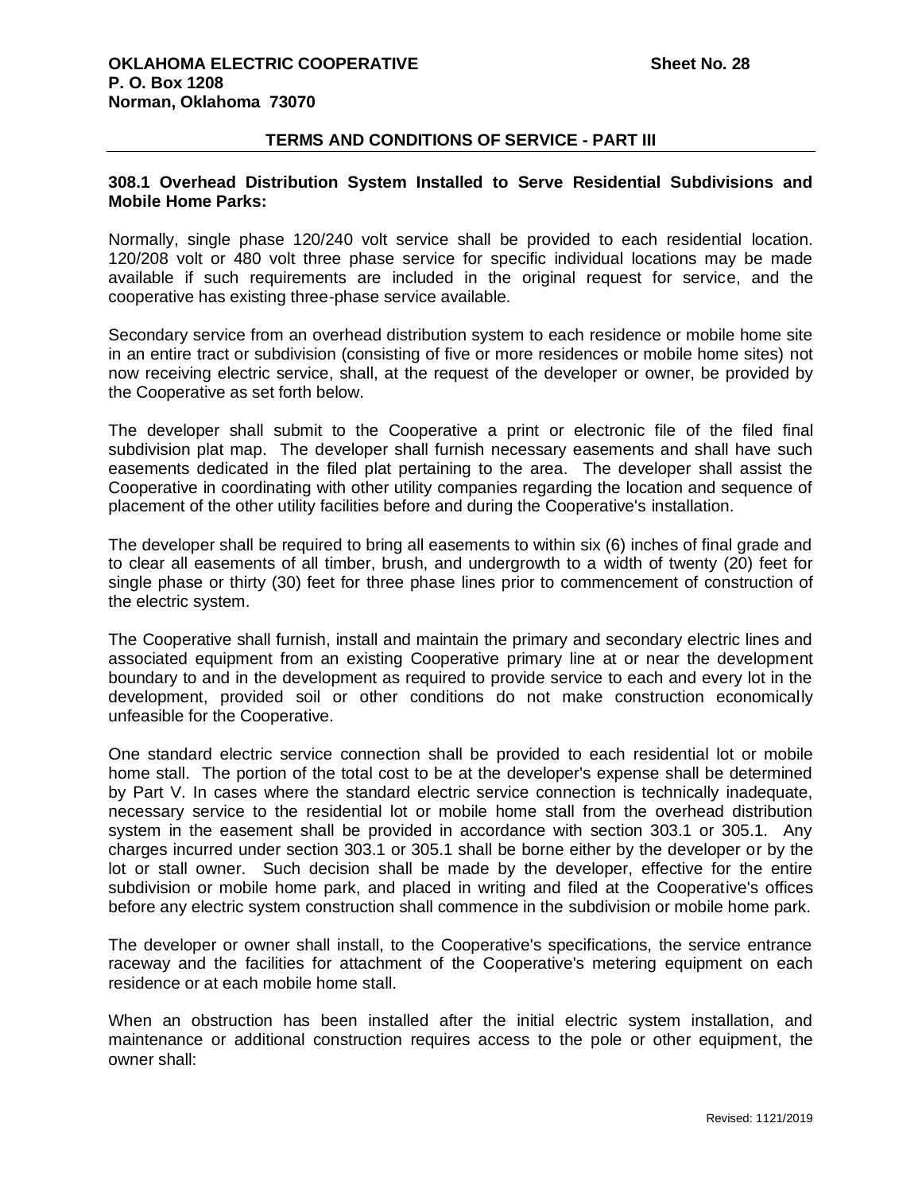## 308.1 Overhead Distribution System Installed to Serve Residential Subdivisions and Mobile Home Parks:

Normally, single phase 120/240 volt service shall be provided to each residential location. 120/208 volt or 480 volt three phase service for specific individual locations may be made available if such requirements are included in the original request for service, and the cooperative has existing three-phase service available.

Secondary service from an overhead distribution system to each residence or mobile home site in an entire tract or subdivision (consisting of five or more residences or mobile home sites) not now receiving electric service, shall, at the request of the developer or owner, be provided by the Cooperative as set forth below.

The developer shall submit to the Cooperative a print or electronic file of the filed final subdivision plat map. The developer shall furnish necessary easements and shall have such easements dedicated in the filed plat pertaining to the area. The developer shall assist the Cooperative in coordinating with other utility companies regarding the location and sequence of placement of the other utility facilities before and during the Cooperative's installation.

The developer shall be required to bring all easements to within six (6) inches of final grade and to clear all easements of all timber, brush, and undergrowth to a width of twenty (20) feet for single phase or thirty (30) feet for three phase lines prior to commencement of construction of the electric system.

The Cooperative shall furnish, install and maintain the primary and secondary electric lines and associated equipment from an existing Cooperative primary line at or near the development boundary to and in the development as required to provide service to each and every lot in the development, provided soil or other conditions do not make construction economically unfeasible for the Cooperative.

One standard electric service connection shall be provided to each residential lot or mobile home stall. The portion of the total cost to be at the developer's expense shall be determined by Part V. In cases where the standard electric service connection is technically inadequate, necessary service to the residential lot or mobile home stall from the overhead distribution system in the easement shall be provided in accordance with section 303.1 or 305.1. Any charges incurred under section 303.1 or 305.1 shall be borne either by the developer or by the lot or stall owner. Such decision shall be made by the developer, effective for the entire subdivision or mobile home park, and placed in writing and filed at the Cooperative's offices before any electric system construction shall commence in the subdivision or mobile home park.

The developer or owner shall install, to the Cooperative's specifications, the service entrance raceway and the facilities for attachment of the Cooperative's metering equipment on each residence or at each mobile home stall.

When an obstruction has been installed after the initial electric system installation, and maintenance or additional construction requires access to the pole or other equipment, the owner shall: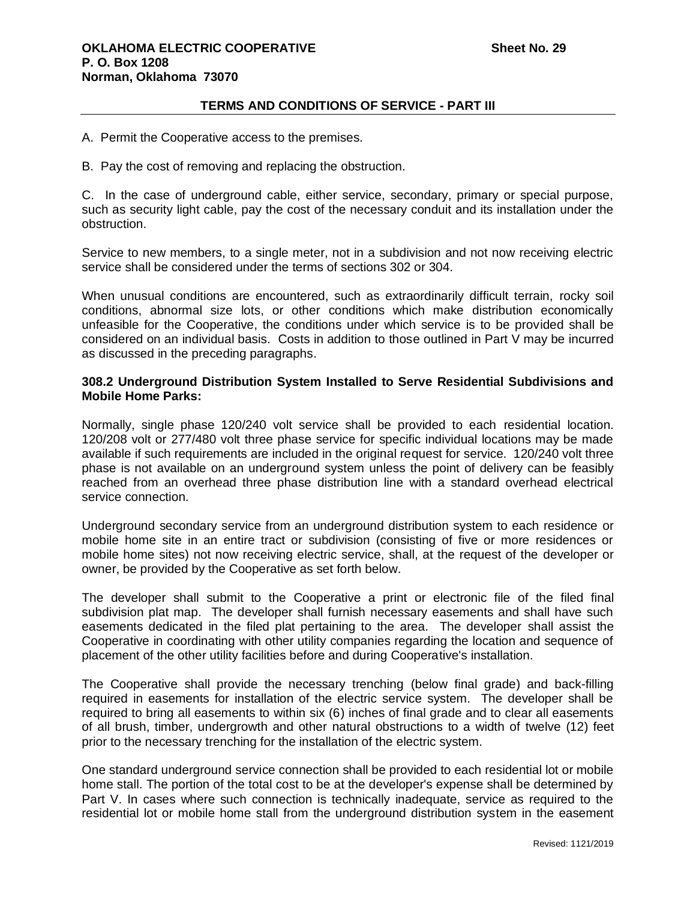A. Permit the Cooperative access to the premises.

B. Pay the cost of removing and replacing the obstruction.

C. In the case of underground cable, either service, secondary, primary or special purpose, such as security light cable, pay the cost of the necessary conduit and its installation under the obstruction.

Service to new members, to a single meter, not in a subdivision and not now receiving electric service shall be considered under the terms of sections 302 or 304.

When unusual conditions are encountered, such as extraordinarily difficult terrain, rocky soil conditions, abnormal size lots, or other conditions which make distribution economically unfeasible for the Cooperative, the conditions under which service is to be provided shall be considered on an individual basis. Costs in addition to those outlined in Part V may be incurred as discussed in the preceding paragraphs.

### 308.2 Underground Distribution System Installed to Serve Residential Subdivisions and Mobile Home Parks:

Normally, single phase 120/240 volt service shall be provided to each residential location. 120/208 volt or 277/480 volt three phase service for specific individual locations may be made available if such requirements are included in the original request for service. 120/240 volt three phase is not available on an underground system unless the point of delivery can be feasibly reached from an overhead three phase distribution line with a standard overhead electrical service connection.

Underground secondary service from an underground distribution system to each residence or mobile home site in an entire tract or subdivision (consisting of five or more residences or mobile home sites) not now receiving electric service, shall, at the request of the developer or owner, be provided by the Cooperative as set forth below.

The developer shall submit to the Cooperative a print or electronic file of the filed final subdivision plat map. The developer shall furnish necessary easements and shall have such easements dedicated in the filed plat pertaining to the area. The developer shall assist the Cooperative in coordinating with other utility companies regarding the location and sequence of placement of the other utility facilities before and during Cooperative's installation.

The Cooperative shall provide the necessary trenching (below final grade) and back-filling required in easements for installation of the electric service system. The developer shall be required to bring all easements to within six (6) inches of final grade and to clear all easements of all brush, timber, undergrowth and other natural obstructions to a width of twelve (12) feet prior to the necessary trenching for the installation of the electric system.

One standard underground service connection shall be provided to each residential lot or mobile home stall. The portion of the total cost to be at the developer's expense shall be determined by Part V. In cases where such connection is technically inadequate, service as required to the residential lot or mobile home stall from the underground distribution system in the easement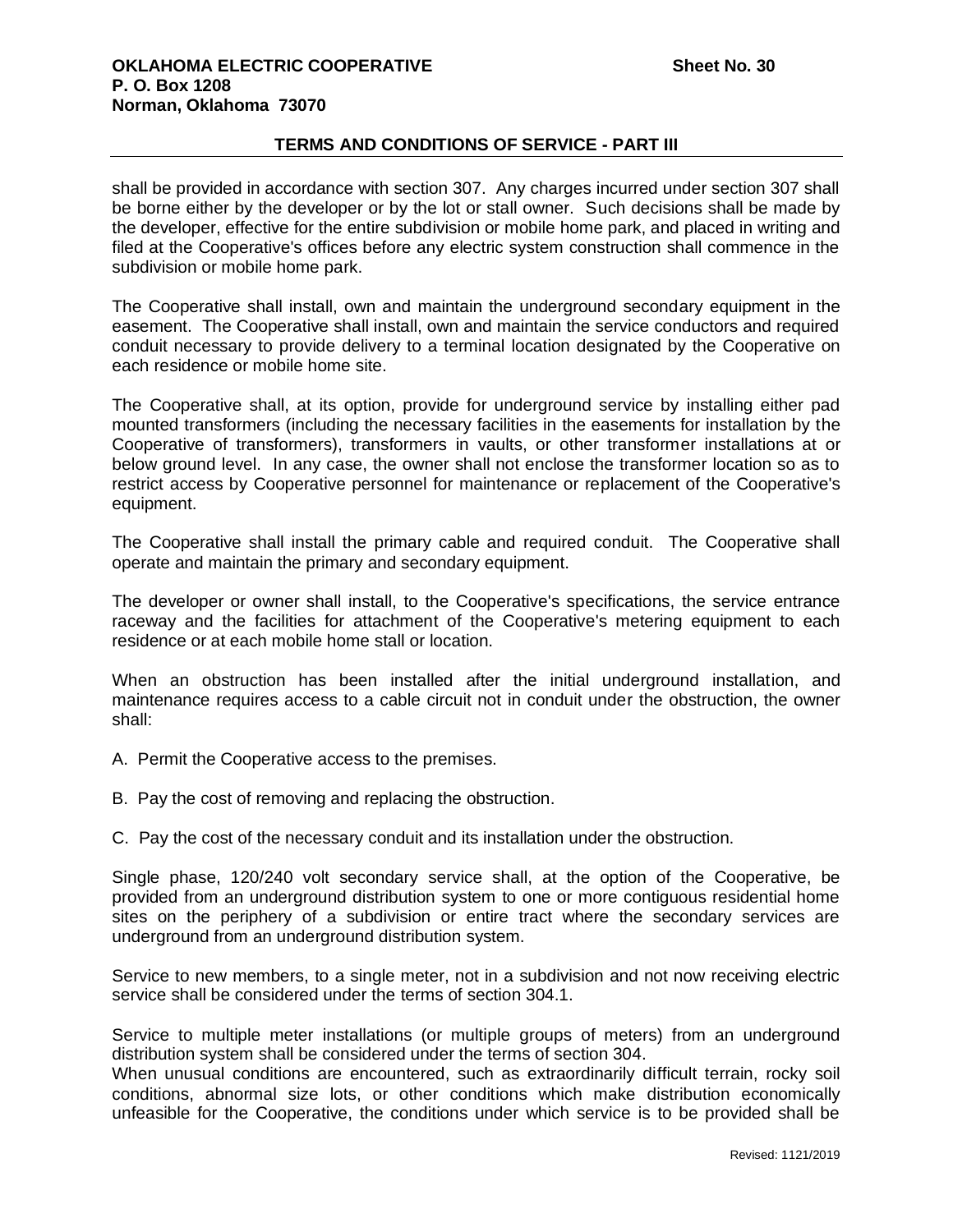shall be provided in accordance with section 307. Any charges incurred under section 307 shall be borne either by the developer or by the lot or stall owner. Such decisions shall be made by the developer, effective for the entire subdivision or mobile home park, and placed in writing and filed at the Cooperative's offices before any electric system construction shall commence in the subdivision or mobile home park.

The Cooperative shall install, own and maintain the underground secondary equipment in the easement. The Cooperative shall install, own and maintain the service conductors and required conduit necessary to provide delivery to a terminal location designated by the Cooperative on each residence or mobile home site.

The Cooperative shall, at its option, provide for underground service by installing either pad mounted transformers (including the necessary facilities in the easements for installation by the Cooperative of transformers), transformers in vaults, or other transformer installations at or below ground level. In any case, the owner shall not enclose the transformer location so as to restrict access by Cooperative personnel for maintenance or replacement of the Cooperative's equipment.

The Cooperative shall install the primary cable and required conduit. The Cooperative shall operate and maintain the primary and secondary equipment.

The developer or owner shall install, to the Cooperative's specifications, the service entrance raceway and the facilities for attachment of the Cooperative's metering equipment to each residence or at each mobile home stall or location.

When an obstruction has been installed after the initial underground installation, and maintenance requires access to a cable circuit not in conduit under the obstruction, the owner shall:

A. Permit the Cooperative access to the premises.

B. Pay the cost of removing and replacing the obstruction.

C. Pay the cost of the necessary conduit and its installation under the obstruction.

Single phase, 120/240 volt secondary service shall, at the option of the Cooperative, be provided from an underground distribution system to one or more contiguous residential home sites on the periphery of a subdivision or entire tract where the secondary services are underground from an underground distribution system.

Service to new members, to a single meter, not in a subdivision and not now receiving electric service shall be considered under the terms of section 304.1.

Service to multiple meter installations (or multiple groups of meters) from an underground distribution system shall be considered under the terms of section 304.
When unusual conditions are encountered, such as extraordinarily difficult terrain, rocky soil conditions, abnormal size lots, or other conditions which make distribution economically unfeasible for the Cooperative, the conditions under which service is to be provided shall be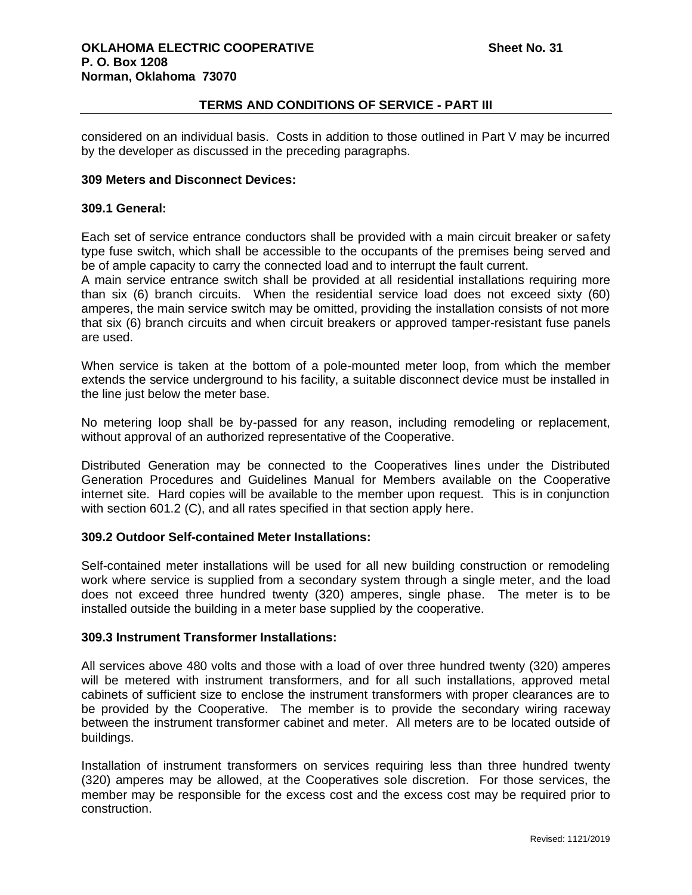considered on an individual basis. Costs in addition to those outlined in Part V may be incurred by the developer as discussed in the preceding paragraphs.

### 309 Meters and Disconnect Devices:

#### 309.1 General:

Each set of service entrance conductors shall be provided with a main circuit breaker or safety type fuse switch, which shall be accessible to the occupants of the premises being served and be of ample capacity to carry the connected load and to interrupt the fault current.

A main service entrance switch shall be provided at all residential installations requiring more than six (6) branch circuits. When the residential service load does not exceed sixty (60) amperes, the main service switch may be omitted, providing the installation consists of not more that six (6) branch circuits and when circuit breakers or approved tamper-resistant fuse panels are used.

When service is taken at the bottom of a pole-mounted meter loop, from which the member extends the service underground to his facility, a suitable disconnect device must be installed in the line just below the meter base.

No metering loop shall be by-passed for any reason, including remodeling or replacement, without approval of an authorized representative of the Cooperative.

Distributed Generation may be connected to the Cooperatives lines under the Distributed Generation Procedures and Guidelines Manual for Members available on the Cooperative internet site. Hard copies will be available to the member upon request. This is in conjunction with section 601.2 (C), and all rates specified in that section apply here.

#### 309.2 Outdoor Self-contained Meter Installations:

Self-contained meter installations will be used for all new building construction or remodeling work where service is supplied from a secondary system through a single meter, and the load does not exceed three hundred twenty (320) amperes, single phase. The meter is to be installed outside the building in a meter base supplied by the cooperative.

#### 309.3 Instrument Transformer Installations:

All services above 480 volts and those with a load of over three hundred twenty (320) amperes will be metered with instrument transformers, and for all such installations, approved metal cabinets of sufficient size to enclose the instrument transformers with proper clearances are to be provided by the Cooperative. The member is to provide the secondary wiring raceway between the instrument transformer cabinet and meter. All meters are to be located outside of buildings.

Installation of instrument transformers on services requiring less than three hundred twenty (320) amperes may be allowed, at the Cooperatives sole discretion. For those services, the member may be responsible for the excess cost and the excess cost may be required prior to construction.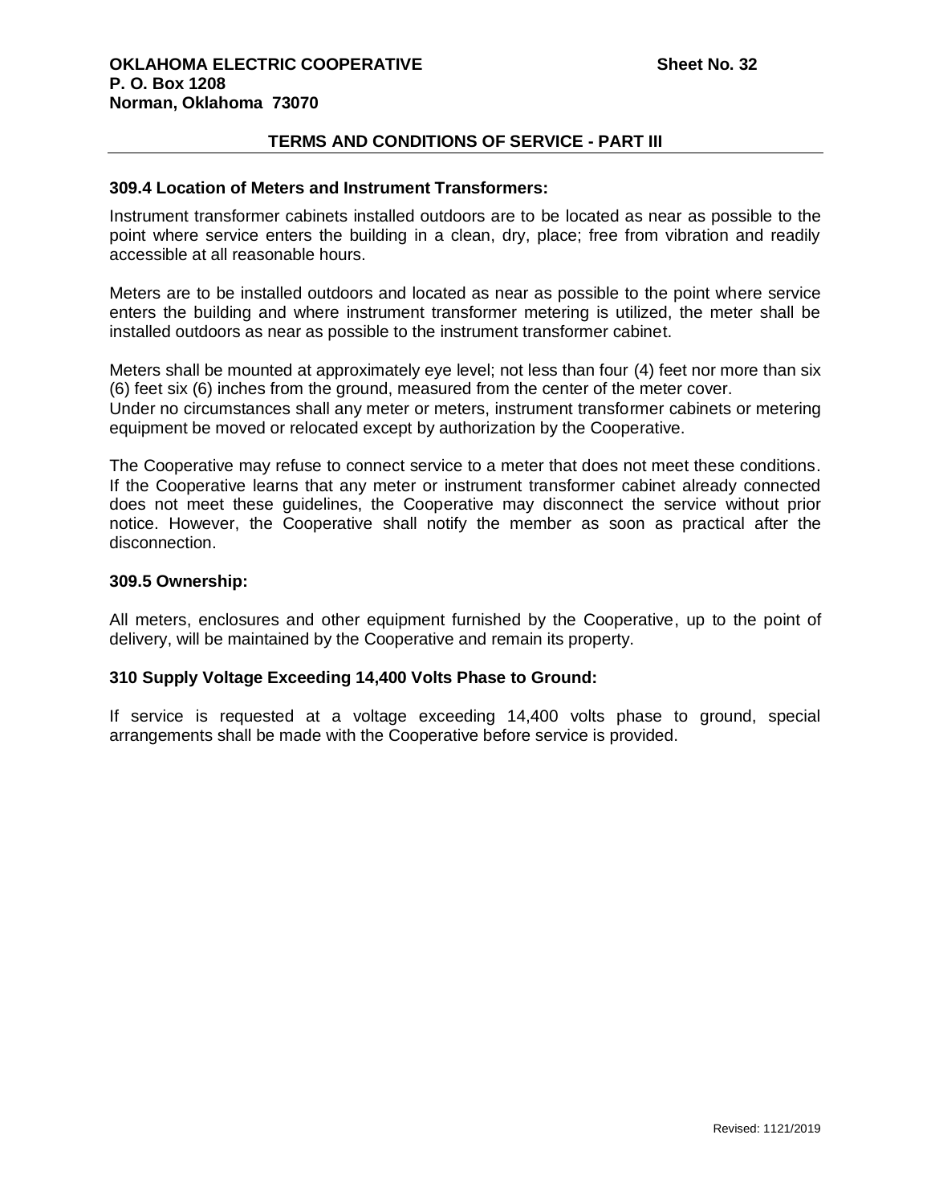**OKLAHOMA ELECTRIC COOPERATIVE** **Sheet No. 32**
**P. O. Box 1208**
**Norman, Oklahoma 73070**

**TERMS AND CONDITIONS OF SERVICE - PART III**

### 309.4 Location of Meters and Instrument Transformers:

Instrument transformer cabinets installed outdoors are to be located as near as possible to the point where service enters the building in a clean, dry, place; free from vibration and readily accessible at all reasonable hours.

Meters are to be installed outdoors and located as near as possible to the point where service enters the building and where instrument transformer metering is utilized, the meter shall be installed outdoors as near as possible to the instrument transformer cabinet.

Meters shall be mounted at approximately eye level; not less than four (4) feet nor more than six (6) feet six (6) inches from the ground, measured from the center of the meter cover.
Under no circumstances shall any meter or meters, instrument transformer cabinets or metering equipment be moved or relocated except by authorization by the Cooperative.

The Cooperative may refuse to connect service to a meter that does not meet these conditions. If the Cooperative learns that any meter or instrument transformer cabinet already connected does not meet these guidelines, the Cooperative may disconnect the service without prior notice. However, the Cooperative shall notify the member as soon as practical after the disconnection.

### 309.5 Ownership:

All meters, enclosures and other equipment furnished by the Cooperative, up to the point of delivery, will be maintained by the Cooperative and remain its property.

### 310 Supply Voltage Exceeding 14,400 Volts Phase to Ground:

If service is requested at a voltage exceeding 14,400 volts phase to ground, special arrangements shall be made with the Cooperative before service is provided.

Revised: 1121/2019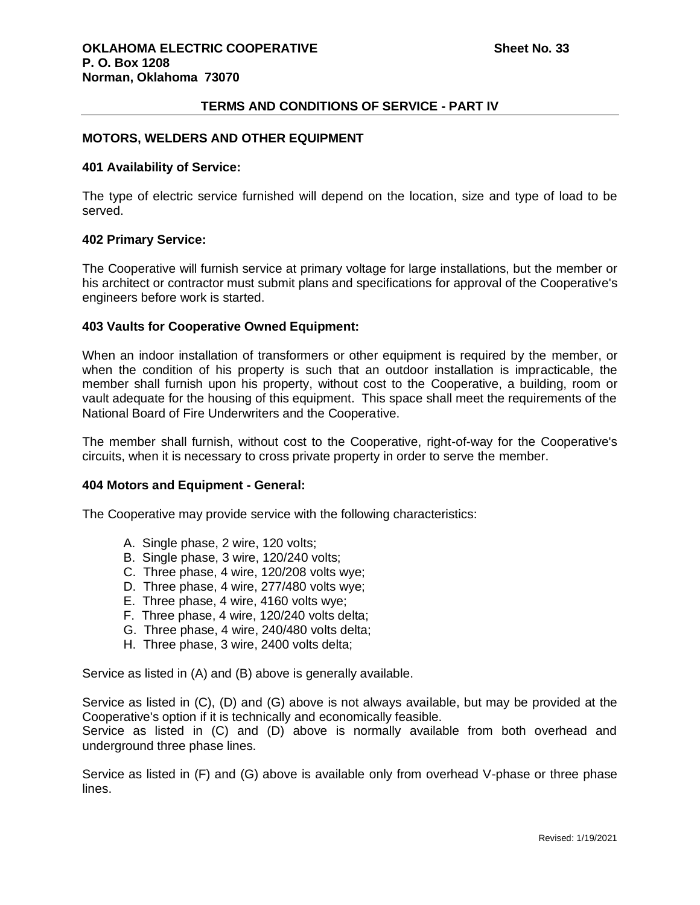## TERMS AND CONDITIONS OF SERVICE - PART IV

### MOTORS, WELDERS AND OTHER EQUIPMENT

**401 Availability of Service:**

The type of electric service furnished will depend on the location, size and type of load to be served.

**402 Primary Service:**

The Cooperative will furnish service at primary voltage for large installations, but the member or his architect or contractor must submit plans and specifications for approval of the Cooperative's engineers before work is started.

**403 Vaults for Cooperative Owned Equipment:**

When an indoor installation of transformers or other equipment is required by the member, or when the condition of his property is such that an outdoor installation is impracticable, the member shall furnish upon his property, without cost to the Cooperative, a building, room or vault adequate for the housing of this equipment. This space shall meet the requirements of the National Board of Fire Underwriters and the Cooperative.

The member shall furnish, without cost to the Cooperative, right-of-way for the Cooperative's circuits, when it is necessary to cross private property in order to serve the member.

**404 Motors and Equipment - General:**

The Cooperative may provide service with the following characteristics:

A. Single phase, 2 wire, 120 volts;
B. Single phase, 3 wire, 120/240 volts;
C. Three phase, 4 wire, 120/208 volts wye;
D. Three phase, 4 wire, 277/480 volts wye;
E. Three phase, 4 wire, 4160 volts wye;
F. Three phase, 4 wire, 120/240 volts delta;
G. Three phase, 4 wire, 240/480 volts delta;
H. Three phase, 3 wire, 2400 volts delta;

Service as listed in (A) and (B) above is generally available.

Service as listed in (C), (D) and (G) above is not always available, but may be provided at the Cooperative's option if it is technically and economically feasible.
Service as listed in (C) and (D) above is normally available from both overhead and underground three phase lines.

Service as listed in (F) and (G) above is available only from overhead V-phase or three phase lines.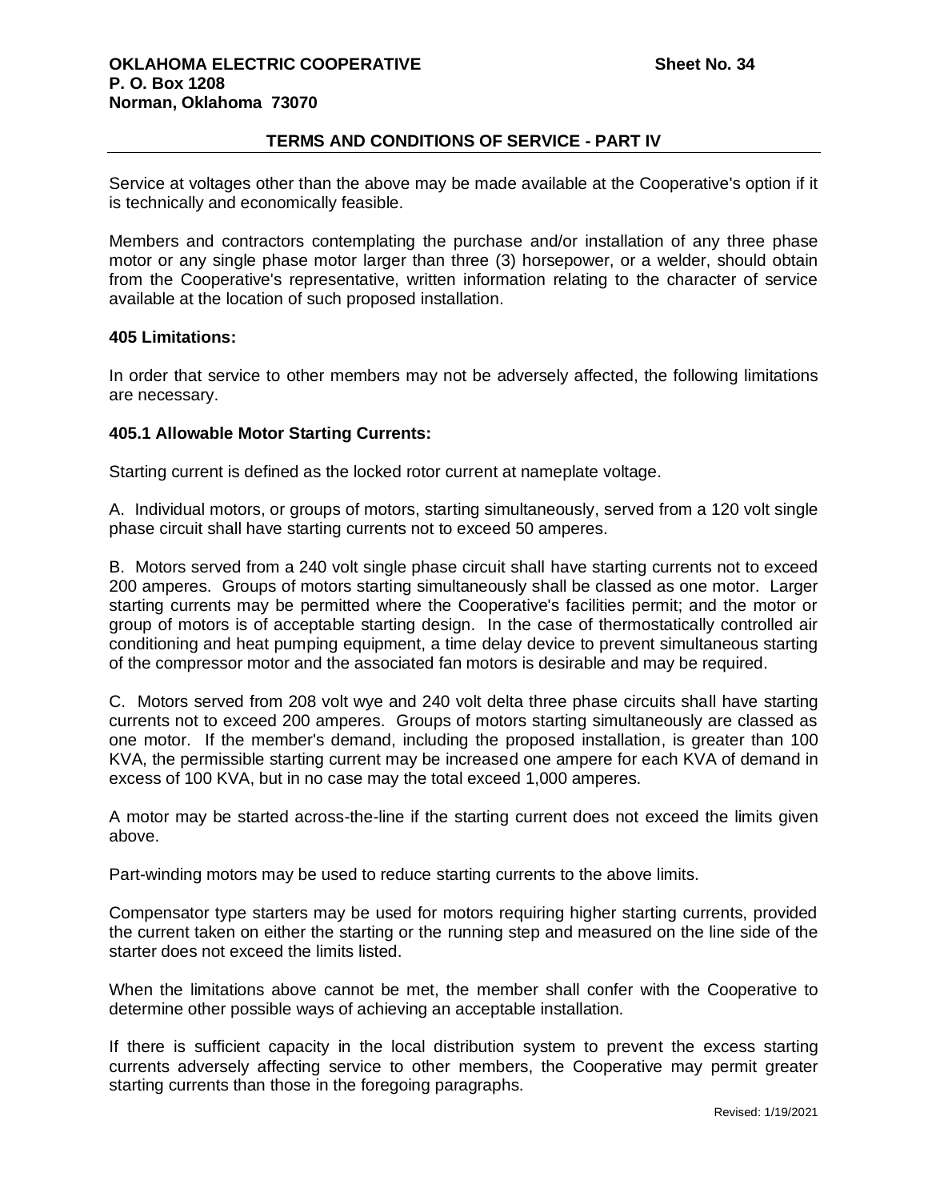Service at voltages other than the above may be made available at the Cooperative's option if it is technically and economically feasible.

Members and contractors contemplating the purchase and/or installation of any three phase motor or any single phase motor larger than three (3) horsepower, or a welder, should obtain from the Cooperative's representative, written information relating to the character of service available at the location of such proposed installation.

### 405 Limitations:

In order that service to other members may not be adversely affected, the following limitations are necessary.

#### 405.1 Allowable Motor Starting Currents:

Starting current is defined as the locked rotor current at nameplate voltage.

A. Individual motors, or groups of motors, starting simultaneously, served from a 120 volt single phase circuit shall have starting currents not to exceed 50 amperes.

B. Motors served from a 240 volt single phase circuit shall have starting currents not to exceed 200 amperes. Groups of motors starting simultaneously shall be classed as one motor. Larger starting currents may be permitted where the Cooperative's facilities permit; and the motor or group of motors is of acceptable starting design. In the case of thermostatically controlled air conditioning and heat pumping equipment, a time delay device to prevent simultaneous starting of the compressor motor and the associated fan motors is desirable and may be required.

C. Motors served from 208 volt wye and 240 volt delta three phase circuits shall have starting currents not to exceed 200 amperes. Groups of motors starting simultaneously are classed as one motor. If the member's demand, including the proposed installation, is greater than 100 KVA, the permissible starting current may be increased one ampere for each KVA of demand in excess of 100 KVA, but in no case may the total exceed 1,000 amperes.

A motor may be started across-the-line if the starting current does not exceed the limits given above.

Part-winding motors may be used to reduce starting currents to the above limits.

Compensator type starters may be used for motors requiring higher starting currents, provided the current taken on either the starting or the running step and measured on the line side of the starter does not exceed the limits listed.

When the limitations above cannot be met, the member shall confer with the Cooperative to determine other possible ways of achieving an acceptable installation.

If there is sufficient capacity in the local distribution system to prevent the excess starting currents adversely affecting service to other members, the Cooperative may permit greater starting currents than those in the foregoing paragraphs.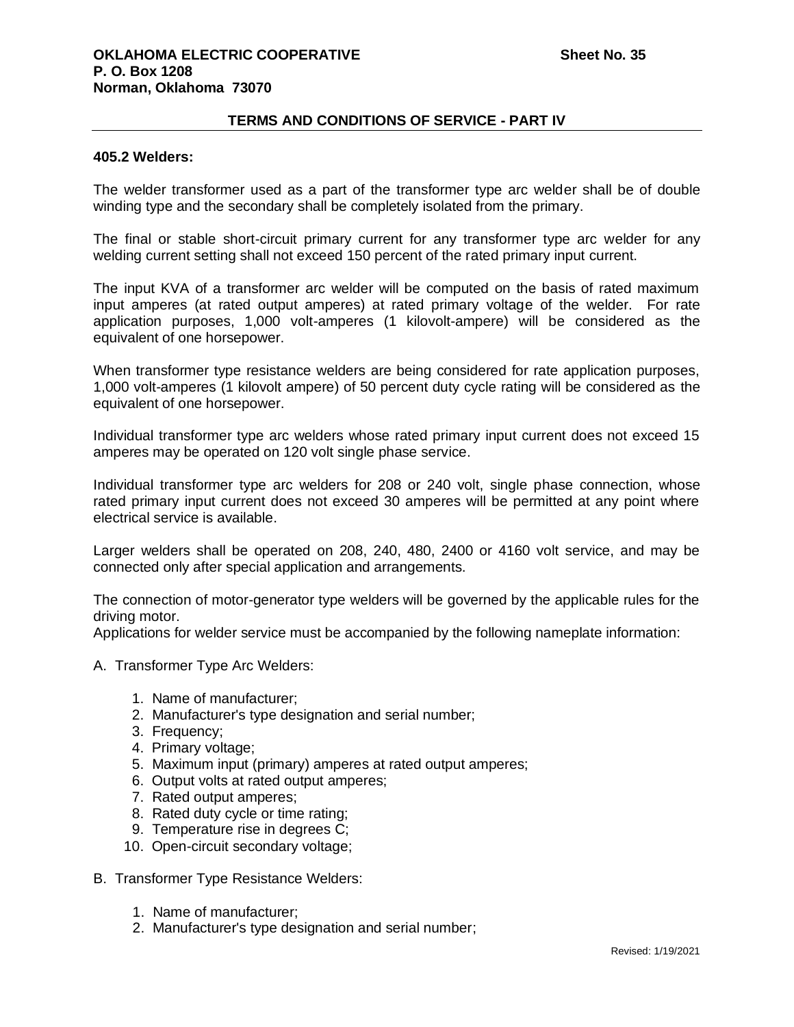## 405.2 Welders:

The welder transformer used as a part of the transformer type arc welder shall be of double winding type and the secondary shall be completely isolated from the primary.

The final or stable short-circuit primary current for any transformer type arc welder for any welding current setting shall not exceed 150 percent of the rated primary input current.

The input KVA of a transformer arc welder will be computed on the basis of rated maximum input amperes (at rated output amperes) at rated primary voltage of the welder. For rate application purposes, 1,000 volt-amperes (1 kilovolt-ampere) will be considered as the equivalent of one horsepower.

When transformer type resistance welders are being considered for rate application purposes, 1,000 volt-amperes (1 kilovolt ampere) of 50 percent duty cycle rating will be considered as the equivalent of one horsepower.

Individual transformer type arc welders whose rated primary input current does not exceed 15 amperes may be operated on 120 volt single phase service.

Individual transformer type arc welders for 208 or 240 volt, single phase connection, whose rated primary input current does not exceed 30 amperes will be permitted at any point where electrical service is available.

Larger welders shall be operated on 208, 240, 480, 2400 or 4160 volt service, and may be connected only after special application and arrangements.

The connection of motor-generator type welders will be governed by the applicable rules for the driving motor.
Applications for welder service must be accompanied by the following nameplate information:

A. Transformer Type Arc Welders:

1. Name of manufacturer;
2. Manufacturer's type designation and serial number;
3. Frequency;
4. Primary voltage;
5. Maximum input (primary) amperes at rated output amperes;
6. Output volts at rated output amperes;
7. Rated output amperes;
8. Rated duty cycle or time rating;
9. Temperature rise in degrees C;
10. Open-circuit secondary voltage;

B. Transformer Type Resistance Welders:

1. Name of manufacturer;
2. Manufacturer's type designation and serial number;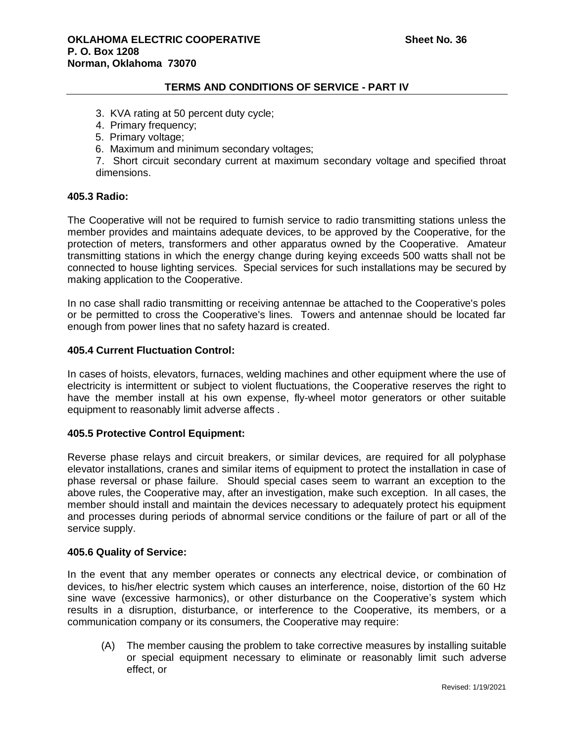3. KVA rating at 50 percent duty cycle;
4. Primary frequency;
5. Primary voltage;
6. Maximum and minimum secondary voltages;
7. Short circuit secondary current at maximum secondary voltage and specified throat dimensions.

**405.3 Radio:**

The Cooperative will not be required to furnish service to radio transmitting stations unless the member provides and maintains adequate devices, to be approved by the Cooperative, for the protection of meters, transformers and other apparatus owned by the Cooperative. Amateur transmitting stations in which the energy change during keying exceeds 500 watts shall not be connected to house lighting services. Special services for such installations may be secured by making application to the Cooperative.

In no case shall radio transmitting or receiving antennae be attached to the Cooperative's poles or be permitted to cross the Cooperative's lines. Towers and antennae should be located far enough from power lines that no safety hazard is created.

**405.4 Current Fluctuation Control:**

In cases of hoists, elevators, furnaces, welding machines and other equipment where the use of electricity is intermittent or subject to violent fluctuations, the Cooperative reserves the right to have the member install at his own expense, fly-wheel motor generators or other suitable equipment to reasonably limit adverse affects .

**405.5 Protective Control Equipment:**

Reverse phase relays and circuit breakers, or similar devices, are required for all polyphase elevator installations, cranes and similar items of equipment to protect the installation in case of phase reversal or phase failure. Should special cases seem to warrant an exception to the above rules, the Cooperative may, after an investigation, make such exception. In all cases, the member should install and maintain the devices necessary to adequately protect his equipment and processes during periods of abnormal service conditions or the failure of part or all of the service supply.

**405.6 Quality of Service:**

In the event that any member operates or connects any electrical device, or combination of devices, to his/her electric system which causes an interference, noise, distortion of the 60 Hz sine wave (excessive harmonics), or other disturbance on the Cooperative's system which results in a disruption, disturbance, or interference to the Cooperative, its members, or a communication company or its consumers, the Cooperative may require:

(A) The member causing the problem to take corrective measures by installing suitable or special equipment necessary to eliminate or reasonably limit such adverse effect, or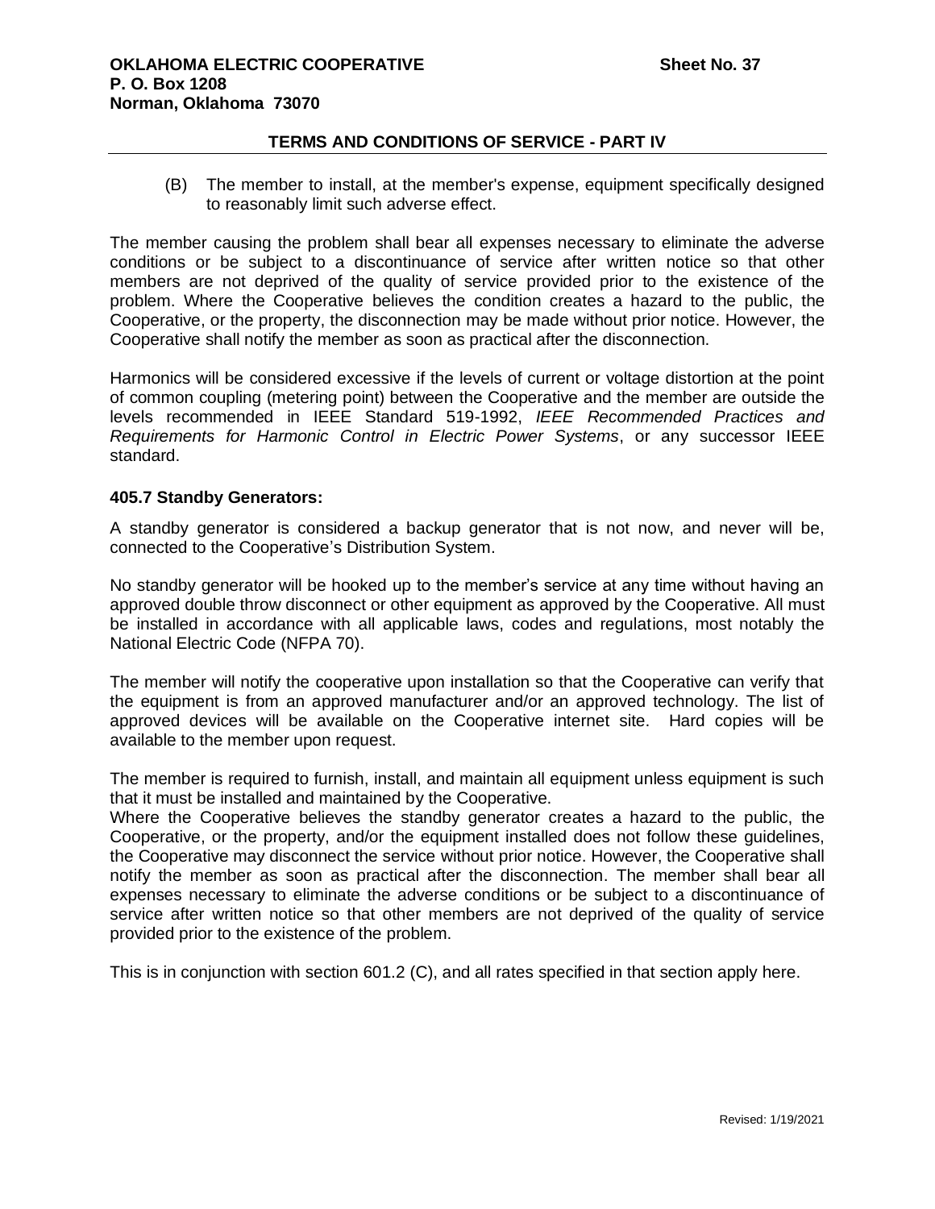(B) The member to install, at the member's expense, equipment specifically designed to reasonably limit such adverse effect.

The member causing the problem shall bear all expenses necessary to eliminate the adverse conditions or be subject to a discontinuance of service after written notice so that other members are not deprived of the quality of service provided prior to the existence of the problem. Where the Cooperative believes the condition creates a hazard to the public, the Cooperative, or the property, the disconnection may be made without prior notice. However, the Cooperative shall notify the member as soon as practical after the disconnection.

Harmonics will be considered excessive if the levels of current or voltage distortion at the point of common coupling (metering point) between the Cooperative and the member are outside the levels recommended in IEEE Standard 519-1992, *IEEE Recommended Practices and Requirements for Harmonic Control in Electric Power Systems*, or any successor IEEE standard.

**405.7 Standby Generators:**

A standby generator is considered a backup generator that is not now, and never will be, connected to the Cooperative's Distribution System.

No standby generator will be hooked up to the member's service at any time without having an approved double throw disconnect or other equipment as approved by the Cooperative. All must be installed in accordance with all applicable laws, codes and regulations, most notably the National Electric Code (NFPA 70).

The member will notify the cooperative upon installation so that the Cooperative can verify that the equipment is from an approved manufacturer and/or an approved technology. The list of approved devices will be available on the Cooperative internet site. Hard copies will be available to the member upon request.

The member is required to furnish, install, and maintain all equipment unless equipment is such that it must be installed and maintained by the Cooperative.

Where the Cooperative believes the standby generator creates a hazard to the public, the Cooperative, or the property, and/or the equipment installed does not follow these guidelines, the Cooperative may disconnect the service without prior notice. However, the Cooperative shall notify the member as soon as practical after the disconnection. The member shall bear all expenses necessary to eliminate the adverse conditions or be subject to a discontinuance of service after written notice so that other members are not deprived of the quality of service provided prior to the existence of the problem.

This is in conjunction with section 601.2 (C), and all rates specified in that section apply here.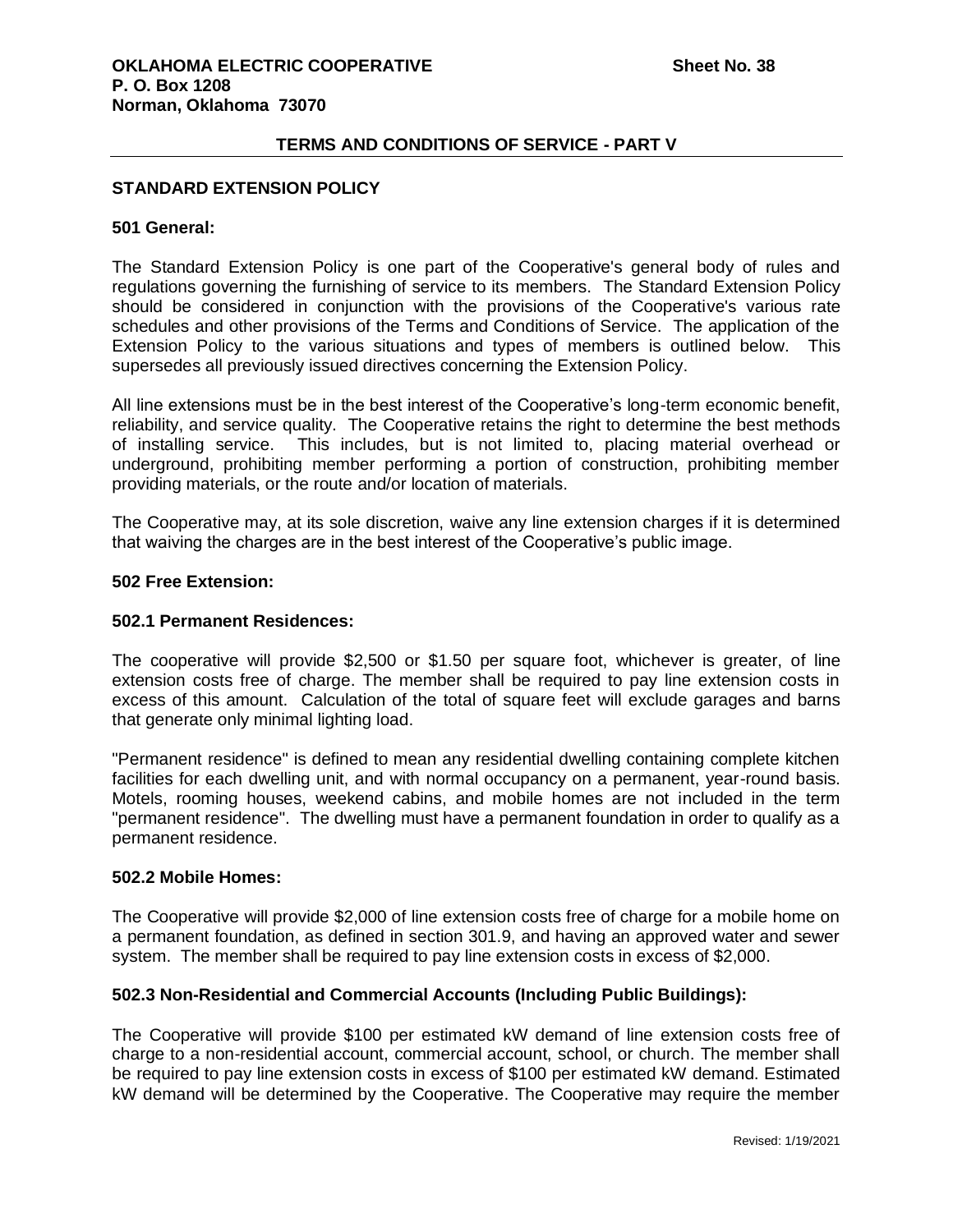**OKLAHOMA ELECTRIC COOPERATIVE** **Sheet No. 38**
**P. O. Box 1208**
**Norman, Oklahoma 73070**

## TERMS AND CONDITIONS OF SERVICE - PART V

### STANDARD EXTENSION POLICY

#### 501 General:

The Standard Extension Policy is one part of the Cooperative's general body of rules and regulations governing the furnishing of service to its members. The Standard Extension Policy should be considered in conjunction with the provisions of the Cooperative's various rate schedules and other provisions of the Terms and Conditions of Service. The application of the Extension Policy to the various situations and types of members is outlined below. This supersedes all previously issued directives concerning the Extension Policy.

All line extensions must be in the best interest of the Cooperative's long-term economic benefit, reliability, and service quality. The Cooperative retains the right to determine the best methods of installing service. This includes, but is not limited to, placing material overhead or underground, prohibiting member performing a portion of construction, prohibiting member providing materials, or the route and/or location of materials.

The Cooperative may, at its sole discretion, waive any line extension charges if it is determined that waiving the charges are in the best interest of the Cooperative's public image.

#### 502 Free Extension:

#### 502.1 Permanent Residences:

The cooperative will provide $2,500 or $1.50 per square foot, whichever is greater, of line extension costs free of charge. The member shall be required to pay line extension costs in excess of this amount. Calculation of the total of square feet will exclude garages and barns that generate only minimal lighting load.

"Permanent residence" is defined to mean any residential dwelling containing complete kitchen facilities for each dwelling unit, and with normal occupancy on a permanent, year-round basis. Motels, rooming houses, weekend cabins, and mobile homes are not included in the term "permanent residence". The dwelling must have a permanent foundation in order to qualify as a permanent residence.

#### 502.2 Mobile Homes:

The Cooperative will provide $2,000 of line extension costs free of charge for a mobile home on a permanent foundation, as defined in section 301.9, and having an approved water and sewer system. The member shall be required to pay line extension costs in excess of $2,000.

#### 502.3 Non-Residential and Commercial Accounts (Including Public Buildings):

The Cooperative will provide $100 per estimated kW demand of line extension costs free of charge to a non-residential account, commercial account, school, or church. The member shall be required to pay line extension costs in excess of $100 per estimated kW demand. Estimated kW demand will be determined by the Cooperative. The Cooperative may require the member

Revised: 1/19/2021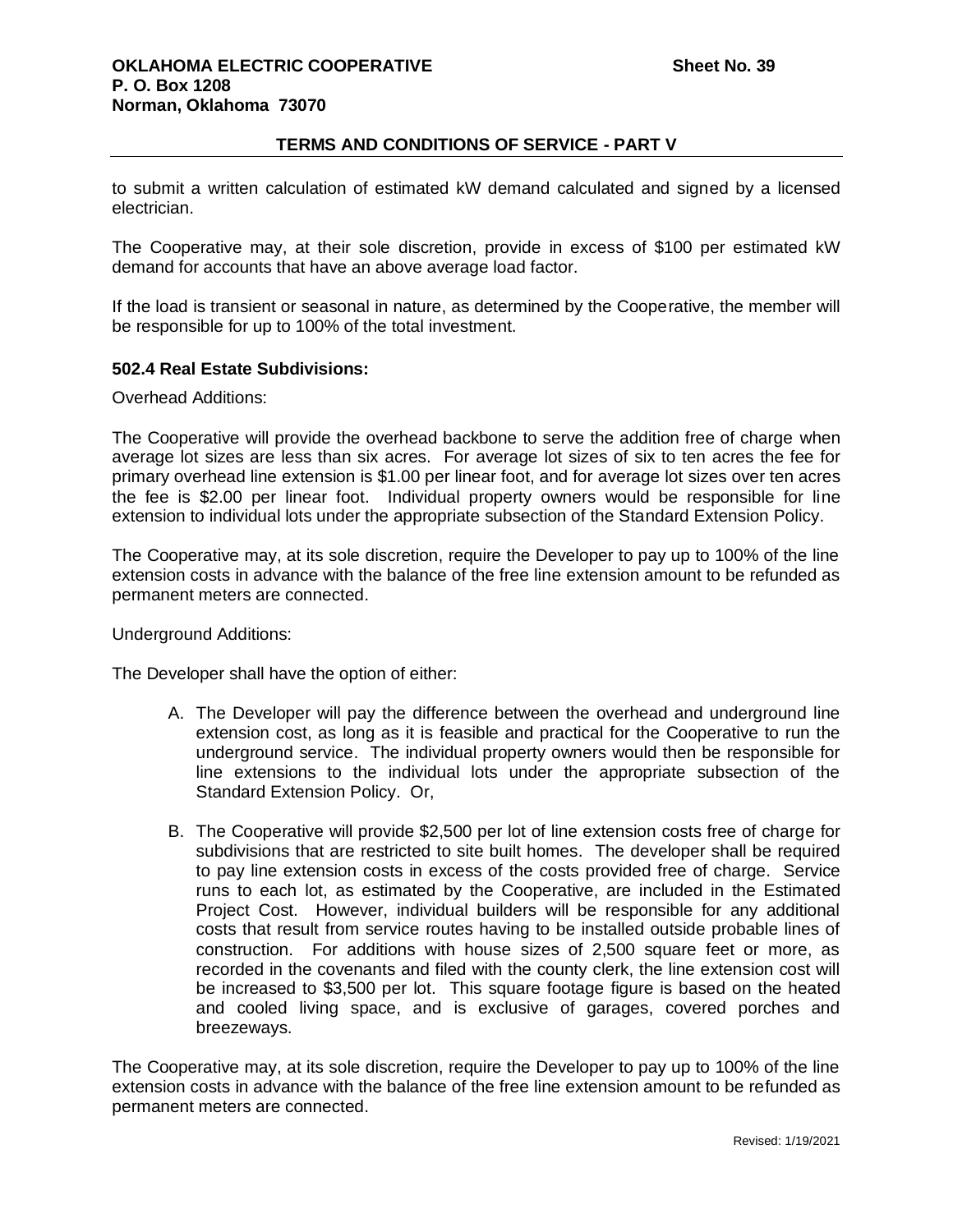to submit a written calculation of estimated kW demand calculated and signed by a licensed electrician.

The Cooperative may, at their sole discretion, provide in excess of $100 per estimated kW demand for accounts that have an above average load factor.

If the load is transient or seasonal in nature, as determined by the Cooperative, the member will be responsible for up to 100% of the total investment.

**502.4 Real Estate Subdivisions:**

Overhead Additions:

The Cooperative will provide the overhead backbone to serve the addition free of charge when average lot sizes are less than six acres. For average lot sizes of six to ten acres the fee for primary overhead line extension is $1.00 per linear foot, and for average lot sizes over ten acres the fee is $2.00 per linear foot. Individual property owners would be responsible for line extension to individual lots under the appropriate subsection of the Standard Extension Policy.

The Cooperative may, at its sole discretion, require the Developer to pay up to 100% of the line extension costs in advance with the balance of the free line extension amount to be refunded as permanent meters are connected.

Underground Additions:

The Developer shall have the option of either:

A. The Developer will pay the difference between the overhead and underground line extension cost, as long as it is feasible and practical for the Cooperative to run the underground service. The individual property owners would then be responsible for line extensions to the individual lots under the appropriate subsection of the Standard Extension Policy. Or,

B. The Cooperative will provide $2,500 per lot of line extension costs free of charge for subdivisions that are restricted to site built homes. The developer shall be required to pay line extension costs in excess of the costs provided free of charge. Service runs to each lot, as estimated by the Cooperative, are included in the Estimated Project Cost. However, individual builders will be responsible for any additional costs that result from service routes having to be installed outside probable lines of construction. For additions with house sizes of 2,500 square feet or more, as recorded in the covenants and filed with the county clerk, the line extension cost will be increased to $3,500 per lot. This square footage figure is based on the heated and cooled living space, and is exclusive of garages, covered porches and breezeways.

The Cooperative may, at its sole discretion, require the Developer to pay up to 100% of the line extension costs in advance with the balance of the free line extension amount to be refunded as permanent meters are connected.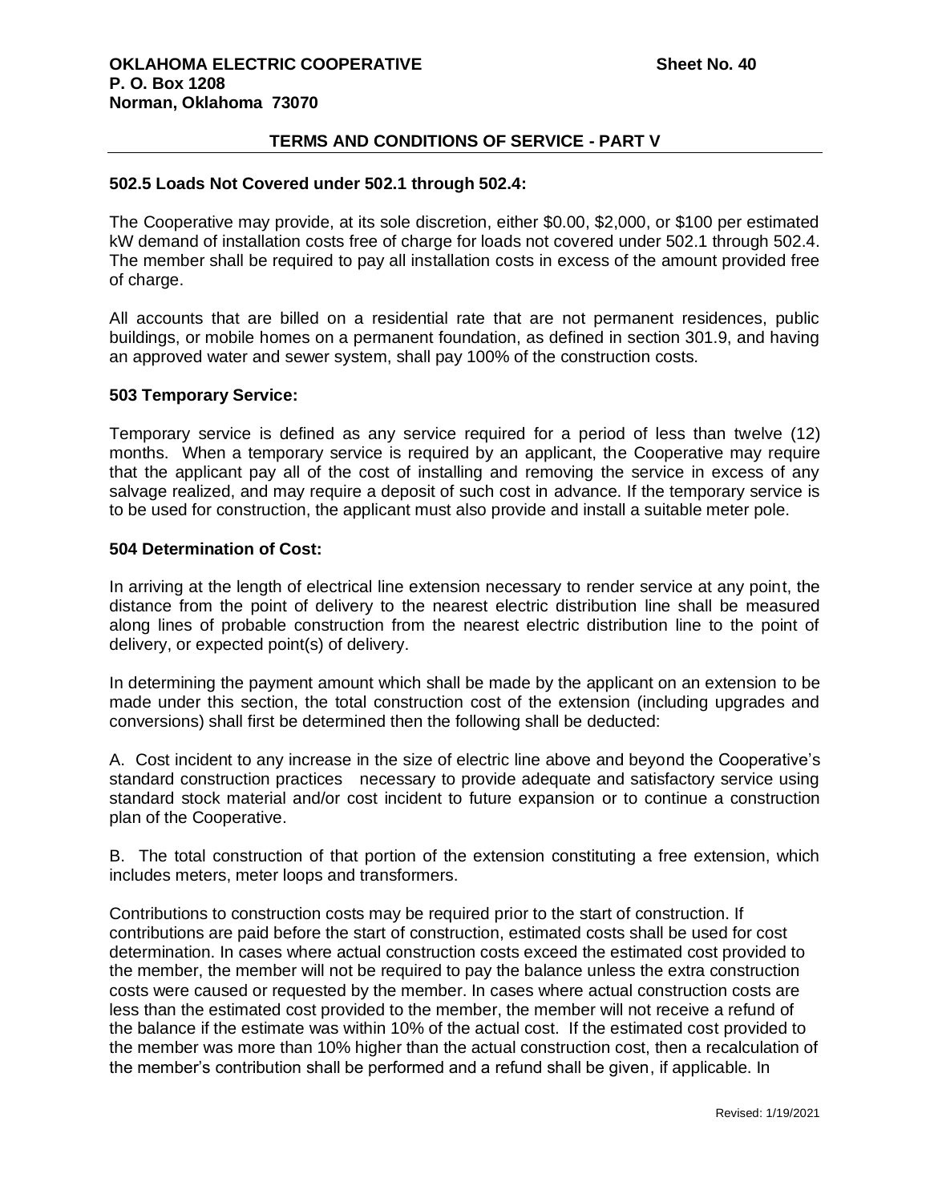**502.5 Loads Not Covered under 502.1 through 502.4:**

The Cooperative may provide, at its sole discretion, either $0.00, $2,000, or $100 per estimated kW demand of installation costs free of charge for loads not covered under 502.1 through 502.4. The member shall be required to pay all installation costs in excess of the amount provided free of charge.

All accounts that are billed on a residential rate that are not permanent residences, public buildings, or mobile homes on a permanent foundation, as defined in section 301.9, and having an approved water and sewer system, shall pay 100% of the construction costs.

**503 Temporary Service:**

Temporary service is defined as any service required for a period of less than twelve (12) months. When a temporary service is required by an applicant, the Cooperative may require that the applicant pay all of the cost of installing and removing the service in excess of any salvage realized, and may require a deposit of such cost in advance. If the temporary service is to be used for construction, the applicant must also provide and install a suitable meter pole.

**504 Determination of Cost:**

In arriving at the length of electrical line extension necessary to render service at any point, the distance from the point of delivery to the nearest electric distribution line shall be measured along lines of probable construction from the nearest electric distribution line to the point of delivery, or expected point(s) of delivery.

In determining the payment amount which shall be made by the applicant on an extension to be made under this section, the total construction cost of the extension (including upgrades and conversions) shall first be determined then the following shall be deducted:

A. Cost incident to any increase in the size of electric line above and beyond the Cooperative's standard construction practices necessary to provide adequate and satisfactory service using standard stock material and/or cost incident to future expansion or to continue a construction plan of the Cooperative.

B. The total construction of that portion of the extension constituting a free extension, which includes meters, meter loops and transformers.

Contributions to construction costs may be required prior to the start of construction. If contributions are paid before the start of construction, estimated costs shall be used for cost determination. In cases where actual construction costs exceed the estimated cost provided to the member, the member will not be required to pay the balance unless the extra construction costs were caused or requested by the member. In cases where actual construction costs are less than the estimated cost provided to the member, the member will not receive a refund of the balance if the estimate was within 10% of the actual cost. If the estimated cost provided to the member was more than 10% higher than the actual construction cost, then a recalculation of the member's contribution shall be performed and a refund shall be given, if applicable. In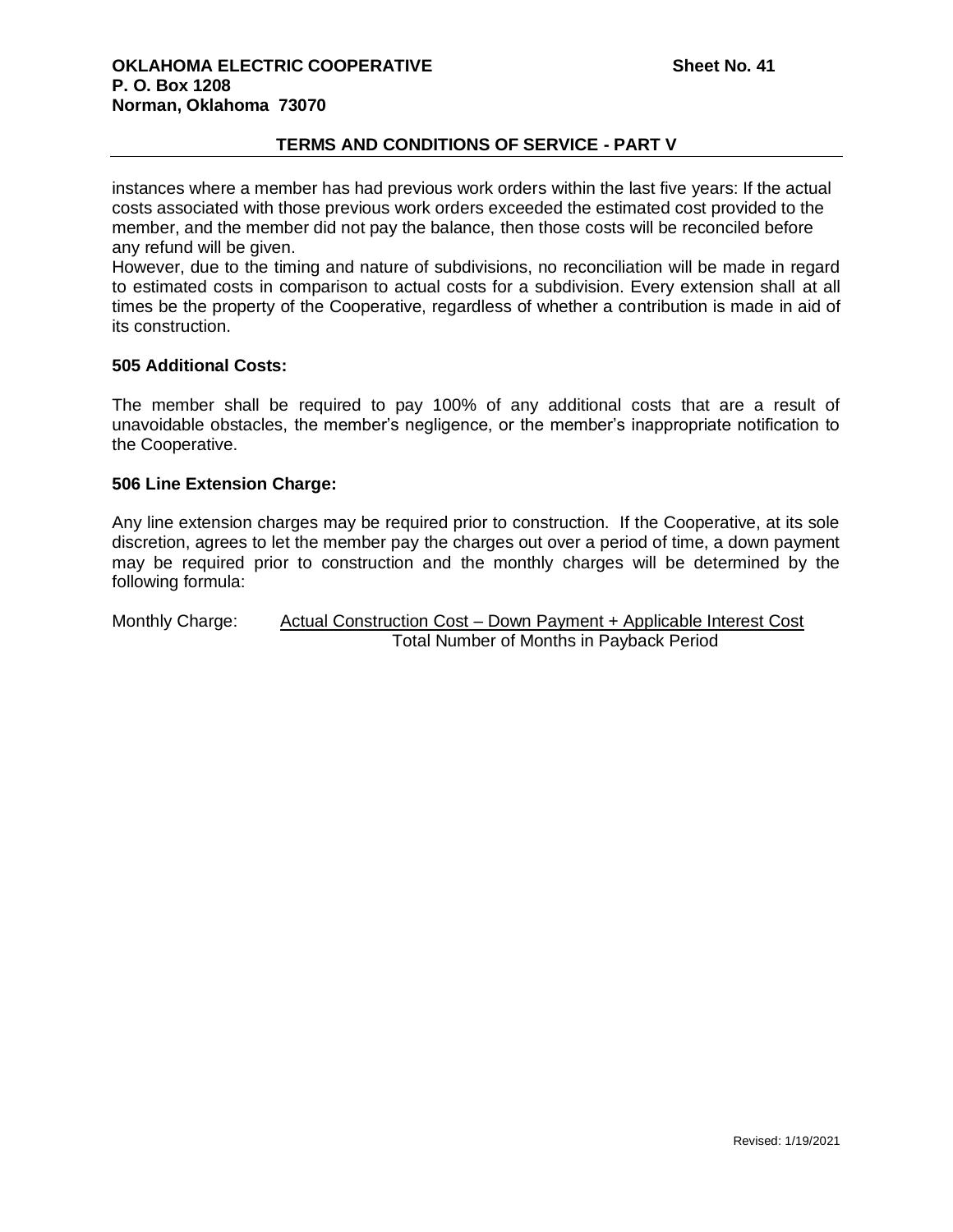instances where a member has had previous work orders within the last five years: If the actual costs associated with those previous work orders exceeded the estimated cost provided to the member, and the member did not pay the balance, then those costs will be reconciled before any refund will be given.

However, due to the timing and nature of subdivisions, no reconciliation will be made in regard to estimated costs in comparison to actual costs for a subdivision. Every extension shall at all times be the property of the Cooperative, regardless of whether a contribution is made in aid of its construction.

**505 Additional Costs:**

The member shall be required to pay 100% of any additional costs that are a result of unavoidable obstacles, the member's negligence, or the member's inappropriate notification to the Cooperative.

**506 Line Extension Charge:**

Any line extension charges may be required prior to construction. If the Cooperative, at its sole discretion, agrees to let the member pay the charges out over a period of time, a down payment may be required prior to construction and the monthly charges will be determined by the following formula:

$$\text{Monthly Charge: } \frac{\text{Actual Construction Cost} - \text{Down Payment} + \text{Applicable Interest Cost}}{\text{Total Number of Months in Payback Period}}$$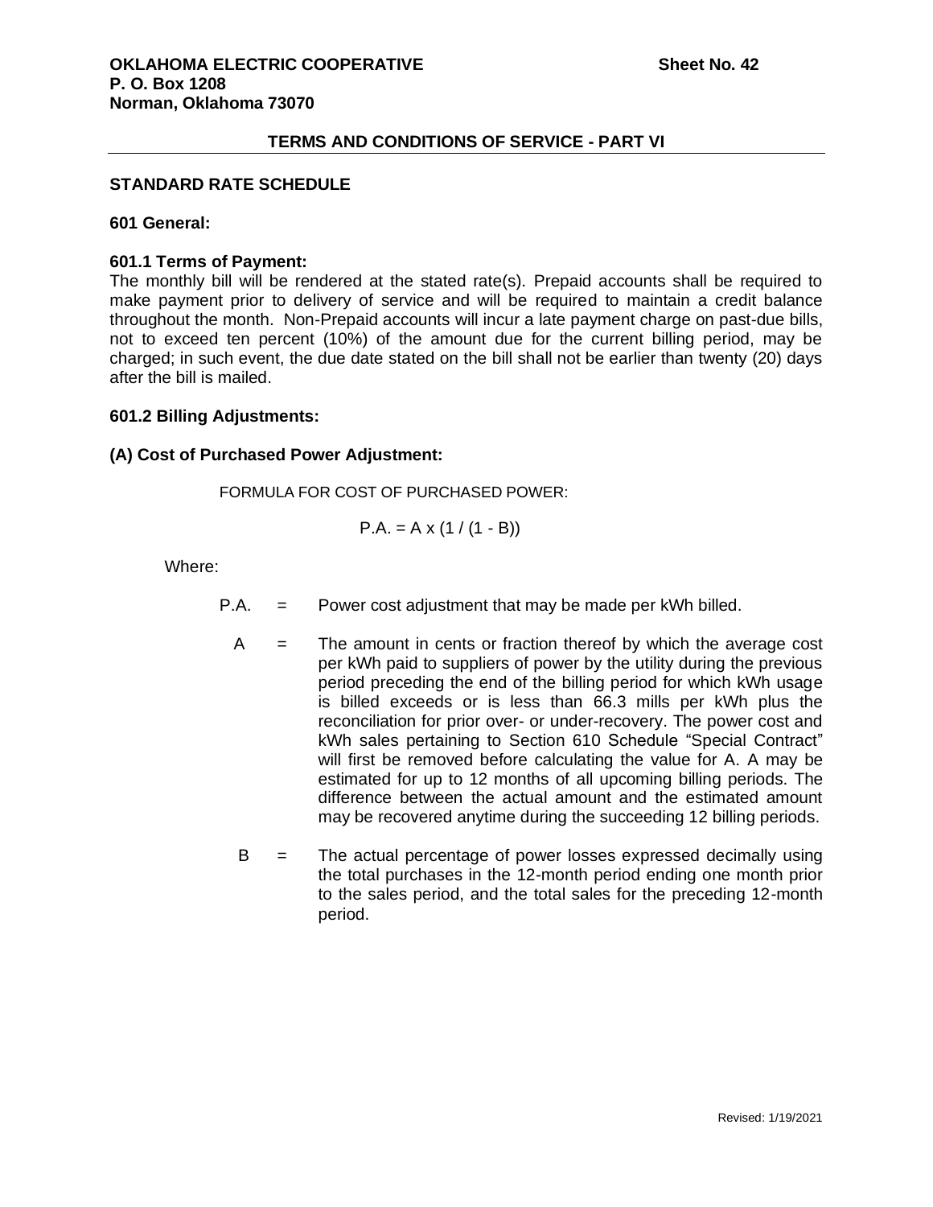**OKLAHOMA ELECTRIC COOPERATIVE**
**P. O. Box 1208**
**Norman, Oklahoma 73070**

**Sheet No. 42**

## TERMS AND CONDITIONS OF SERVICE - PART VI

### STANDARD RATE SCHEDULE

#### 601 General:

#### 601.1 Terms of Payment:

The monthly bill will be rendered at the stated rate(s). Prepaid accounts shall be required to make payment prior to delivery of service and will be required to maintain a credit balance throughout the month. Non-Prepaid accounts will incur a late payment charge on past-due bills, not to exceed ten percent (10%) of the amount due for the current billing period, may be charged; in such event, the due date stated on the bill shall not be earlier than twenty (20) days after the bill is mailed.

#### 601.2 Billing Adjustments:

#### (A) Cost of Purchased Power Adjustment:

FORMULA FOR COST OF PURCHASED POWER:

$$P.A. = A \times (1 / (1 - B))$$

Where:

P.A. = Power cost adjustment that may be made per kWh billed.

A = The amount in cents or fraction thereof by which the average cost per kWh paid to suppliers of power by the utility during the previous period preceding the end of the billing period for which kWh usage is billed exceeds or is less than 66.3 mills per kWh plus the reconciliation for prior over- or under-recovery. The power cost and kWh sales pertaining to Section 610 Schedule "Special Contract" will first be removed before calculating the value for A. A may be estimated for up to 12 months of all upcoming billing periods. The difference between the actual amount and the estimated amount may be recovered anytime during the succeeding 12 billing periods.

B = The actual percentage of power losses expressed decimally using the total purchases in the 12-month period ending one month prior to the sales period, and the total sales for the preceding 12-month period.

Revised: 1/19/2021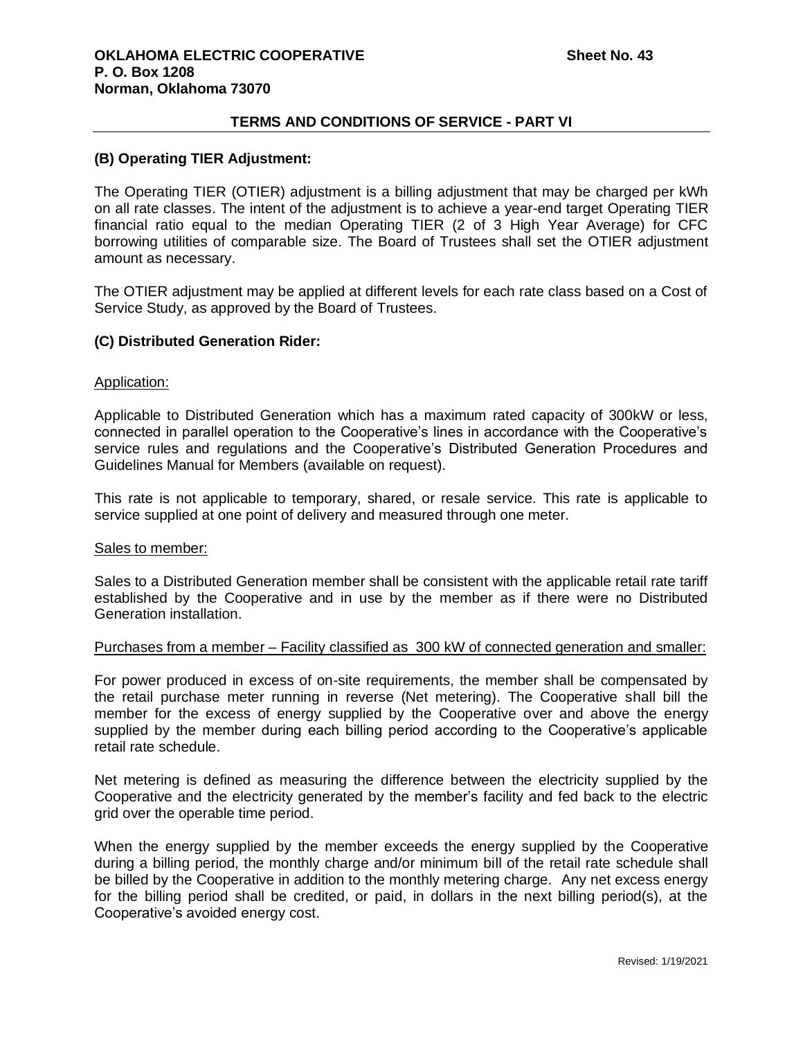## TERMS AND CONDITIONS OF SERVICE - PART VI

### (B) Operating TIER Adjustment:

The Operating TIER (OTIER) adjustment is a billing adjustment that may be charged per kWh on all rate classes. The intent of the adjustment is to achieve a year-end target Operating TIER financial ratio equal to the median Operating TIER (2 of 3 High Year Average) for CFC borrowing utilities of comparable size. The Board of Trustees shall set the OTIER adjustment amount as necessary.

The OTIER adjustment may be applied at different levels for each rate class based on a Cost of Service Study, as approved by the Board of Trustees.

### (C) Distributed Generation Rider:

Application:

Applicable to Distributed Generation which has a maximum rated capacity of 300kW or less, connected in parallel operation to the Cooperative's lines in accordance with the Cooperative's service rules and regulations and the Cooperative's Distributed Generation Procedures and Guidelines Manual for Members (available on request).

This rate is not applicable to temporary, shared, or resale service. This rate is applicable to service supplied at one point of delivery and measured through one meter.

Sales to member:

Sales to a Distributed Generation member shall be consistent with the applicable retail rate tariff established by the Cooperative and in use by the member as if there were no Distributed Generation installation.

Purchases from a member – Facility classified as 300 kW of connected generation and smaller:

For power produced in excess of on-site requirements, the member shall be compensated by the retail purchase meter running in reverse (Net metering). The Cooperative shall bill the member for the excess of energy supplied by the Cooperative over and above the energy supplied by the member during each billing period according to the Cooperative's applicable retail rate schedule.

Net metering is defined as measuring the difference between the electricity supplied by the Cooperative and the electricity generated by the member's facility and fed back to the electric grid over the operable time period.

When the energy supplied by the member exceeds the energy supplied by the Cooperative during a billing period, the monthly charge and/or minimum bill of the retail rate schedule shall be billed by the Cooperative in addition to the monthly metering charge. Any net excess energy for the billing period shall be credited, or paid, in dollars in the next billing period(s), at the Cooperative's avoided energy cost.

Revised: 1/19/2021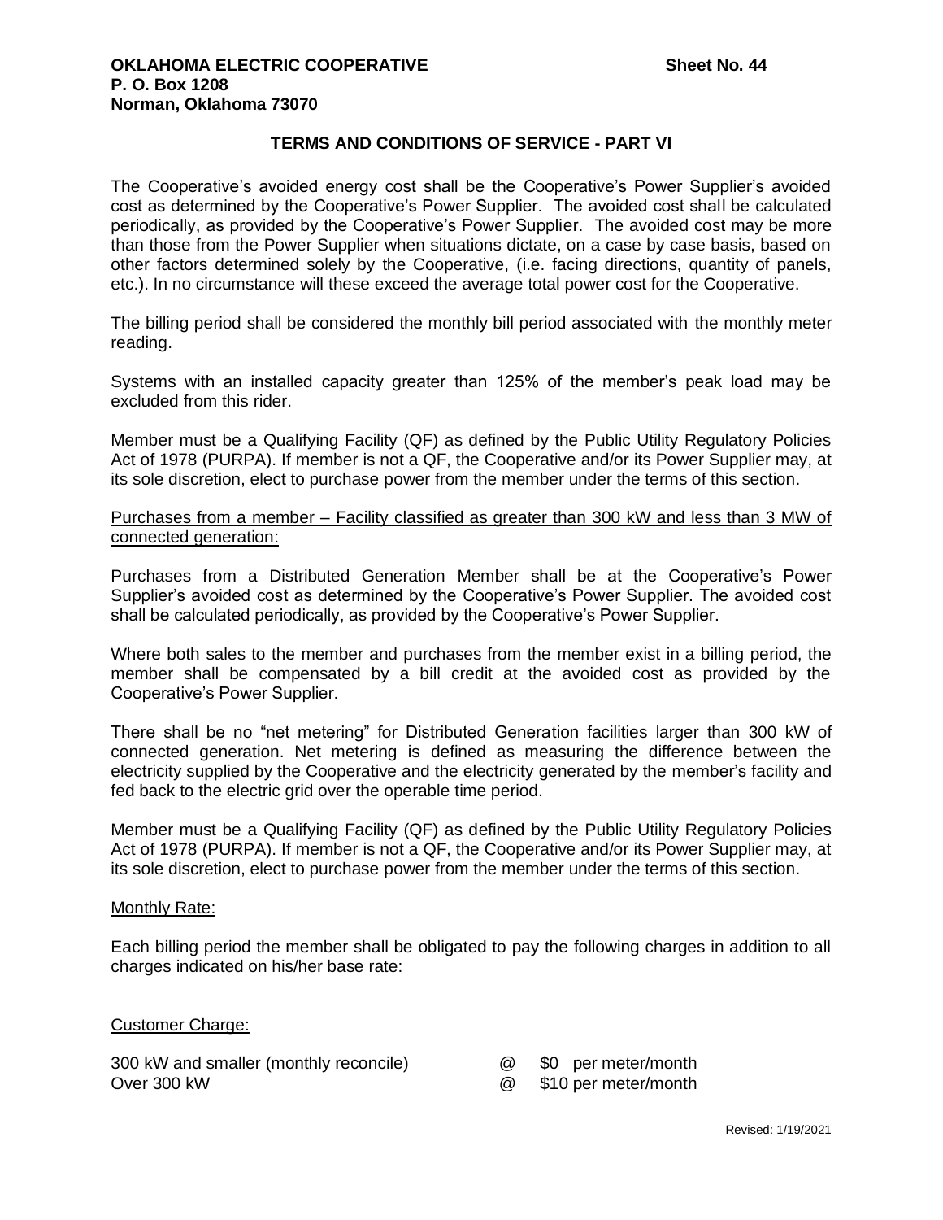## TERMS AND CONDITIONS OF SERVICE - PART VI

The Cooperative's avoided energy cost shall be the Cooperative's Power Supplier's avoided cost as determined by the Cooperative's Power Supplier. The avoided cost shall be calculated periodically, as provided by the Cooperative's Power Supplier. The avoided cost may be more than those from the Power Supplier when situations dictate, on a case by case basis, based on other factors determined solely by the Cooperative, (i.e. facing directions, quantity of panels, etc.). In no circumstance will these exceed the average total power cost for the Cooperative.

The billing period shall be considered the monthly bill period associated with the monthly meter reading.

Systems with an installed capacity greater than 125% of the member's peak load may be excluded from this rider.

Member must be a Qualifying Facility (QF) as defined by the Public Utility Regulatory Policies Act of 1978 (PURPA). If member is not a QF, the Cooperative and/or its Power Supplier may, at its sole discretion, elect to purchase power from the member under the terms of this section.

<u>Purchases from a member – Facility classified as greater than 300 kW and less than 3 MW of connected generation:</u>

Purchases from a Distributed Generation Member shall be at the Cooperative's Power Supplier's avoided cost as determined by the Cooperative's Power Supplier. The avoided cost shall be calculated periodically, as provided by the Cooperative's Power Supplier.

Where both sales to the member and purchases from the member exist in a billing period, the member shall be compensated by a bill credit at the avoided cost as provided by the Cooperative's Power Supplier.

There shall be no "net metering" for Distributed Generation facilities larger than 300 kW of connected generation. Net metering is defined as measuring the difference between the electricity supplied by the Cooperative and the electricity generated by the member's facility and fed back to the electric grid over the operable time period.

Member must be a Qualifying Facility (QF) as defined by the Public Utility Regulatory Policies Act of 1978 (PURPA). If member is not a QF, the Cooperative and/or its Power Supplier may, at its sole discretion, elect to purchase power from the member under the terms of this section.

<u>Monthly Rate:</u>

Each billing period the member shall be obligated to pay the following charges in addition to all charges indicated on his/her base rate:

<u>Customer Charge:</u>

| | | |
|---|---|---|
| 300 kW and smaller (monthly reconcile) | @ | $0 per meter/month |
| Over 300 kW | @ | $10 per meter/month |

Revised: 1/19/2021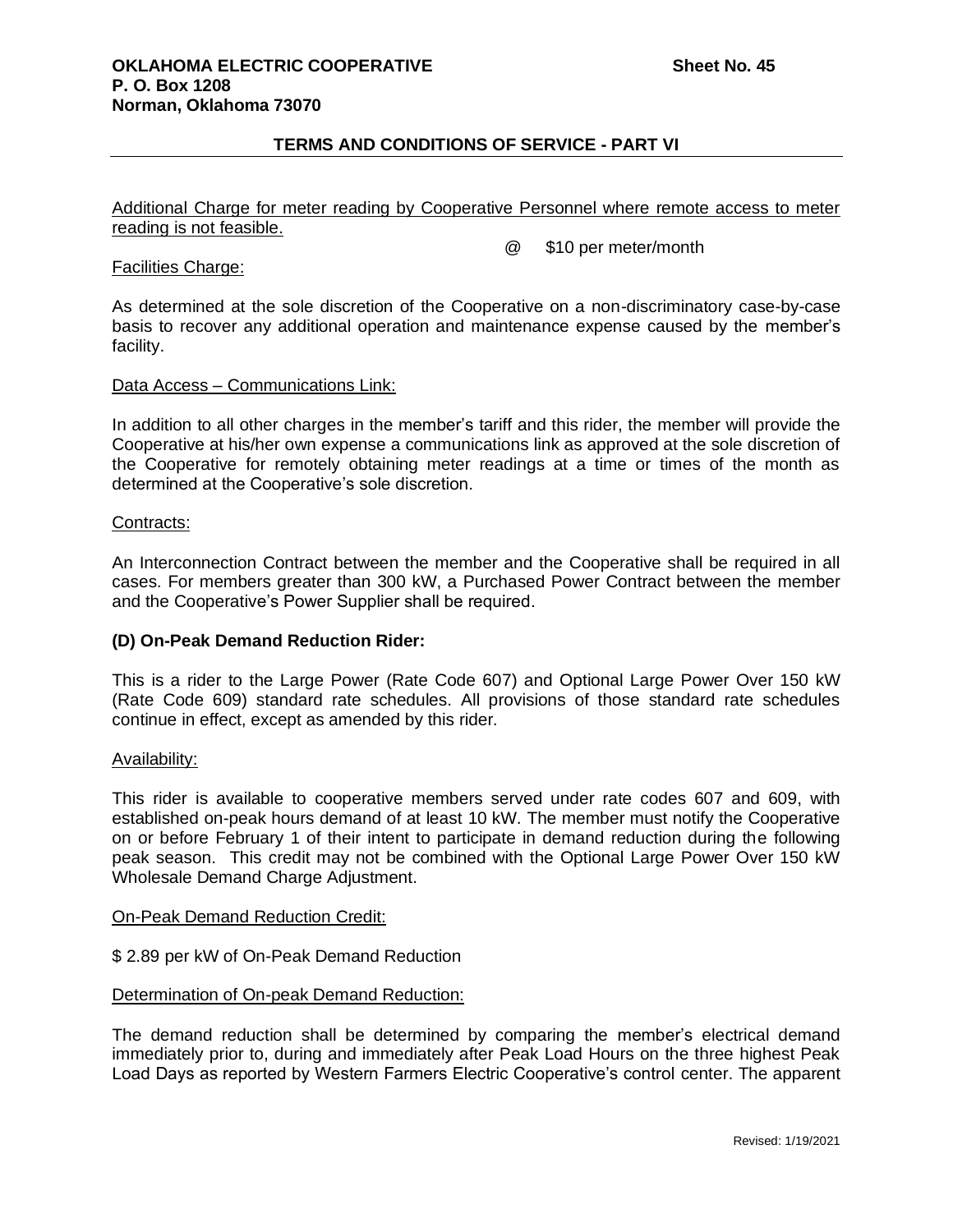Additional Charge for meter reading by Cooperative Personnel where remote access to meter reading is not feasible.

@ $10 per meter/month

Facilities Charge:

As determined at the sole discretion of the Cooperative on a non-discriminatory case-by-case basis to recover any additional operation and maintenance expense caused by the member's facility.

Data Access – Communications Link:

In addition to all other charges in the member's tariff and this rider, the member will provide the Cooperative at his/her own expense a communications link as approved at the sole discretion of the Cooperative for remotely obtaining meter readings at a time or times of the month as determined at the Cooperative's sole discretion.

Contracts:

An Interconnection Contract between the member and the Cooperative shall be required in all cases. For members greater than 300 kW, a Purchased Power Contract between the member and the Cooperative's Power Supplier shall be required.

**(D) On-Peak Demand Reduction Rider:**

This is a rider to the Large Power (Rate Code 607) and Optional Large Power Over 150 kW (Rate Code 609) standard rate schedules. All provisions of those standard rate schedules continue in effect, except as amended by this rider.

Availability:

This rider is available to cooperative members served under rate codes 607 and 609, with established on-peak hours demand of at least 10 kW. The member must notify the Cooperative on or before February 1 of their intent to participate in demand reduction during the following peak season. This credit may not be combined with the Optional Large Power Over 150 kW Wholesale Demand Charge Adjustment.

On-Peak Demand Reduction Credit:

$ 2.89 per kW of On-Peak Demand Reduction

Determination of On-peak Demand Reduction:

The demand reduction shall be determined by comparing the member's electrical demand immediately prior to, during and immediately after Peak Load Hours on the three highest Peak Load Days as reported by Western Farmers Electric Cooperative's control center. The apparent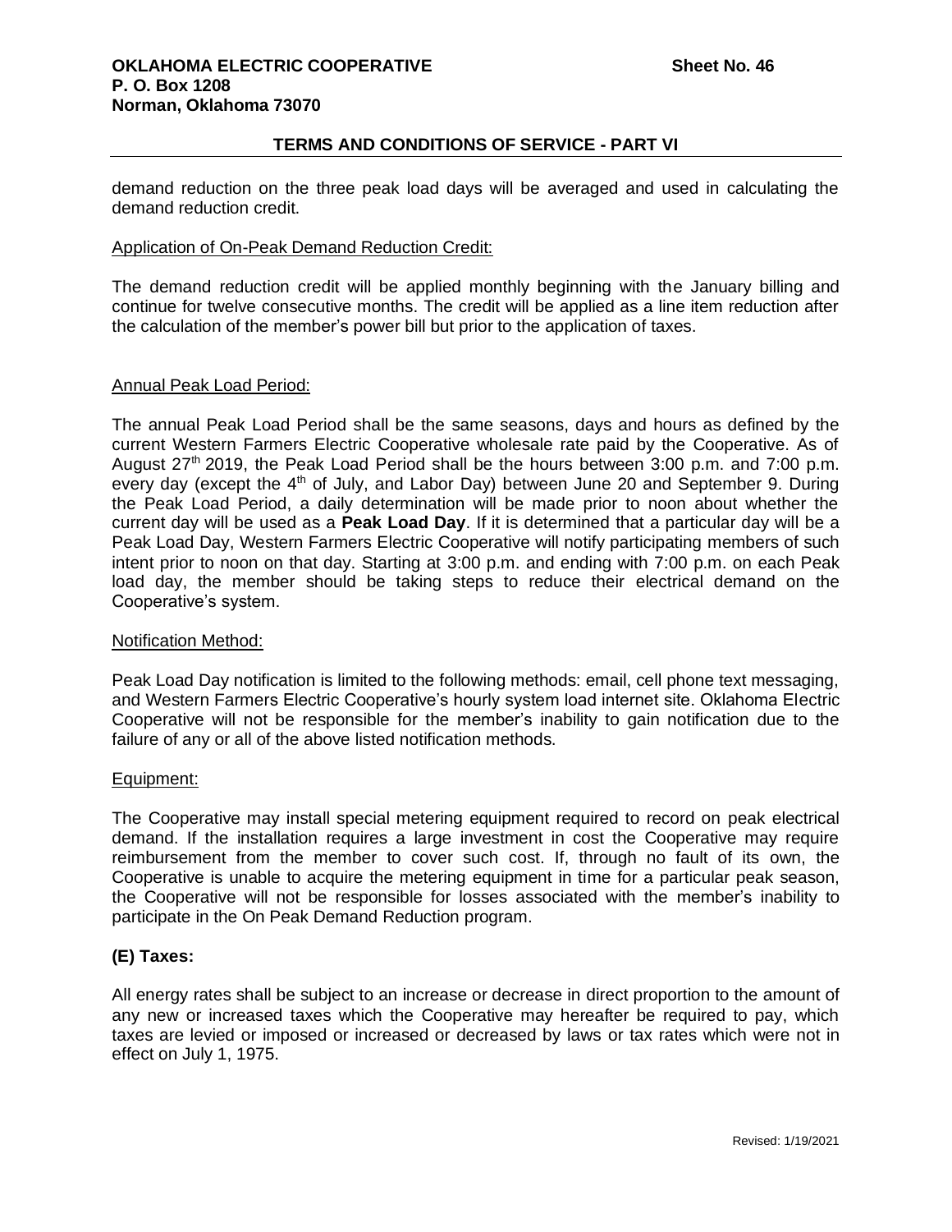demand reduction on the three peak load days will be averaged and used in calculating the demand reduction credit.

Application of On-Peak Demand Reduction Credit:

The demand reduction credit will be applied monthly beginning with the January billing and continue for twelve consecutive months. The credit will be applied as a line item reduction after the calculation of the member's power bill but prior to the application of taxes.

Annual Peak Load Period:

The annual Peak Load Period shall be the same seasons, days and hours as defined by the current Western Farmers Electric Cooperative wholesale rate paid by the Cooperative. As of August 27th 2019, the Peak Load Period shall be the hours between 3:00 p.m. and 7:00 p.m. every day (except the 4th of July, and Labor Day) between June 20 and September 9. During the Peak Load Period, a daily determination will be made prior to noon about whether the current day will be used as a **Peak Load Day**. If it is determined that a particular day will be a Peak Load Day, Western Farmers Electric Cooperative will notify participating members of such intent prior to noon on that day. Starting at 3:00 p.m. and ending with 7:00 p.m. on each Peak load day, the member should be taking steps to reduce their electrical demand on the Cooperative's system.

Notification Method:

Peak Load Day notification is limited to the following methods: email, cell phone text messaging, and Western Farmers Electric Cooperative's hourly system load internet site. Oklahoma Electric Cooperative will not be responsible for the member's inability to gain notification due to the failure of any or all of the above listed notification methods.

Equipment:

The Cooperative may install special metering equipment required to record on peak electrical demand. If the installation requires a large investment in cost the Cooperative may require reimbursement from the member to cover such cost. If, through no fault of its own, the Cooperative is unable to acquire the metering equipment in time for a particular peak season, the Cooperative will not be responsible for losses associated with the member's inability to participate in the On Peak Demand Reduction program.

### (E) Taxes:

All energy rates shall be subject to an increase or decrease in direct proportion to the amount of any new or increased taxes which the Cooperative may hereafter be required to pay, which taxes are levied or imposed or increased or decreased by laws or tax rates which were not in effect on July 1, 1975.

Revised: 1/19/2021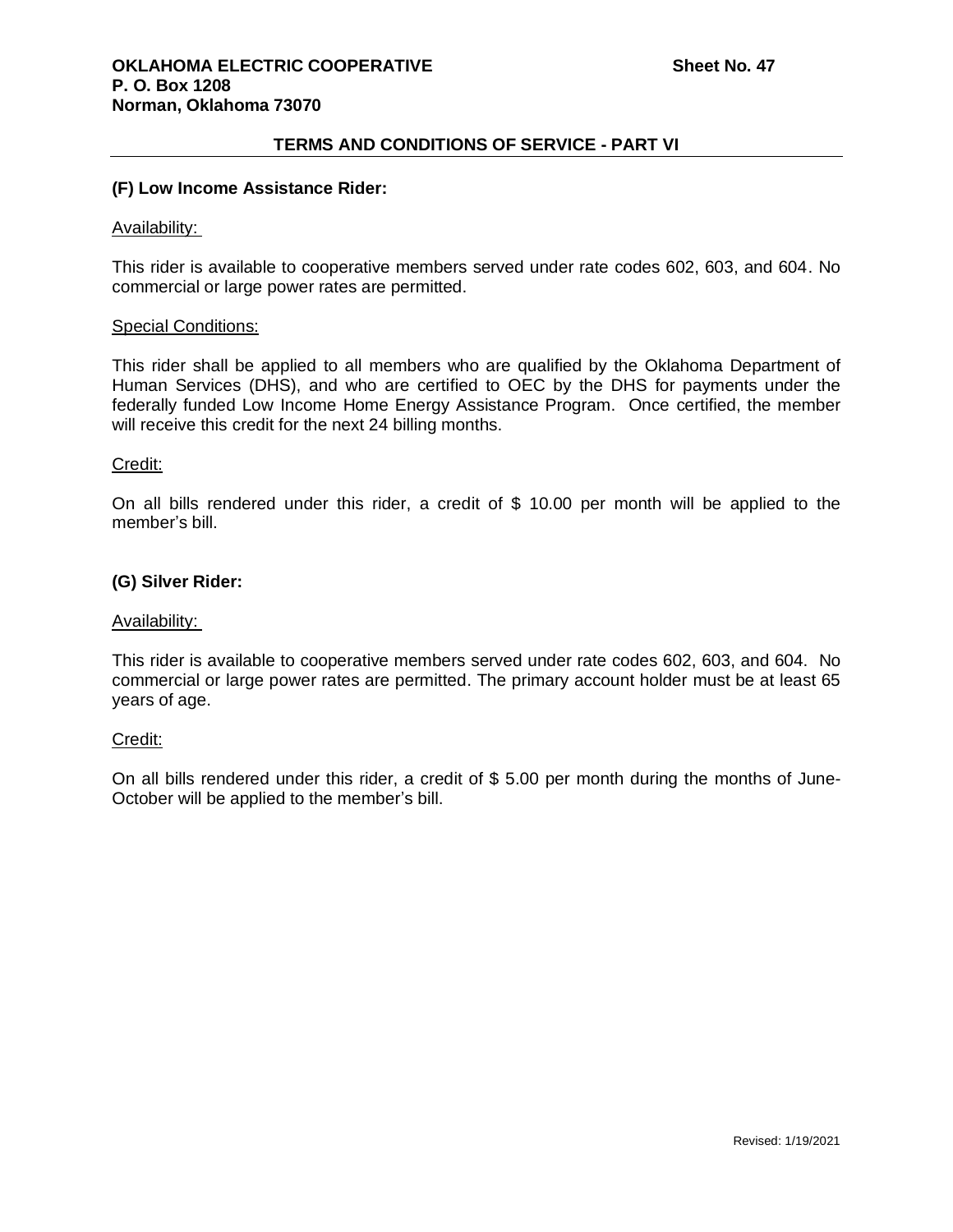## TERMS AND CONDITIONS OF SERVICE - PART VI

### (F) Low Income Assistance Rider:

Availability:

This rider is available to cooperative members served under rate codes 602, 603, and 604. No commercial or large power rates are permitted.

Special Conditions:

This rider shall be applied to all members who are qualified by the Oklahoma Department of Human Services (DHS), and who are certified to OEC by the DHS for payments under the federally funded Low Income Home Energy Assistance Program. Once certified, the member will receive this credit for the next 24 billing months.

Credit:

On all bills rendered under this rider, a credit of $ 10.00 per month will be applied to the member's bill.

### (G) Silver Rider:

Availability:

This rider is available to cooperative members served under rate codes 602, 603, and 604. No commercial or large power rates are permitted. The primary account holder must be at least 65 years of age.

Credit:

On all bills rendered under this rider, a credit of $ 5.00 per month during the months of June-October will be applied to the member's bill.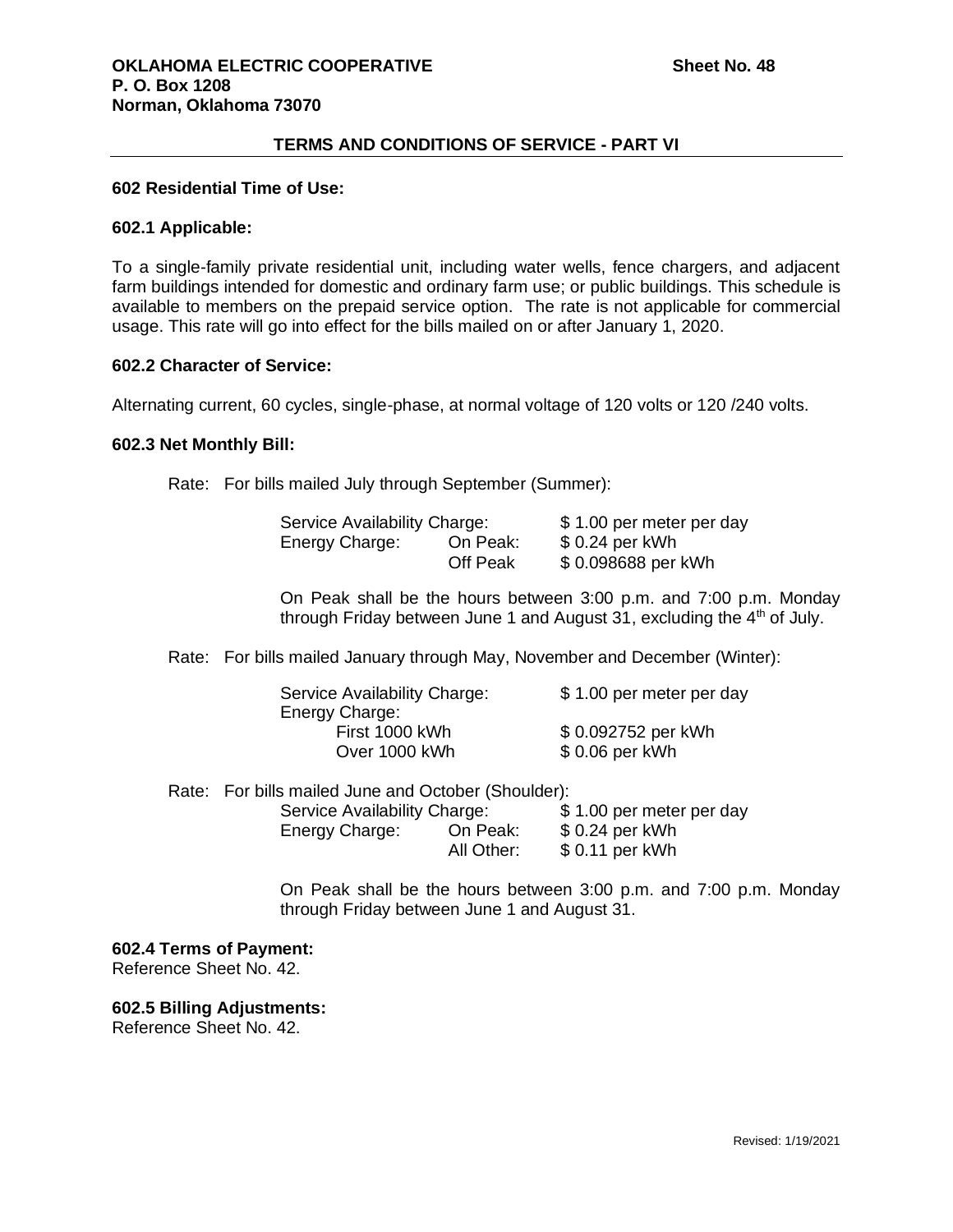**OKLAHOMA ELECTRIC COOPERATIVE** **Sheet No. 48**
**P. O. Box 1208**
**Norman, Oklahoma 73070**

**TERMS AND CONDITIONS OF SERVICE - PART VI**

## 602 Residential Time of Use:

### 602.1 Applicable:

To a single-family private residential unit, including water wells, fence chargers, and adjacent farm buildings intended for domestic and ordinary farm use; or public buildings. This schedule is available to members on the prepaid service option. The rate is not applicable for commercial usage. This rate will go into effect for the bills mailed on or after January 1, 2020.

### 602.2 Character of Service:

Alternating current, 60 cycles, single-phase, at normal voltage of 120 volts or 120 /240 volts.

### 602.3 Net Monthly Bill:

Rate: For bills mailed July through September (Summer):

| | | |
|---|---|---|
| Service Availability Charge: | | \$ 1.00 per meter per day |
| Energy Charge: | On Peak: | \$ 0.24 per kWh |
| | Off Peak | \$ 0.098688 per kWh |

On Peak shall be the hours between 3:00 p.m. and 7:00 p.m. Monday through Friday between June 1 and August 31, excluding the 4th of July.

Rate: For bills mailed January through May, November and December (Winter):

| | |
|---|---|
| Service Availability Charge: | \$ 1.00 per meter per day |
| Energy Charge: | |
| First 1000 kWh | \$ 0.092752 per kWh |
| Over 1000 kWh | \$ 0.06 per kWh |

Rate: For bills mailed June and October (Shoulder):

| | | |
|---|---|---|
| Service Availability Charge: | | \$ 1.00 per meter per day |
| Energy Charge: | On Peak: | \$ 0.24 per kWh |
| | All Other: | \$ 0.11 per kWh |

On Peak shall be the hours between 3:00 p.m. and 7:00 p.m. Monday through Friday between June 1 and August 31.

### 602.4 Terms of Payment:
Reference Sheet No. 42.

### 602.5 Billing Adjustments:
Reference Sheet No. 42.

Revised: 1/19/2021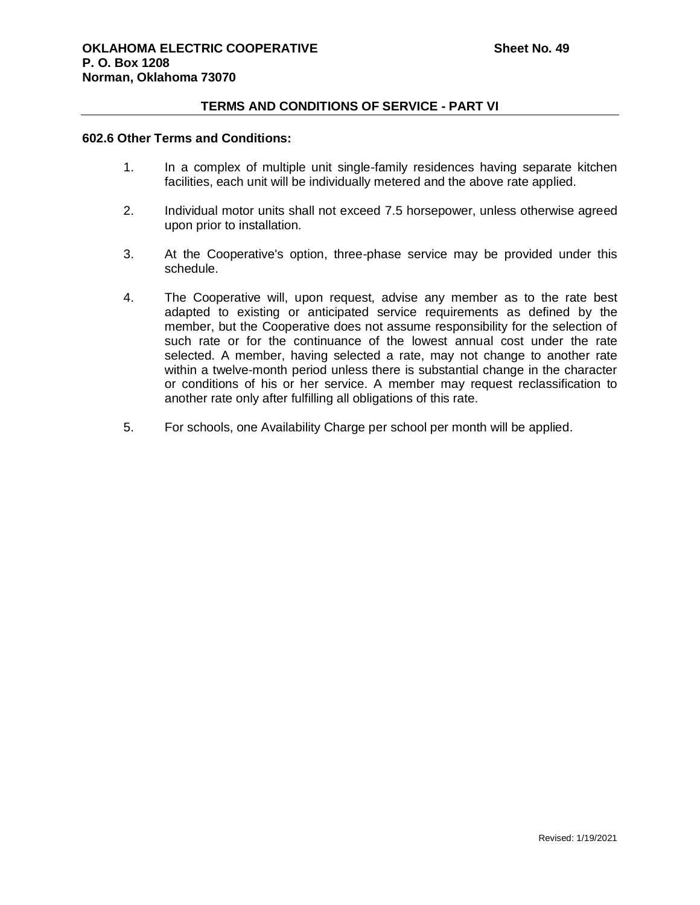## TERMS AND CONDITIONS OF SERVICE - PART VI

**602.6 Other Terms and Conditions:**

1. In a complex of multiple unit single-family residences having separate kitchen facilities, each unit will be individually metered and the above rate applied.

2. Individual motor units shall not exceed 7.5 horsepower, unless otherwise agreed upon prior to installation.

3. At the Cooperative's option, three-phase service may be provided under this schedule.

4. The Cooperative will, upon request, advise any member as to the rate best adapted to existing or anticipated service requirements as defined by the member, but the Cooperative does not assume responsibility for the selection of such rate or for the continuance of the lowest annual cost under the rate selected. A member, having selected a rate, may not change to another rate within a twelve-month period unless there is substantial change in the character or conditions of his or her service. A member may request reclassification to another rate only after fulfilling all obligations of this rate.

5. For schools, one Availability Charge per school per month will be applied.

Revised: 1/19/2021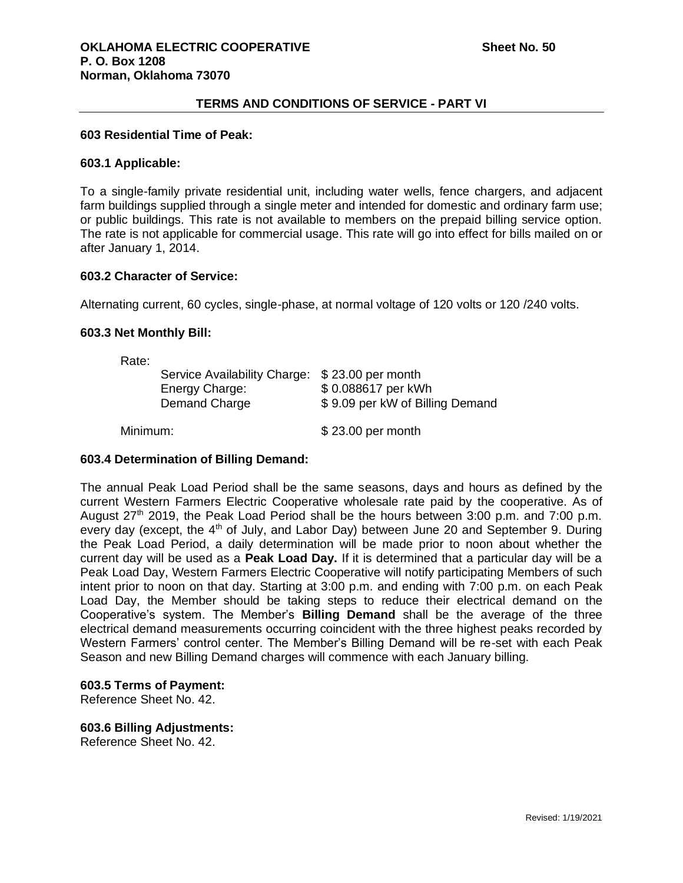**OKLAHOMA ELECTRIC COOPERATIVE** **Sheet No. 50**
**P. O. Box 1208**
**Norman, Oklahoma 73070**

## TERMS AND CONDITIONS OF SERVICE - PART VI

### 603 Residential Time of Peak:

### 603.1 Applicable:

To a single-family private residential unit, including water wells, fence chargers, and adjacent farm buildings supplied through a single meter and intended for domestic and ordinary farm use; or public buildings. This rate is not available to members on the prepaid billing service option. The rate is not applicable for commercial usage. This rate will go into effect for bills mailed on or after January 1, 2014.

### 603.2 Character of Service:

Alternating current, 60 cycles, single-phase, at normal voltage of 120 volts or 120 /240 volts.

### 603.3 Net Monthly Bill:

Rate:

| | |
|---|---|
| Service Availability Charge: | $ 23.00 per month |
| Energy Charge: | $ 0.088617 per kWh |
| Demand Charge | $ 9.09 per kW of Billing Demand |

Minimum: $ 23.00 per month

### 603.4 Determination of Billing Demand:

The annual Peak Load Period shall be the same seasons, days and hours as defined by the current Western Farmers Electric Cooperative wholesale rate paid by the cooperative. As of August 27th 2019, the Peak Load Period shall be the hours between 3:00 p.m. and 7:00 p.m. every day (except, the 4th of July, and Labor Day) between June 20 and September 9. During the Peak Load Period, a daily determination will be made prior to noon about whether the current day will be used as a **Peak Load Day.** If it is determined that a particular day will be a Peak Load Day, Western Farmers Electric Cooperative will notify participating Members of such intent prior to noon on that day. Starting at 3:00 p.m. and ending with 7:00 p.m. on each Peak Load Day, the Member should be taking steps to reduce their electrical demand on the Cooperative's system. The Member's **Billing Demand** shall be the average of the three electrical demand measurements occurring coincident with the three highest peaks recorded by Western Farmers' control center. The Member's Billing Demand will be re-set with each Peak Season and new Billing Demand charges will commence with each January billing.

### 603.5 Terms of Payment:

Reference Sheet No. 42.

### 603.6 Billing Adjustments:

Reference Sheet No. 42.

Revised: 1/19/2021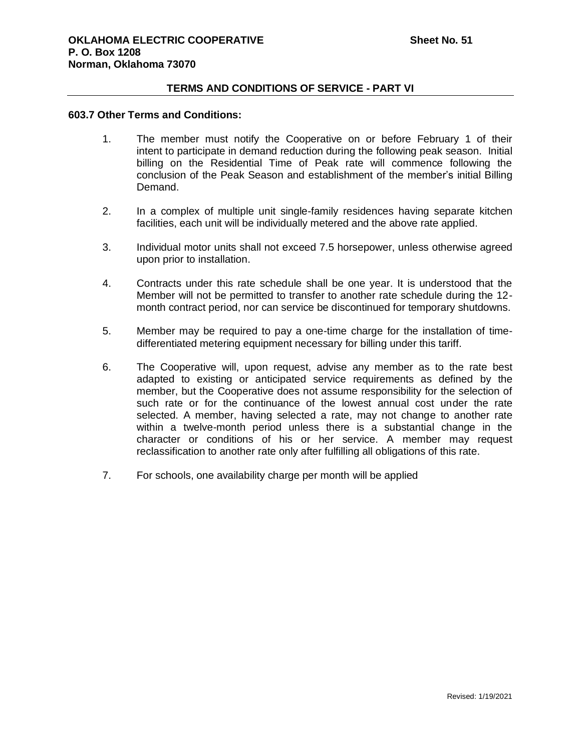**OKLAHOMA ELECTRIC COOPERATIVE** **Sheet No. 51**
**P. O. Box 1208**
**Norman, Oklahoma 73070**

**TERMS AND CONDITIONS OF SERVICE - PART VI**

**603.7 Other Terms and Conditions:**

1. The member must notify the Cooperative on or before February 1 of their intent to participate in demand reduction during the following peak season. Initial billing on the Residential Time of Peak rate will commence following the conclusion of the Peak Season and establishment of the member's initial Billing Demand.

2. In a complex of multiple unit single-family residences having separate kitchen facilities, each unit will be individually metered and the above rate applied.

3. Individual motor units shall not exceed 7.5 horsepower, unless otherwise agreed upon prior to installation.

4. Contracts under this rate schedule shall be one year. It is understood that the Member will not be permitted to transfer to another rate schedule during the 12-month contract period, nor can service be discontinued for temporary shutdowns.

5. Member may be required to pay a one-time charge for the installation of time-differentiated metering equipment necessary for billing under this tariff.

6. The Cooperative will, upon request, advise any member as to the rate best adapted to existing or anticipated service requirements as defined by the member, but the Cooperative does not assume responsibility for the selection of such rate or for the continuance of the lowest annual cost under the rate selected. A member, having selected a rate, may not change to another rate within a twelve-month period unless there is a substantial change in the character or conditions of his or her service. A member may request reclassification to another rate only after fulfilling all obligations of this rate.

7. For schools, one availability charge per month will be applied

Revised: 1/19/2021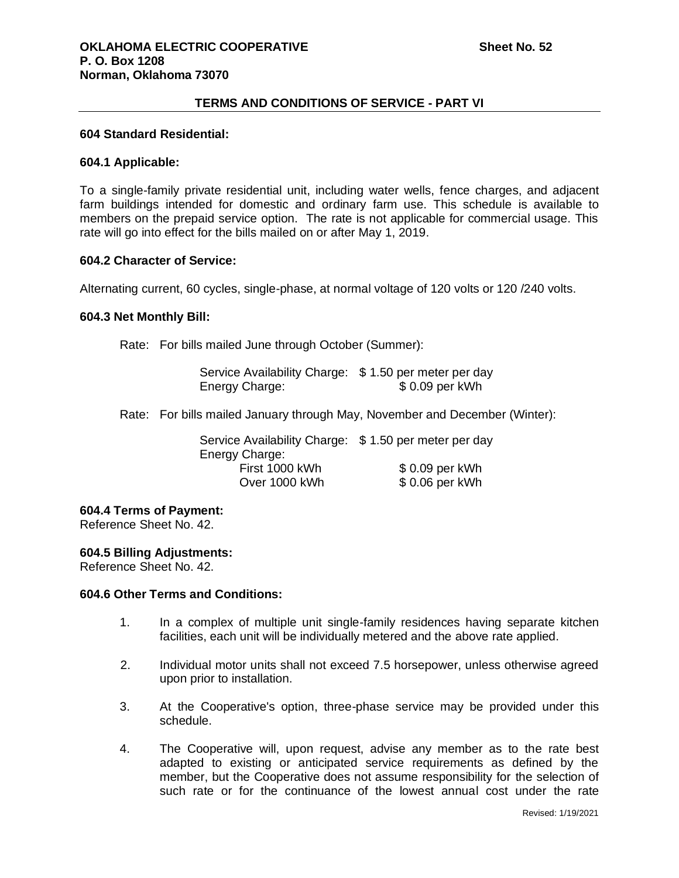**OKLAHOMA ELECTRIC COOPERATIVE**
**P. O. Box 1208**
**Norman, Oklahoma 73070**

**Sheet No. 52**

**TERMS AND CONDITIONS OF SERVICE - PART VI**

**604 Standard Residential:**

**604.1 Applicable:**

To a single-family private residential unit, including water wells, fence charges, and adjacent farm buildings intended for domestic and ordinary farm use. This schedule is available to members on the prepaid service option. The rate is not applicable for commercial usage. This rate will go into effect for the bills mailed on or after May 1, 2019.

**604.2 Character of Service:**

Alternating current, 60 cycles, single-phase, at normal voltage of 120 volts or 120 /240 volts.

**604.3 Net Monthly Bill:**

Rate: For bills mailed June through October (Summer):

| | |
|---|---|
| Service Availability Charge: | $ 1.50 per meter per day |
| Energy Charge: | $ 0.09 per kWh |

Rate: For bills mailed January through May, November and December (Winter):

| | |
|---|---|
| Service Availability Charge: | $ 1.50 per meter per day |
| Energy Charge: | |
| First 1000 kWh | $ 0.09 per kWh |
| Over 1000 kWh | $ 0.06 per kWh |

**604.4 Terms of Payment:**
Reference Sheet No. 42.

**604.5 Billing Adjustments:**
Reference Sheet No. 42.

**604.6 Other Terms and Conditions:**

1. In a complex of multiple unit single-family residences having separate kitchen facilities, each unit will be individually metered and the above rate applied.

2. Individual motor units shall not exceed 7.5 horsepower, unless otherwise agreed upon prior to installation.

3. At the Cooperative's option, three-phase service may be provided under this schedule.

4. The Cooperative will, upon request, advise any member as to the rate best adapted to existing or anticipated service requirements as defined by the member, but the Cooperative does not assume responsibility for the selection of such rate or for the continuance of the lowest annual cost under the rate

Revised: 1/19/2021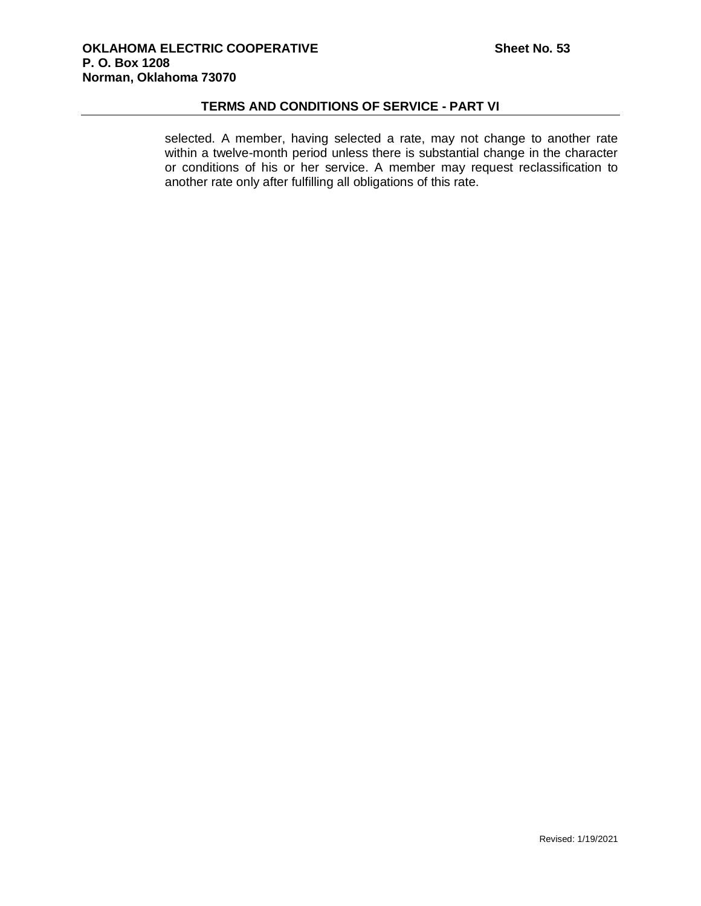selected. A member, having selected a rate, may not change to another rate within a twelve-month period unless there is substantial change in the character or conditions of his or her service. A member may request reclassification to another rate only after fulfilling all obligations of this rate.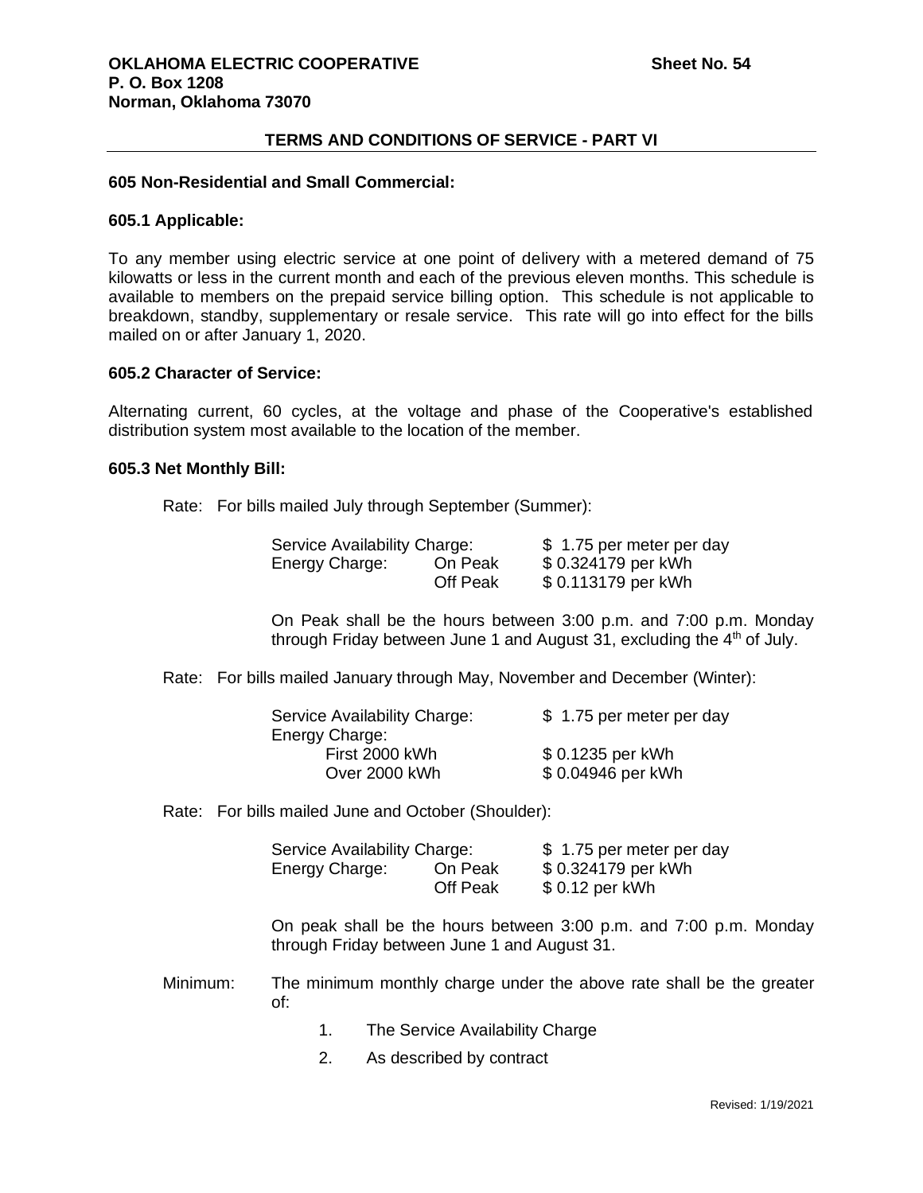**OKLAHOMA ELECTRIC COOPERATIVE** **Sheet No. 54**
**P. O. Box 1208**
**Norman, Oklahoma 73070**

**TERMS AND CONDITIONS OF SERVICE - PART VI**

**605 Non-Residential and Small Commercial:**

**605.1 Applicable:**

To any member using electric service at one point of delivery with a metered demand of 75 kilowatts or less in the current month and each of the previous eleven months. This schedule is available to members on the prepaid service billing option. This schedule is not applicable to breakdown, standby, supplementary or resale service. This rate will go into effect for the bills mailed on or after January 1, 2020.

**605.2 Character of Service:**

Alternating current, 60 cycles, at the voltage and phase of the Cooperative's established distribution system most available to the location of the member.

**605.3 Net Monthly Bill:**

Rate: For bills mailed July through September (Summer):

| | | |
|---|---|---|
| Service Availability Charge: | | $ 1.75 per meter per day |
| Energy Charge: | On Peak | $ 0.324179 per kWh |
| | Off Peak | $ 0.113179 per kWh |

On Peak shall be the hours between 3:00 p.m. and 7:00 p.m. Monday through Friday between June 1 and August 31, excluding the 4th of July.

Rate: For bills mailed January through May, November and December (Winter):

| | |
|---|---|
| Service Availability Charge: | $ 1.75 per meter per day |
| Energy Charge: | |
| First 2000 kWh | $ 0.1235 per kWh |
| Over 2000 kWh | $ 0.04946 per kWh |

Rate: For bills mailed June and October (Shoulder):

| | | |
|---|---|---|
| Service Availability Charge: | | $ 1.75 per meter per day |
| Energy Charge: | On Peak | $ 0.324179 per kWh |
| | Off Peak | $ 0.12 per kWh |

On peak shall be the hours between 3:00 p.m. and 7:00 p.m. Monday through Friday between June 1 and August 31.

Minimum: The minimum monthly charge under the above rate shall be the greater of:

1. The Service Availability Charge
2. As described by contract

Revised: 1/19/2021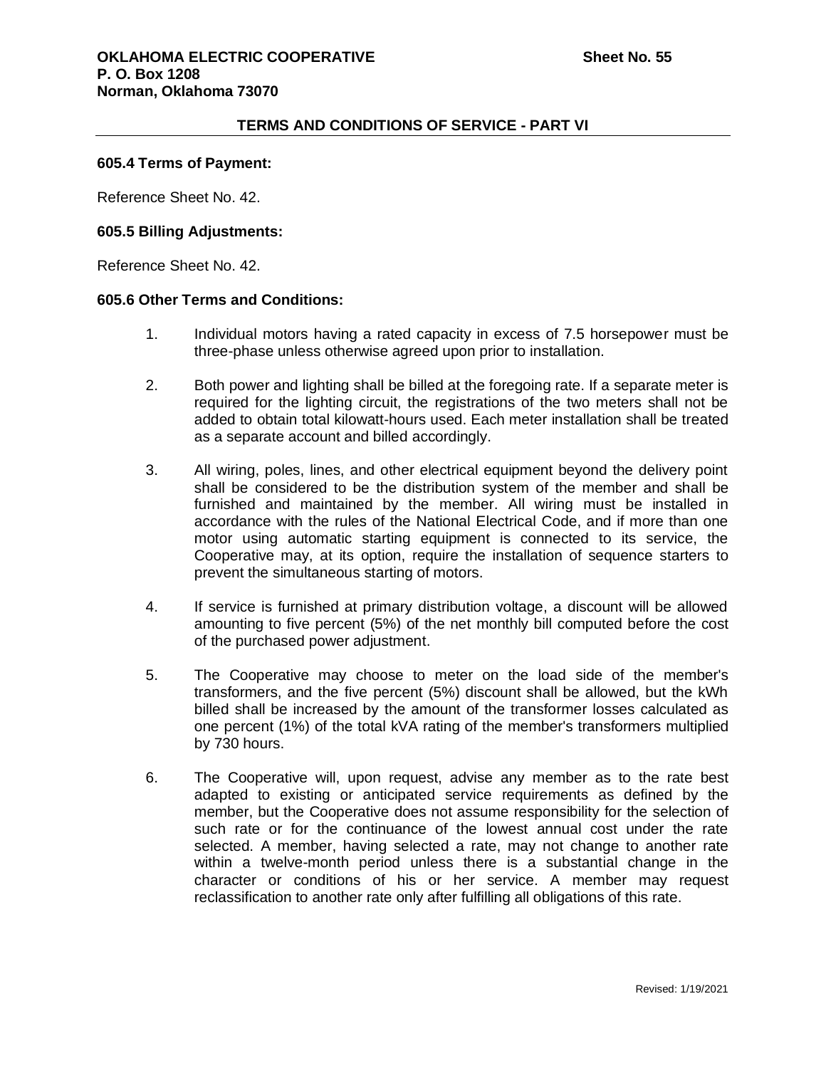### 605.4 Terms of Payment:

Reference Sheet No. 42.

### 605.5 Billing Adjustments:

Reference Sheet No. 42.

### 605.6 Other Terms and Conditions:

1. Individual motors having a rated capacity in excess of 7.5 horsepower must be three-phase unless otherwise agreed upon prior to installation.

2. Both power and lighting shall be billed at the foregoing rate. If a separate meter is required for the lighting circuit, the registrations of the two meters shall not be added to obtain total kilowatt-hours used. Each meter installation shall be treated as a separate account and billed accordingly.

3. All wiring, poles, lines, and other electrical equipment beyond the delivery point shall be considered to be the distribution system of the member and shall be furnished and maintained by the member. All wiring must be installed in accordance with the rules of the National Electrical Code, and if more than one motor using automatic starting equipment is connected to its service, the Cooperative may, at its option, require the installation of sequence starters to prevent the simultaneous starting of motors.

4. If service is furnished at primary distribution voltage, a discount will be allowed amounting to five percent (5%) of the net monthly bill computed before the cost of the purchased power adjustment.

5. The Cooperative may choose to meter on the load side of the member's transformers, and the five percent (5%) discount shall be allowed, but the kWh billed shall be increased by the amount of the transformer losses calculated as one percent (1%) of the total kVA rating of the member's transformers multiplied by 730 hours.

6. The Cooperative will, upon request, advise any member as to the rate best adapted to existing or anticipated service requirements as defined by the member, but the Cooperative does not assume responsibility for the selection of such rate or for the continuance of the lowest annual cost under the rate selected. A member, having selected a rate, may not change to another rate within a twelve-month period unless there is a substantial change in the character or conditions of his or her service. A member may request reclassification to another rate only after fulfilling all obligations of this rate.

Revised: 1/19/2021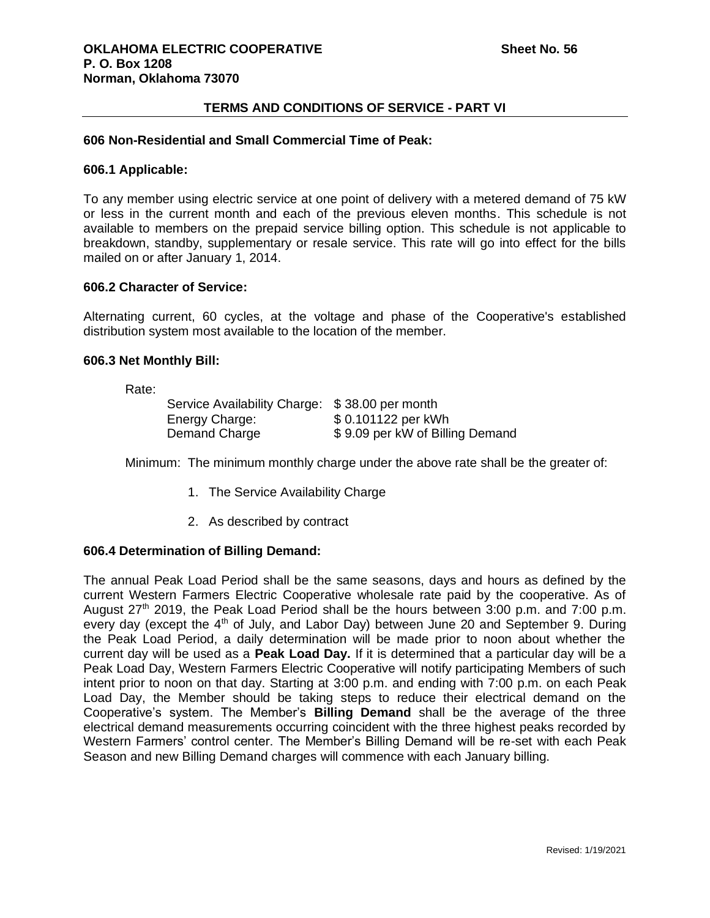**OKLAHOMA ELECTRIC COOPERATIVE** **Sheet No. 56**
**P. O. Box 1208**
**Norman, Oklahoma 73070**

**TERMS AND CONDITIONS OF SERVICE - PART VI**

### 606 Non-Residential and Small Commercial Time of Peak:

### 606.1 Applicable:

To any member using electric service at one point of delivery with a metered demand of 75 kW or less in the current month and each of the previous eleven months. This schedule is not available to members on the prepaid service billing option. This schedule is not applicable to breakdown, standby, supplementary or resale service. This rate will go into effect for the bills mailed on or after January 1, 2014.

### 606.2 Character of Service:

Alternating current, 60 cycles, at the voltage and phase of the Cooperative's established distribution system most available to the location of the member.

### 606.3 Net Monthly Bill:

Rate:

| | |
|---|---|
| Service Availability Charge: | $ 38.00 per month |
| Energy Charge: | $ 0.101122 per kWh |
| Demand Charge | $ 9.09 per kW of Billing Demand |

Minimum: The minimum monthly charge under the above rate shall be the greater of:

1. The Service Availability Charge
2. As described by contract

### 606.4 Determination of Billing Demand:

The annual Peak Load Period shall be the same seasons, days and hours as defined by the current Western Farmers Electric Cooperative wholesale rate paid by the cooperative. As of August 27th 2019, the Peak Load Period shall be the hours between 3:00 p.m. and 7:00 p.m. every day (except the 4th of July, and Labor Day) between June 20 and September 9. During the Peak Load Period, a daily determination will be made prior to noon about whether the current day will be used as a **Peak Load Day.** If it is determined that a particular day will be a Peak Load Day, Western Farmers Electric Cooperative will notify participating Members of such intent prior to noon on that day. Starting at 3:00 p.m. and ending with 7:00 p.m. on each Peak Load Day, the Member should be taking steps to reduce their electrical demand on the Cooperative's system. The Member's **Billing Demand** shall be the average of the three electrical demand measurements occurring coincident with the three highest peaks recorded by Western Farmers' control center. The Member's Billing Demand will be re-set with each Peak Season and new Billing Demand charges will commence with each January billing.

Revised: 1/19/2021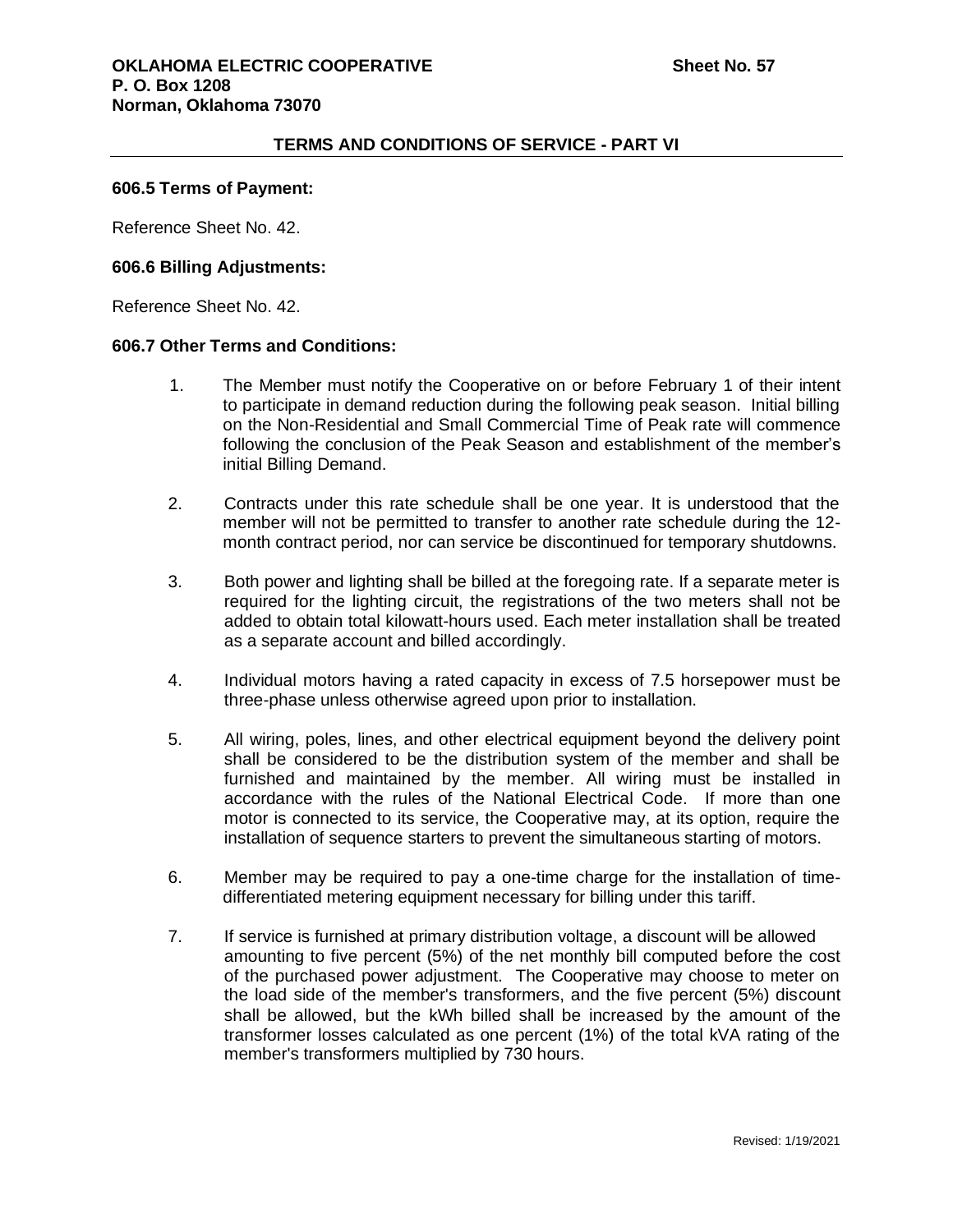**OKLAHOMA ELECTRIC COOPERATIVE** **Sheet No. 57**
**P. O. Box 1208**
**Norman, Oklahoma 73070**

**TERMS AND CONDITIONS OF SERVICE - PART VI**

### 606.5 Terms of Payment:

Reference Sheet No. 42.

### 606.6 Billing Adjustments:

Reference Sheet No. 42.

### 606.7 Other Terms and Conditions:

1. The Member must notify the Cooperative on or before February 1 of their intent to participate in demand reduction during the following peak season. Initial billing on the Non-Residential and Small Commercial Time of Peak rate will commence following the conclusion of the Peak Season and establishment of the member's initial Billing Demand.

2. Contracts under this rate schedule shall be one year. It is understood that the member will not be permitted to transfer to another rate schedule during the 12-month contract period, nor can service be discontinued for temporary shutdowns.

3. Both power and lighting shall be billed at the foregoing rate. If a separate meter is required for the lighting circuit, the registrations of the two meters shall not be added to obtain total kilowatt-hours used. Each meter installation shall be treated as a separate account and billed accordingly.

4. Individual motors having a rated capacity in excess of 7.5 horsepower must be three-phase unless otherwise agreed upon prior to installation.

5. All wiring, poles, lines, and other electrical equipment beyond the delivery point shall be considered to be the distribution system of the member and shall be furnished and maintained by the member. All wiring must be installed in accordance with the rules of the National Electrical Code. If more than one motor is connected to its service, the Cooperative may, at its option, require the installation of sequence starters to prevent the simultaneous starting of motors.

6. Member may be required to pay a one-time charge for the installation of time-differentiated metering equipment necessary for billing under this tariff.

7. If service is furnished at primary distribution voltage, a discount will be allowed amounting to five percent (5%) of the net monthly bill computed before the cost of the purchased power adjustment. The Cooperative may choose to meter on the load side of the member's transformers, and the five percent (5%) discount shall be allowed, but the kWh billed shall be increased by the amount of the transformer losses calculated as one percent (1%) of the total kVA rating of the member's transformers multiplied by 730 hours.

Revised: 1/19/2021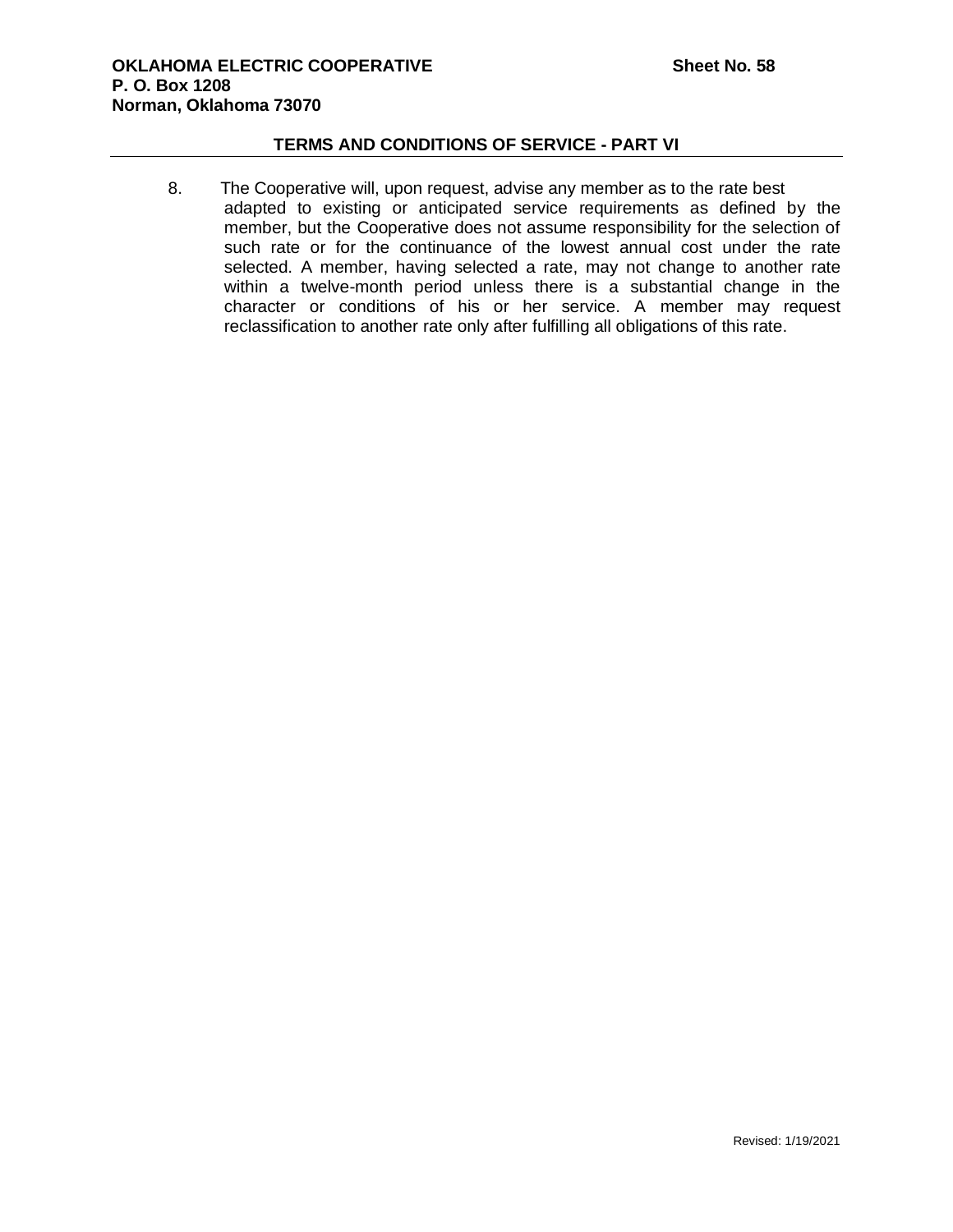## TERMS AND CONDITIONS OF SERVICE - PART VI

8. The Cooperative will, upon request, advise any member as to the rate best adapted to existing or anticipated service requirements as defined by the member, but the Cooperative does not assume responsibility for the selection of such rate or for the continuance of the lowest annual cost under the rate selected. A member, having selected a rate, may not change to another rate within a twelve-month period unless there is a substantial change in the character or conditions of his or her service. A member may request reclassification to another rate only after fulfilling all obligations of this rate.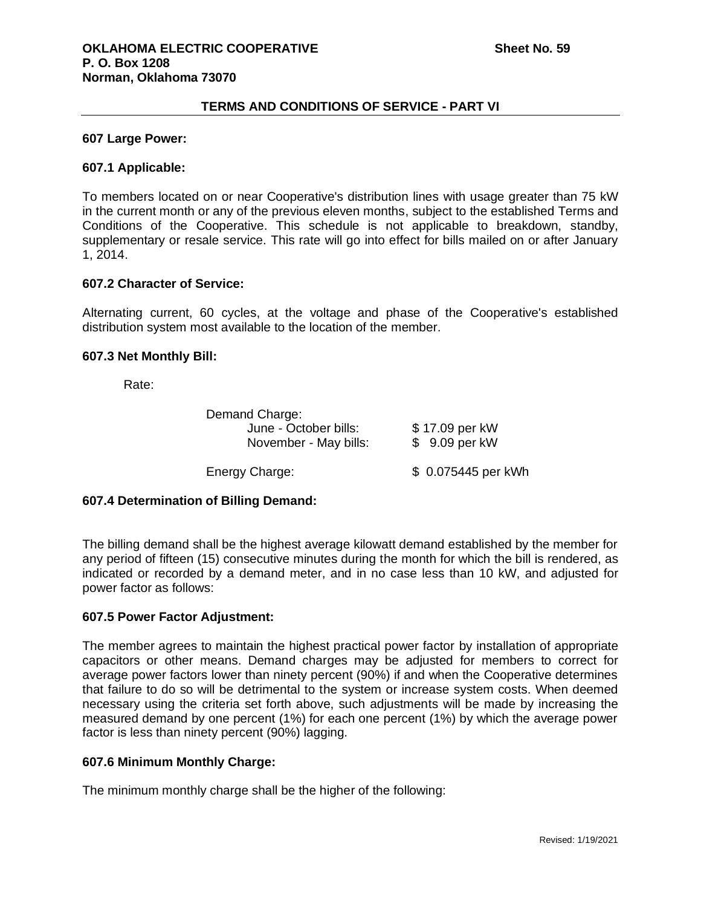**OKLAHOMA ELECTRIC COOPERATIVE** **Sheet No. 59**
**P. O. Box 1208**
**Norman, Oklahoma 73070**

**TERMS AND CONDITIONS OF SERVICE - PART VI**

**607 Large Power:**

**607.1 Applicable:**

To members located on or near Cooperative's distribution lines with usage greater than 75 kW in the current month or any of the previous eleven months, subject to the established Terms and Conditions of the Cooperative. This schedule is not applicable to breakdown, standby, supplementary or resale service. This rate will go into effect for bills mailed on or after January 1, 2014.

**607.2 Character of Service:**

Alternating current, 60 cycles, at the voltage and phase of the Cooperative's established distribution system most available to the location of the member.

**607.3 Net Monthly Bill:**

Rate:

| | |
|---|---|
| Demand Charge: | |
| June - October bills: | $ 17.09 per kW |
| November - May bills: | $ 9.09 per kW |
| Energy Charge: | $ 0.075445 per kWh |

**607.4 Determination of Billing Demand:**

The billing demand shall be the highest average kilowatt demand established by the member for any period of fifteen (15) consecutive minutes during the month for which the bill is rendered, as indicated or recorded by a demand meter, and in no case less than 10 kW, and adjusted for power factor as follows:

**607.5 Power Factor Adjustment:**

The member agrees to maintain the highest practical power factor by installation of appropriate capacitors or other means. Demand charges may be adjusted for members to correct for average power factors lower than ninety percent (90%) if and when the Cooperative determines that failure to do so will be detrimental to the system or increase system costs. When deemed necessary using the criteria set forth above, such adjustments will be made by increasing the measured demand by one percent (1%) for each one percent (1%) by which the average power factor is less than ninety percent (90%) lagging.

**607.6 Minimum Monthly Charge:**

The minimum monthly charge shall be the higher of the following:

Revised: 1/19/2021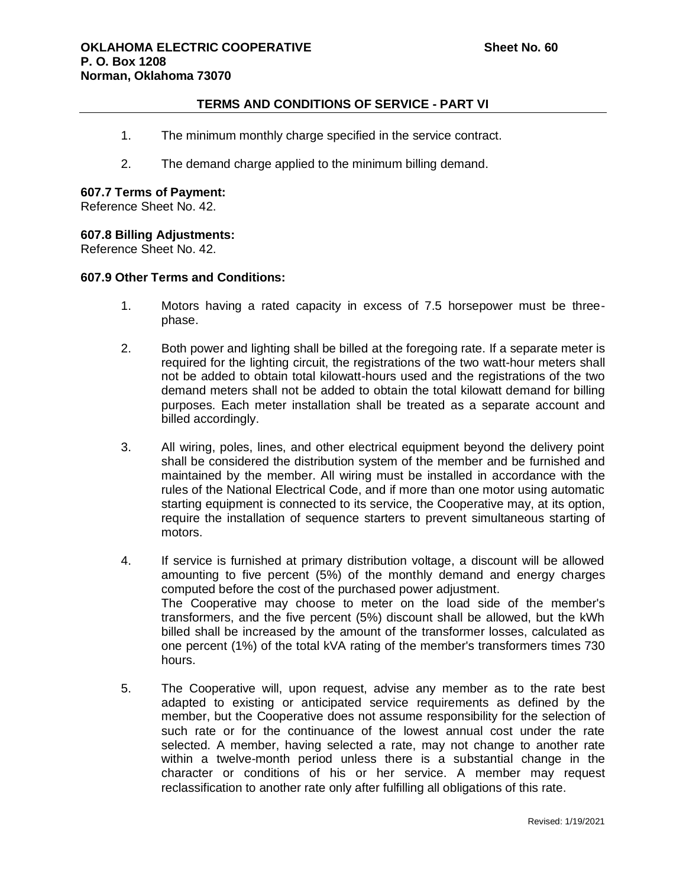1. The minimum monthly charge specified in the service contract.

2. The demand charge applied to the minimum billing demand.

**607.7 Terms of Payment:**
Reference Sheet No. 42.

**607.8 Billing Adjustments:**
Reference Sheet No. 42.

**607.9 Other Terms and Conditions:**

1. Motors having a rated capacity in excess of 7.5 horsepower must be three-phase.

2. Both power and lighting shall be billed at the foregoing rate. If a separate meter is required for the lighting circuit, the registrations of the two watt-hour meters shall not be added to obtain total kilowatt-hours used and the registrations of the two demand meters shall not be added to obtain the total kilowatt demand for billing purposes. Each meter installation shall be treated as a separate account and billed accordingly.

3. All wiring, poles, lines, and other electrical equipment beyond the delivery point shall be considered the distribution system of the member and be furnished and maintained by the member. All wiring must be installed in accordance with the rules of the National Electrical Code, and if more than one motor using automatic starting equipment is connected to its service, the Cooperative may, at its option, require the installation of sequence starters to prevent simultaneous starting of motors.

4. If service is furnished at primary distribution voltage, a discount will be allowed amounting to five percent (5%) of the monthly demand and energy charges computed before the cost of the purchased power adjustment.
The Cooperative may choose to meter on the load side of the member's transformers, and the five percent (5%) discount shall be allowed, but the kWh billed shall be increased by the amount of the transformer losses, calculated as one percent (1%) of the total kVA rating of the member's transformers times 730 hours.

5. The Cooperative will, upon request, advise any member as to the rate best adapted to existing or anticipated service requirements as defined by the member, but the Cooperative does not assume responsibility for the selection of such rate or for the continuance of the lowest annual cost under the rate selected. A member, having selected a rate, may not change to another rate within a twelve-month period unless there is a substantial change in the character or conditions of his or her service. A member may request reclassification to another rate only after fulfilling all obligations of this rate.

Revised: 1/19/2021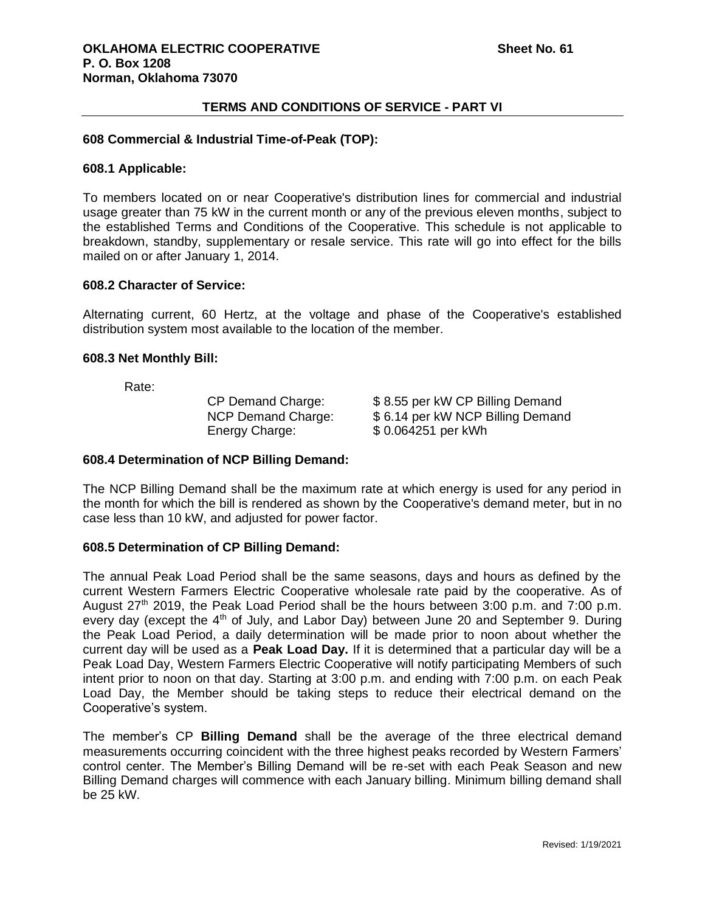**OKLAHOMA ELECTRIC COOPERATIVE** **Sheet No. 61**
**P. O. Box 1208**
**Norman, Oklahoma 73070**

## TERMS AND CONDITIONS OF SERVICE - PART VI

### 608 Commercial & Industrial Time-of-Peak (TOP):

### 608.1 Applicable:

To members located on or near Cooperative's distribution lines for commercial and industrial usage greater than 75 kW in the current month or any of the previous eleven months, subject to the established Terms and Conditions of the Cooperative. This schedule is not applicable to breakdown, standby, supplementary or resale service. This rate will go into effect for the bills mailed on or after January 1, 2014.

### 608.2 Character of Service:

Alternating current, 60 Hertz, at the voltage and phase of the Cooperative's established distribution system most available to the location of the member.

### 608.3 Net Monthly Bill:

Rate:

| | |
|---|---|
| CP Demand Charge: | $ 8.55 per kW CP Billing Demand |
| NCP Demand Charge: | $ 6.14 per kW NCP Billing Demand |
| Energy Charge: | $ 0.064251 per kWh |

### 608.4 Determination of NCP Billing Demand:

The NCP Billing Demand shall be the maximum rate at which energy is used for any period in the month for which the bill is rendered as shown by the Cooperative's demand meter, but in no case less than 10 kW, and adjusted for power factor.

### 608.5 Determination of CP Billing Demand:

The annual Peak Load Period shall be the same seasons, days and hours as defined by the current Western Farmers Electric Cooperative wholesale rate paid by the cooperative. As of August 27th 2019, the Peak Load Period shall be the hours between 3:00 p.m. and 7:00 p.m. every day (except the 4th of July, and Labor Day) between June 20 and September 9. During the Peak Load Period, a daily determination will be made prior to noon about whether the current day will be used as a **Peak Load Day.** If it is determined that a particular day will be a Peak Load Day, Western Farmers Electric Cooperative will notify participating Members of such intent prior to noon on that day. Starting at 3:00 p.m. and ending with 7:00 p.m. on each Peak Load Day, the Member should be taking steps to reduce their electrical demand on the Cooperative's system.

The member's CP **Billing Demand** shall be the average of the three electrical demand measurements occurring coincident with the three highest peaks recorded by Western Farmers' control center. The Member's Billing Demand will be re-set with each Peak Season and new Billing Demand charges will commence with each January billing. Minimum billing demand shall be 25 kW.

Revised: 1/19/2021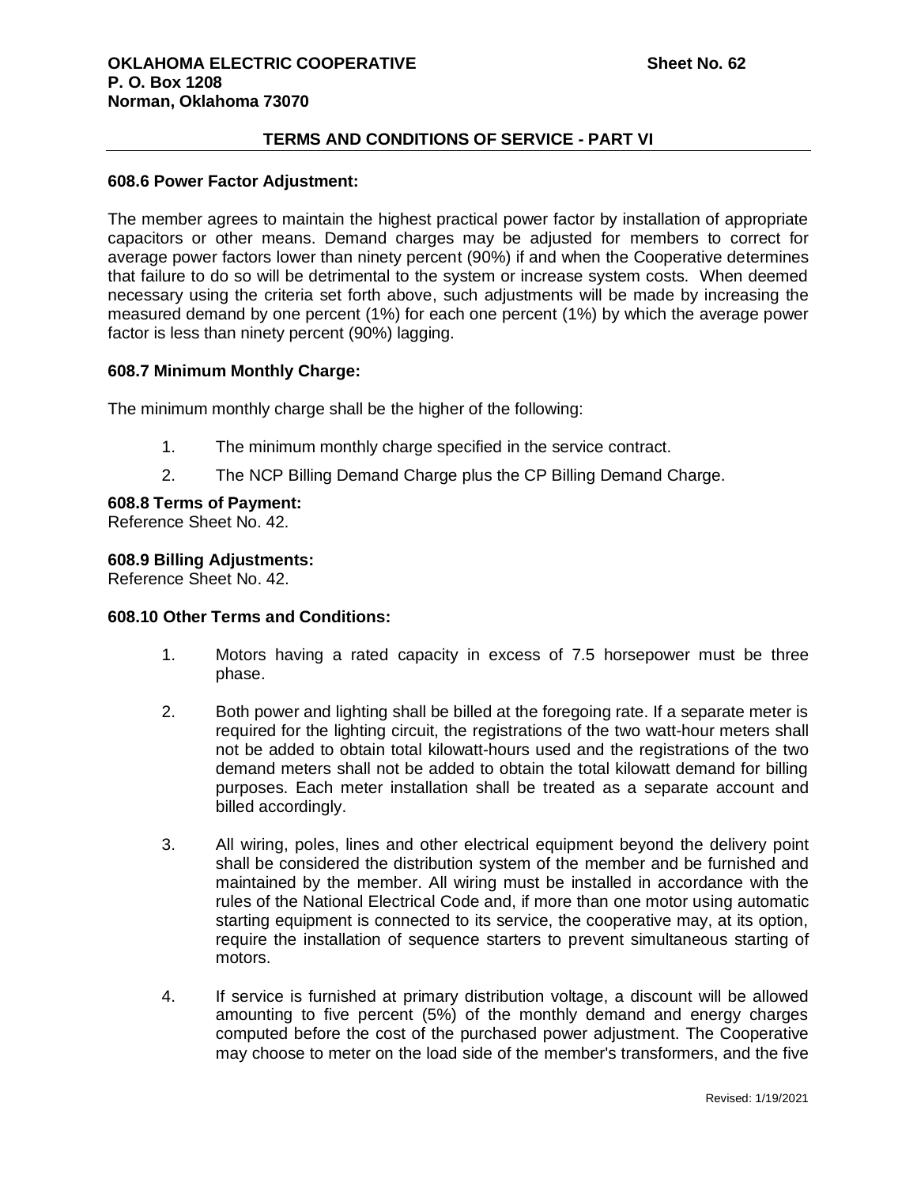## TERMS AND CONDITIONS OF SERVICE - PART VI

**608.6 Power Factor Adjustment:**

The member agrees to maintain the highest practical power factor by installation of appropriate capacitors or other means. Demand charges may be adjusted for members to correct for average power factors lower than ninety percent (90%) if and when the Cooperative determines that failure to do so will be detrimental to the system or increase system costs. When deemed necessary using the criteria set forth above, such adjustments will be made by increasing the measured demand by one percent (1%) for each one percent (1%) by which the average power factor is less than ninety percent (90%) lagging.

**608.7 Minimum Monthly Charge:**

The minimum monthly charge shall be the higher of the following:

1. The minimum monthly charge specified in the service contract.
2. The NCP Billing Demand Charge plus the CP Billing Demand Charge.

**608.8 Terms of Payment:**
Reference Sheet No. 42.

**608.9 Billing Adjustments:**
Reference Sheet No. 42.

**608.10 Other Terms and Conditions:**

1. Motors having a rated capacity in excess of 7.5 horsepower must be three phase.
2. Both power and lighting shall be billed at the foregoing rate. If a separate meter is required for the lighting circuit, the registrations of the two watt-hour meters shall not be added to obtain total kilowatt-hours used and the registrations of the two demand meters shall not be added to obtain the total kilowatt demand for billing purposes. Each meter installation shall be treated as a separate account and billed accordingly.
3. All wiring, poles, lines and other electrical equipment beyond the delivery point shall be considered the distribution system of the member and be furnished and maintained by the member. All wiring must be installed in accordance with the rules of the National Electrical Code and, if more than one motor using automatic starting equipment is connected to its service, the cooperative may, at its option, require the installation of sequence starters to prevent simultaneous starting of motors.
4. If service is furnished at primary distribution voltage, a discount will be allowed amounting to five percent (5%) of the monthly demand and energy charges computed before the cost of the purchased power adjustment. The Cooperative may choose to meter on the load side of the member's transformers, and the five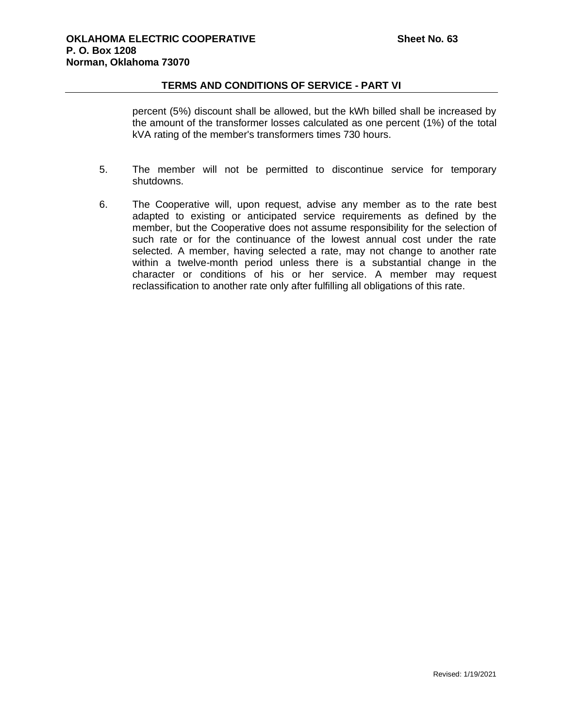percent (5%) discount shall be allowed, but the kWh billed shall be increased by the amount of the transformer losses calculated as one percent (1%) of the total kVA rating of the member's transformers times 730 hours.

5. The member will not be permitted to discontinue service for temporary shutdowns.

6. The Cooperative will, upon request, advise any member as to the rate best adapted to existing or anticipated service requirements as defined by the member, but the Cooperative does not assume responsibility for the selection of such rate or for the continuance of the lowest annual cost under the rate selected. A member, having selected a rate, may not change to another rate within a twelve-month period unless there is a substantial change in the character or conditions of his or her service. A member may request reclassification to another rate only after fulfilling all obligations of this rate.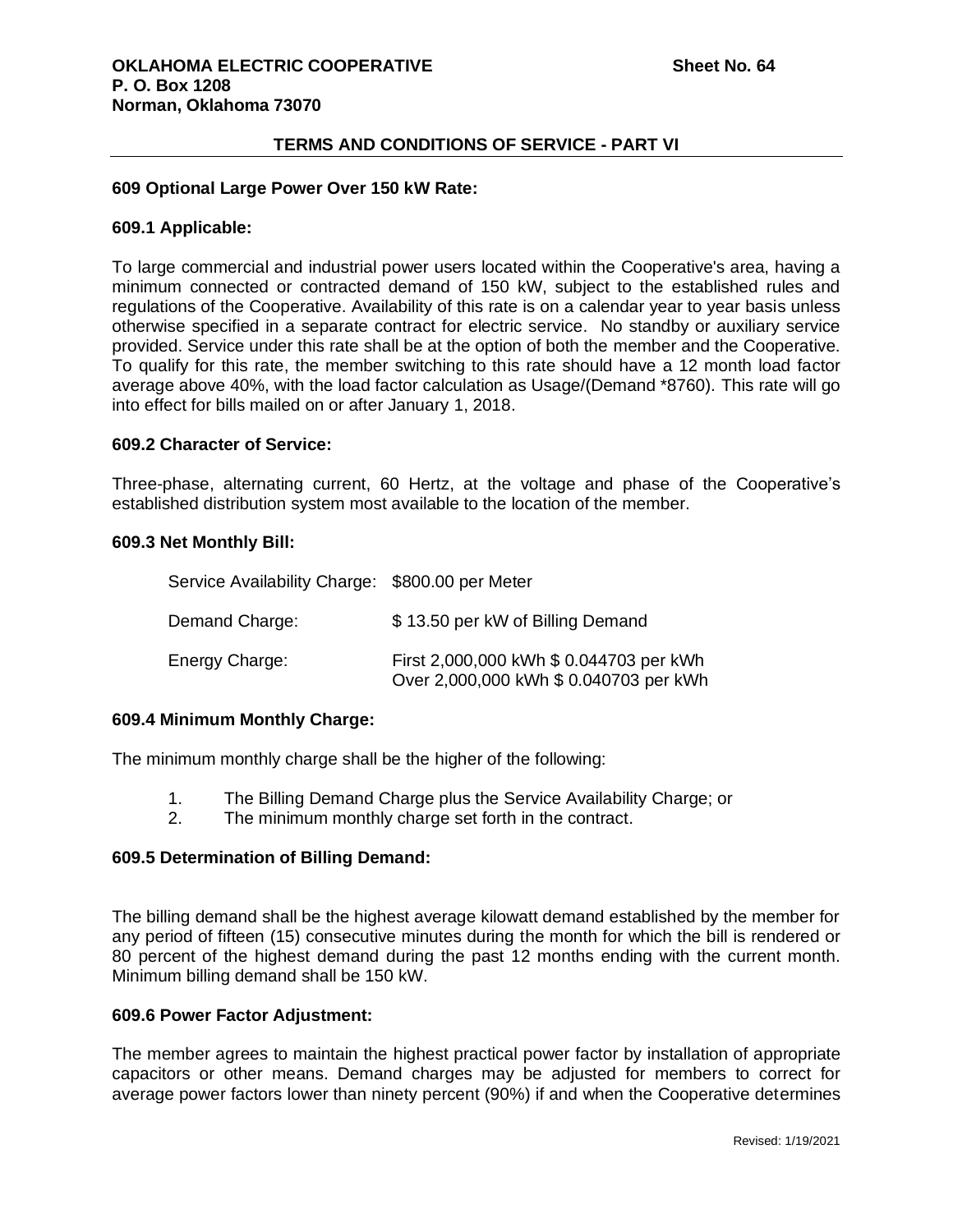**OKLAHOMA ELECTRIC COOPERATIVE** **Sheet No. 64**
**P. O. Box 1208**
**Norman, Oklahoma 73070**

**TERMS AND CONDITIONS OF SERVICE - PART VI**

**609 Optional Large Power Over 150 kW Rate:**

**609.1 Applicable:**

To large commercial and industrial power users located within the Cooperative's area, having a minimum connected or contracted demand of 150 kW, subject to the established rules and regulations of the Cooperative. Availability of this rate is on a calendar year to year basis unless otherwise specified in a separate contract for electric service. No standby or auxiliary service provided. Service under this rate shall be at the option of both the member and the Cooperative. To qualify for this rate, the member switching to this rate should have a 12 month load factor average above 40%, with the load factor calculation as Usage/(Demand *8760). This rate will go into effect for bills mailed on or after January 1, 2018.

**609.2 Character of Service:**

Three-phase, alternating current, 60 Hertz, at the voltage and phase of the Cooperative's established distribution system most available to the location of the member.

**609.3 Net Monthly Bill:**

| | |
|---|---|
| Service Availability Charge: | $800.00 per Meter |
| Demand Charge: | $ 13.50 per kW of Billing Demand |
| Energy Charge: | First 2,000,000 kWh $ 0.044703 per kWh<br>Over 2,000,000 kWh $ 0.040703 per kWh |

**609.4 Minimum Monthly Charge:**

The minimum monthly charge shall be the higher of the following:

1. The Billing Demand Charge plus the Service Availability Charge; or
2. The minimum monthly charge set forth in the contract.

**609.5 Determination of Billing Demand:**

The billing demand shall be the highest average kilowatt demand established by the member for any period of fifteen (15) consecutive minutes during the month for which the bill is rendered or 80 percent of the highest demand during the past 12 months ending with the current month. Minimum billing demand shall be 150 kW.

**609.6 Power Factor Adjustment:**

The member agrees to maintain the highest practical power factor by installation of appropriate capacitors or other means. Demand charges may be adjusted for members to correct for average power factors lower than ninety percent (90%) if and when the Cooperative determines

Revised: 1/19/2021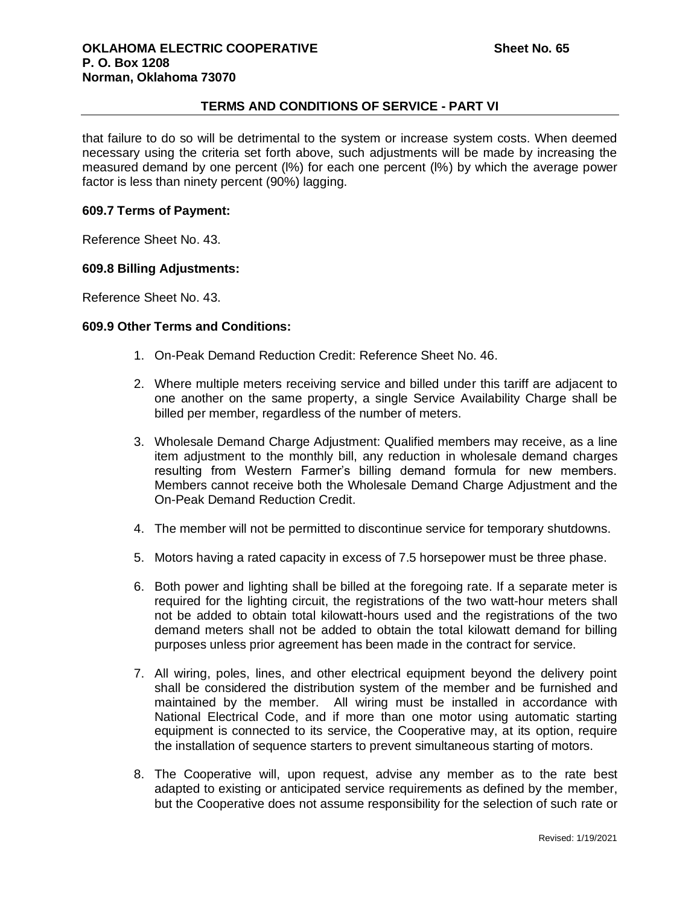that failure to do so will be detrimental to the system or increase system costs. When deemed necessary using the criteria set forth above, such adjustments will be made by increasing the measured demand by one percent (l%) for each one percent (l%) by which the average power factor is less than ninety percent (90%) lagging.

**609.7 Terms of Payment:**

Reference Sheet No. 43.

**609.8 Billing Adjustments:**

Reference Sheet No. 43.

**609.9 Other Terms and Conditions:**

1. On-Peak Demand Reduction Credit: Reference Sheet No. 46.

2. Where multiple meters receiving service and billed under this tariff are adjacent to one another on the same property, a single Service Availability Charge shall be billed per member, regardless of the number of meters.

3. Wholesale Demand Charge Adjustment: Qualified members may receive, as a line item adjustment to the monthly bill, any reduction in wholesale demand charges resulting from Western Farmer's billing demand formula for new members. Members cannot receive both the Wholesale Demand Charge Adjustment and the On-Peak Demand Reduction Credit.

4. The member will not be permitted to discontinue service for temporary shutdowns.

5. Motors having a rated capacity in excess of 7.5 horsepower must be three phase.

6. Both power and lighting shall be billed at the foregoing rate. If a separate meter is required for the lighting circuit, the registrations of the two watt-hour meters shall not be added to obtain total kilowatt-hours used and the registrations of the two demand meters shall not be added to obtain the total kilowatt demand for billing purposes unless prior agreement has been made in the contract for service.

7. All wiring, poles, lines, and other electrical equipment beyond the delivery point shall be considered the distribution system of the member and be furnished and maintained by the member. All wiring must be installed in accordance with National Electrical Code, and if more than one motor using automatic starting equipment is connected to its service, the Cooperative may, at its option, require the installation of sequence starters to prevent simultaneous starting of motors.

8. The Cooperative will, upon request, advise any member as to the rate best adapted to existing or anticipated service requirements as defined by the member, but the Cooperative does not assume responsibility for the selection of such rate or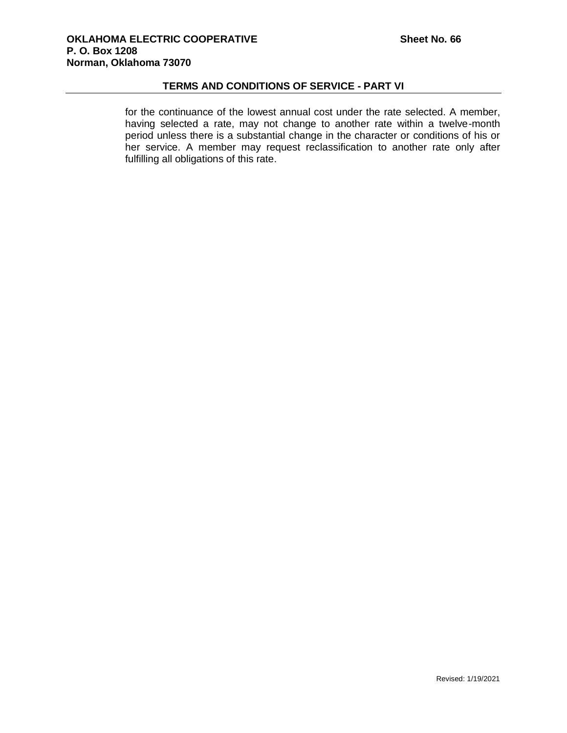for the continuance of the lowest annual cost under the rate selected. A member, having selected a rate, may not change to another rate within a twelve-month period unless there is a substantial change in the character or conditions of his or her service. A member may request reclassification to another rate only after fulfilling all obligations of this rate.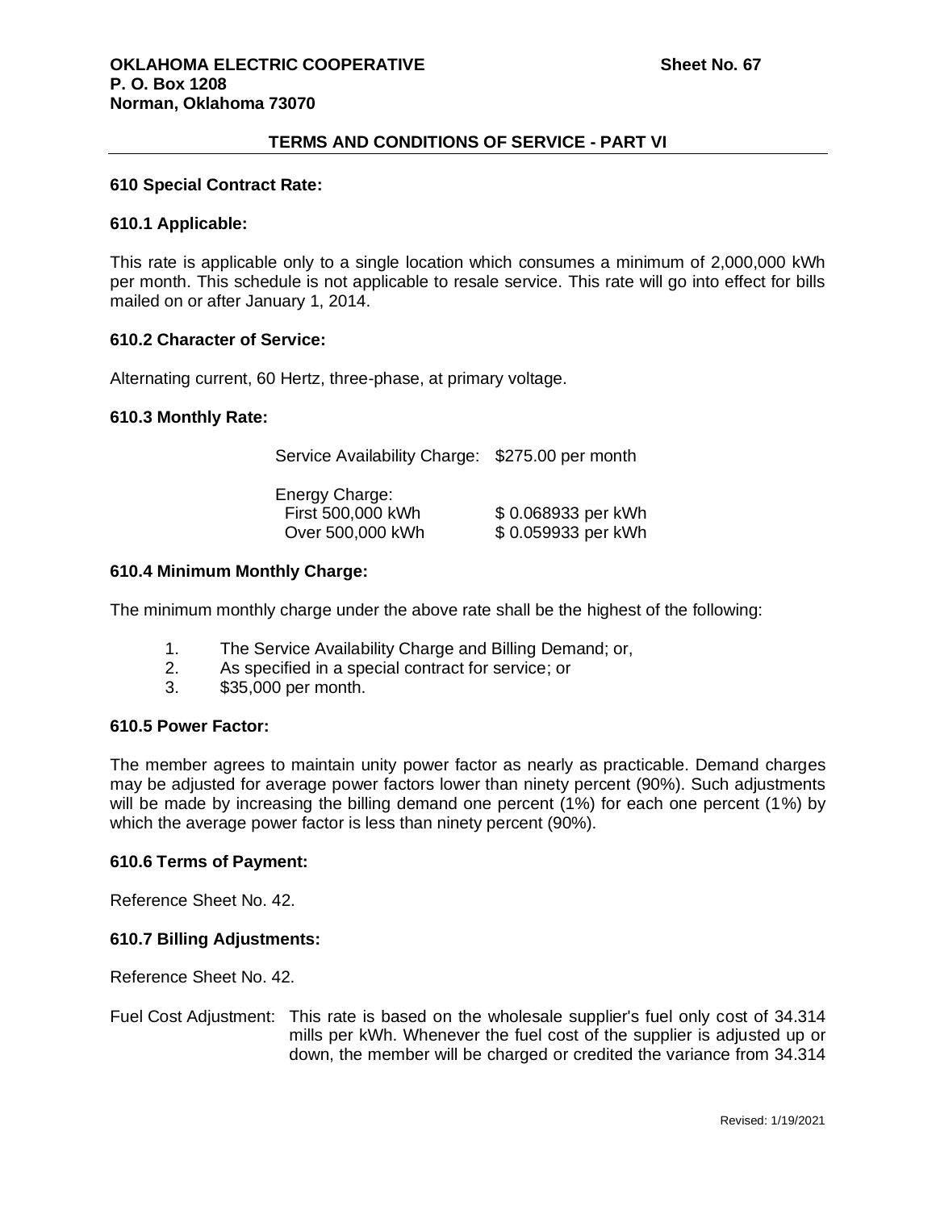**OKLAHOMA ELECTRIC COOPERATIVE** **Sheet No. 67**
**P. O. Box 1208**
**Norman, Oklahoma 73070**

**TERMS AND CONDITIONS OF SERVICE - PART VI**

### 610 Special Contract Rate:

### 610.1 Applicable:

This rate is applicable only to a single location which consumes a minimum of 2,000,000 kWh per month. This schedule is not applicable to resale service. This rate will go into effect for bills mailed on or after January 1, 2014.

### 610.2 Character of Service:

Alternating current, 60 Hertz, three-phase, at primary voltage.

### 610.3 Monthly Rate:

| | |
|---|---|
| Service Availability Charge: | \$275.00 per month |
| Energy Charge: | |
| First 500,000 kWh | \$ 0.068933 per kWh |
| Over 500,000 kWh | \$ 0.059933 per kWh |

### 610.4 Minimum Monthly Charge:

The minimum monthly charge under the above rate shall be the highest of the following:

1. The Service Availability Charge and Billing Demand; or,
2. As specified in a special contract for service; or
3. \$35,000 per month.

### 610.5 Power Factor:

The member agrees to maintain unity power factor as nearly as practicable. Demand charges may be adjusted for average power factors lower than ninety percent (90%). Such adjustments will be made by increasing the billing demand one percent (1%) for each one percent (1%) by which the average power factor is less than ninety percent (90%).

### 610.6 Terms of Payment:

Reference Sheet No. 42.

### 610.7 Billing Adjustments:

Reference Sheet No. 42.

Fuel Cost Adjustment: This rate is based on the wholesale supplier's fuel only cost of 34.314 mills per kWh. Whenever the fuel cost of the supplier is adjusted up or down, the member will be charged or credited the variance from 34.314

Revised: 1/19/2021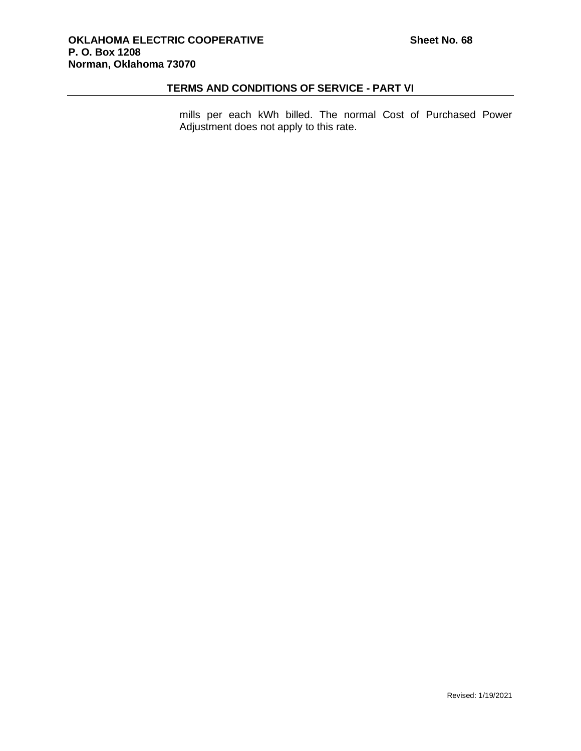mills per each kWh billed. The normal Cost of Purchased Power Adjustment does not apply to this rate.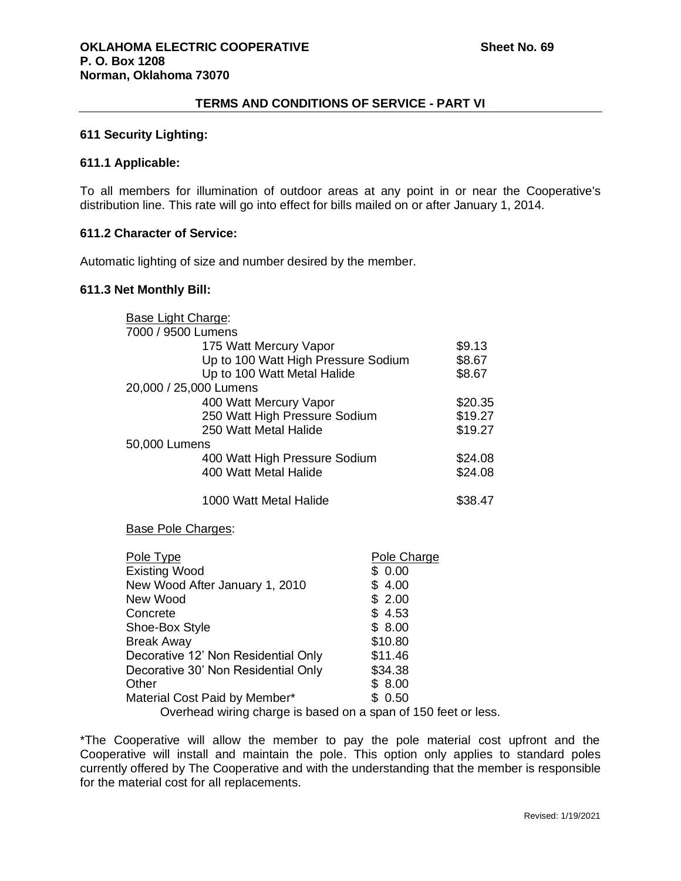**OKLAHOMA ELECTRIC COOPERATIVE** **Sheet No. 69**
**P. O. Box 1208**
**Norman, Oklahoma 73070**

## TERMS AND CONDITIONS OF SERVICE - PART VI

### 611 Security Lighting:

### 611.1 Applicable:

To all members for illumination of outdoor areas at any point in or near the Cooperative's distribution line. This rate will go into effect for bills mailed on or after January 1, 2014.

### 611.2 Character of Service:

Automatic lighting of size and number desired by the member.

### 611.3 Net Monthly Bill:

Base Light Charge:

| | |
|---|---|
| **7000 / 9500 Lumens** | |
| 175 Watt Mercury Vapor | $9.13 |
| Up to 100 Watt High Pressure Sodium | $8.67 |
| Up to 100 Watt Metal Halide | $8.67 |
| **20,000 / 25,000 Lumens** | |
| 400 Watt Mercury Vapor | $20.35 |
| 250 Watt High Pressure Sodium | $19.27 |
| 250 Watt Metal Halide | $19.27 |
| **50,000 Lumens** | |
| 400 Watt High Pressure Sodium | $24.08 |
| 400 Watt Metal Halide | $24.08 |
| 1000 Watt Metal Halide | $38.47 |

Base Pole Charges:

| Pole Type | Pole Charge |
|---|---|
| Existing Wood | $ 0.00 |
| New Wood After January 1, 2010 | $ 4.00 |
| New Wood | $ 2.00 |
| Concrete | $ 4.53 |
| Shoe-Box Style | $ 8.00 |
| Break Away | $10.80 |
| Decorative 12' Non Residential Only | $11.46 |
| Decorative 30' Non Residential Only | $34.38 |
| Other | $ 8.00 |
| Material Cost Paid by Member* | $ 0.50 |

Overhead wiring charge is based on a span of 150 feet or less.

*The Cooperative will allow the member to pay the pole material cost upfront and the Cooperative will install and maintain the pole. This option only applies to standard poles currently offered by The Cooperative and with the understanding that the member is responsible for the material cost for all replacements.

Revised: 1/19/2021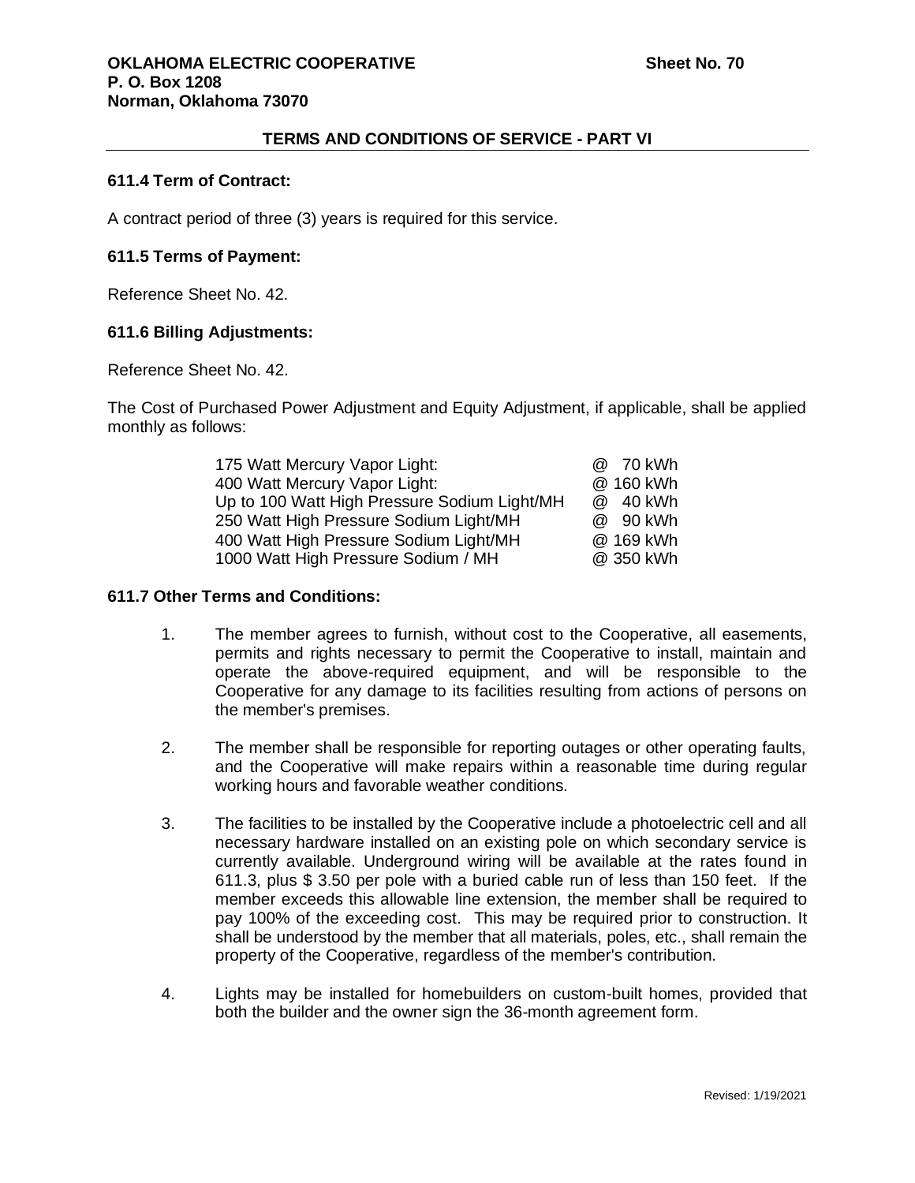**OKLAHOMA ELECTRIC COOPERATIVE** **Sheet No. 70**
**P. O. Box 1208**
**Norman, Oklahoma 73070**

**TERMS AND CONDITIONS OF SERVICE - PART VI**

### 611.4 Term of Contract:

A contract period of three (3) years is required for this service.

### 611.5 Terms of Payment:

Reference Sheet No. 42.

### 611.6 Billing Adjustments:

Reference Sheet No. 42.

The Cost of Purchased Power Adjustment and Equity Adjustment, if applicable, shall be applied monthly as follows:

| | |
|---|---|
| 175 Watt Mercury Vapor Light: | @ 70 kWh |
| 400 Watt Mercury Vapor Light: | @ 160 kWh |
| Up to 100 Watt High Pressure Sodium Light/MH | @ 40 kWh |
| 250 Watt High Pressure Sodium Light/MH | @ 90 kWh |
| 400 Watt High Pressure Sodium Light/MH | @ 169 kWh |
| 1000 Watt High Pressure Sodium / MH | @ 350 kWh |

### 611.7 Other Terms and Conditions:

1. The member agrees to furnish, without cost to the Cooperative, all easements, permits and rights necessary to permit the Cooperative to install, maintain and operate the above-required equipment, and will be responsible to the Cooperative for any damage to its facilities resulting from actions of persons on the member's premises.

2. The member shall be responsible for reporting outages or other operating faults, and the Cooperative will make repairs within a reasonable time during regular working hours and favorable weather conditions.

3. The facilities to be installed by the Cooperative include a photoelectric cell and all necessary hardware installed on an existing pole on which secondary service is currently available. Underground wiring will be available at the rates found in 611.3, plus $ 3.50 per pole with a buried cable run of less than 150 feet. If the member exceeds this allowable line extension, the member shall be required to pay 100% of the exceeding cost. This may be required prior to construction. It shall be understood by the member that all materials, poles, etc., shall remain the property of the Cooperative, regardless of the member's contribution.

4. Lights may be installed for homebuilders on custom-built homes, provided that both the builder and the owner sign the 36-month agreement form.

Revised: 1/19/2021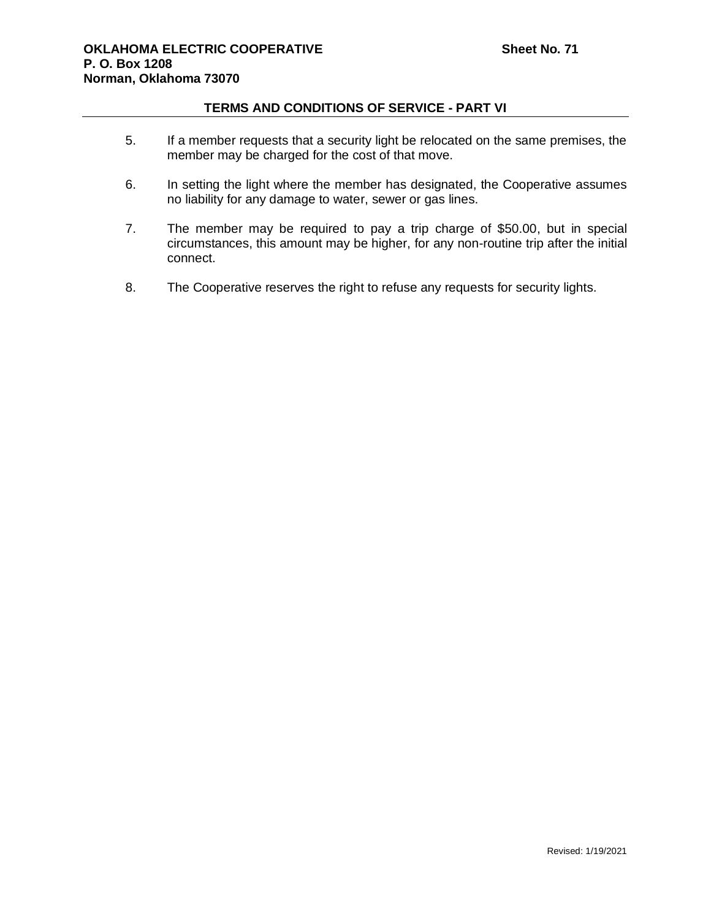5. If a member requests that a security light be relocated on the same premises, the member may be charged for the cost of that move.

6. In setting the light where the member has designated, the Cooperative assumes no liability for any damage to water, sewer or gas lines.

7. The member may be required to pay a trip charge of $50.00, but in special circumstances, this amount may be higher, for any non-routine trip after the initial connect.

8. The Cooperative reserves the right to refuse any requests for security lights.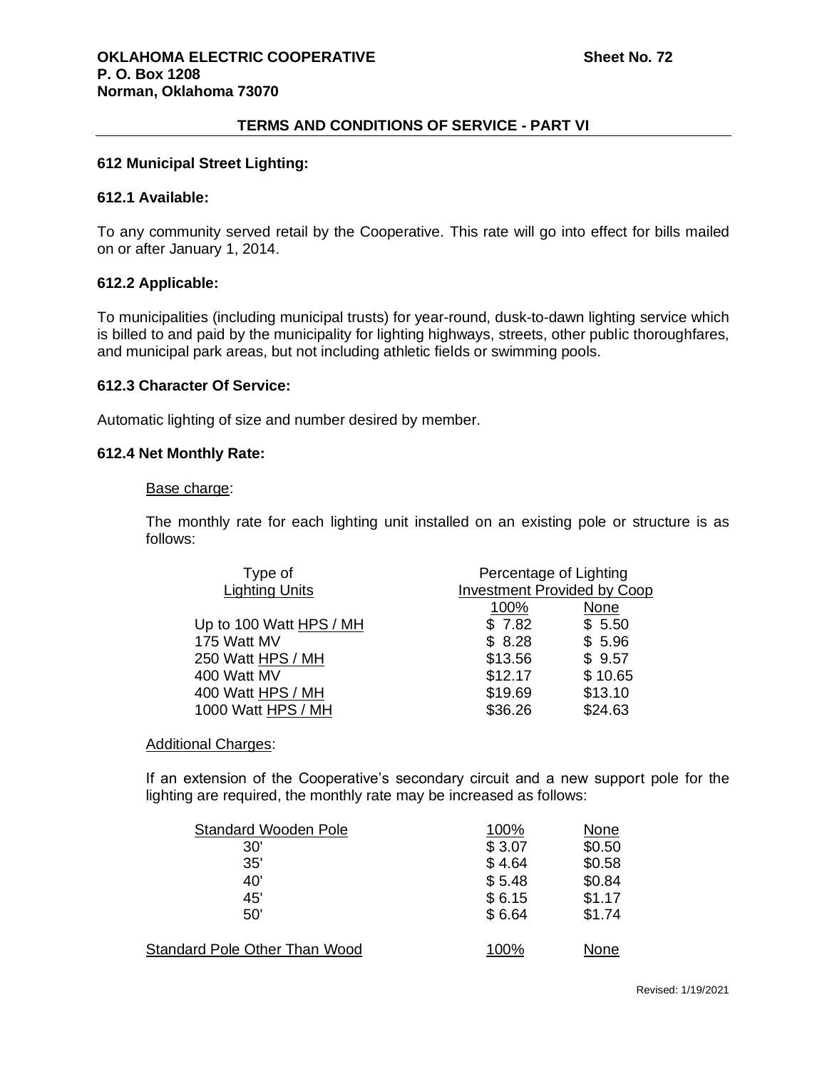## 612 Municipal Street Lighting:

### 612.1 Available:

To any community served retail by the Cooperative. This rate will go into effect for bills mailed on or after January 1, 2014.

### 612.2 Applicable:

To municipalities (including municipal trusts) for year-round, dusk-to-dawn lighting service which is billed to and paid by the municipality for lighting highways, streets, other public thoroughfares, and municipal park areas, but not including athletic fields or swimming pools.

### 612.3 Character Of Service:

Automatic lighting of size and number desired by member.

### 612.4 Net Monthly Rate:

Base charge:

The monthly rate for each lighting unit installed on an existing pole or structure is as follows:

| Type of Lighting Units | Percentage of Lighting Investment Provided by Coop | |
|---|---|---|
| | 100% | None |
| Up to 100 Watt HPS / MH | $ 7.82 | $ 5.50 |
| 175 Watt MV | $ 8.28 | $ 5.96 |
| 250 Watt HPS / MH | $13.56 | $ 9.57 |
| 400 Watt MV | $12.17 | $ 10.65 |
| 400 Watt HPS / MH | $19.69 | $13.10 |
| 1000 Watt HPS / MH | $36.26 | $24.63 |

Additional Charges:

If an extension of the Cooperative's secondary circuit and a new support pole for the lighting are required, the monthly rate may be increased as follows:

| Standard Wooden Pole | 100% | None |
|---|---|---|
| 30' | $ 3.07 | $0.50 |
| 35' | $ 4.64 | $0.58 |
| 40' | $ 5.48 | $0.84 |
| 45' | $ 6.15 | $1.17 |
| 50' | $ 6.64 | $1.74 |

| Standard Pole Other Than Wood | 100% | None |
|---|---|---|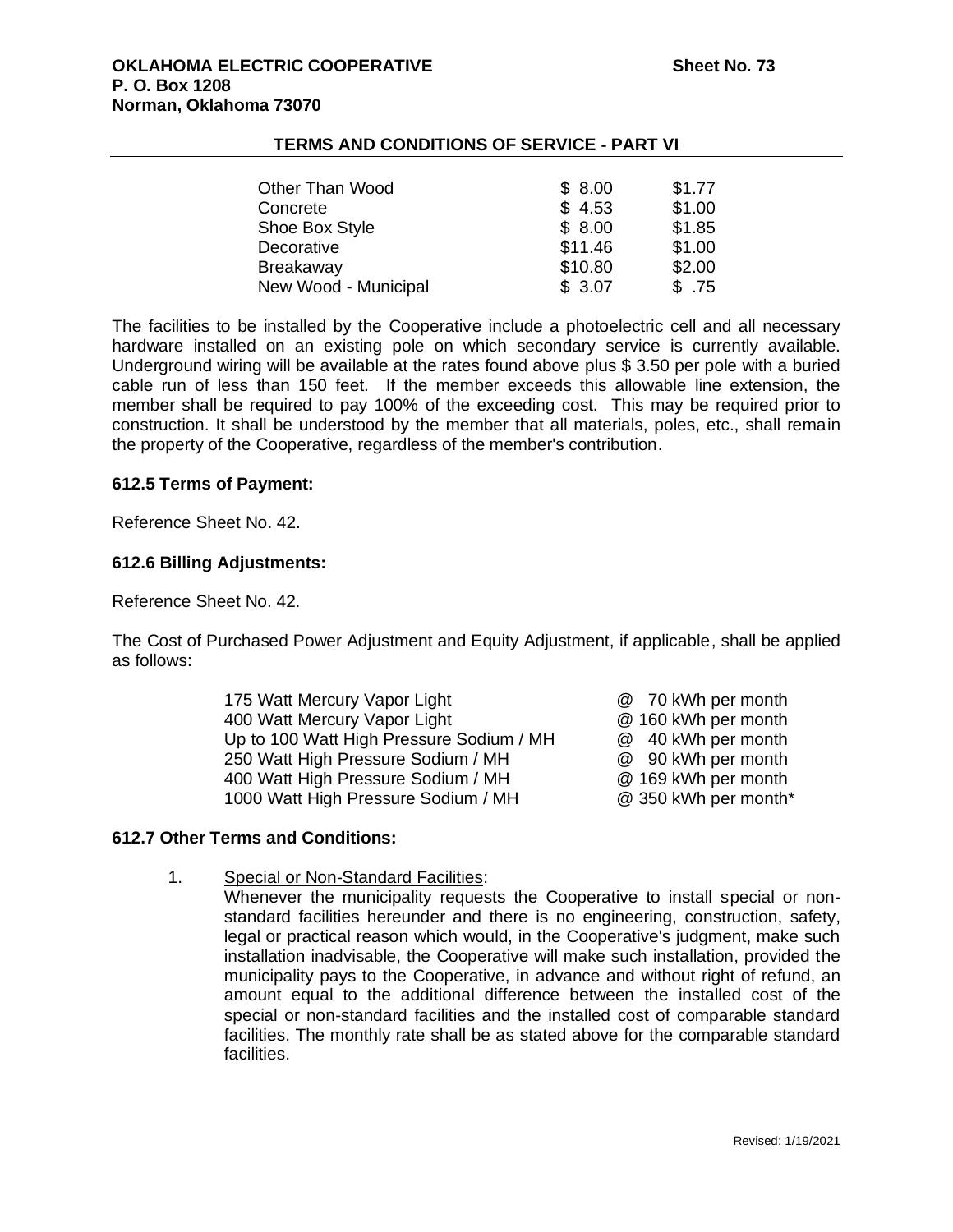| | | |
|---|---|---|
| Other Than Wood | \$ 8.00 | \$1.77 |
| Concrete | \$ 4.53 | \$1.00 |
| Shoe Box Style | \$ 8.00 | \$1.85 |
| Decorative | \$11.46 | \$1.00 |
| Breakaway | \$10.80 | \$2.00 |
| New Wood - Municipal | \$ 3.07 | \$ .75 |

The facilities to be installed by the Cooperative include a photoelectric cell and all necessary hardware installed on an existing pole on which secondary service is currently available. Underground wiring will be available at the rates found above plus \$ 3.50 per pole with a buried cable run of less than 150 feet. If the member exceeds this allowable line extension, the member shall be required to pay 100% of the exceeding cost. This may be required prior to construction. It shall be understood by the member that all materials, poles, etc., shall remain the property of the Cooperative, regardless of the member's contribution.

### 612.5 Terms of Payment:

Reference Sheet No. 42.

### 612.6 Billing Adjustments:

Reference Sheet No. 42.

The Cost of Purchased Power Adjustment and Equity Adjustment, if applicable, shall be applied as follows:

| | |
|---|---|
| 175 Watt Mercury Vapor Light | @ 70 kWh per month |
| 400 Watt Mercury Vapor Light | @ 160 kWh per month |
| Up to 100 Watt High Pressure Sodium / MH | @ 40 kWh per month |
| 250 Watt High Pressure Sodium / MH | @ 90 kWh per month |
| 400 Watt High Pressure Sodium / MH | @ 169 kWh per month |
| 1000 Watt High Pressure Sodium / MH | @ 350 kWh per month* |

### 612.7 Other Terms and Conditions:

1. Special or Non-Standard Facilities:
   Whenever the municipality requests the Cooperative to install special or non-standard facilities hereunder and there is no engineering, construction, safety, legal or practical reason which would, in the Cooperative's judgment, make such installation inadvisable, the Cooperative will make such installation, provided the municipality pays to the Cooperative, in advance and without right of refund, an amount equal to the additional difference between the installed cost of the special or non-standard facilities and the installed cost of comparable standard facilities. The monthly rate shall be as stated above for the comparable standard facilities.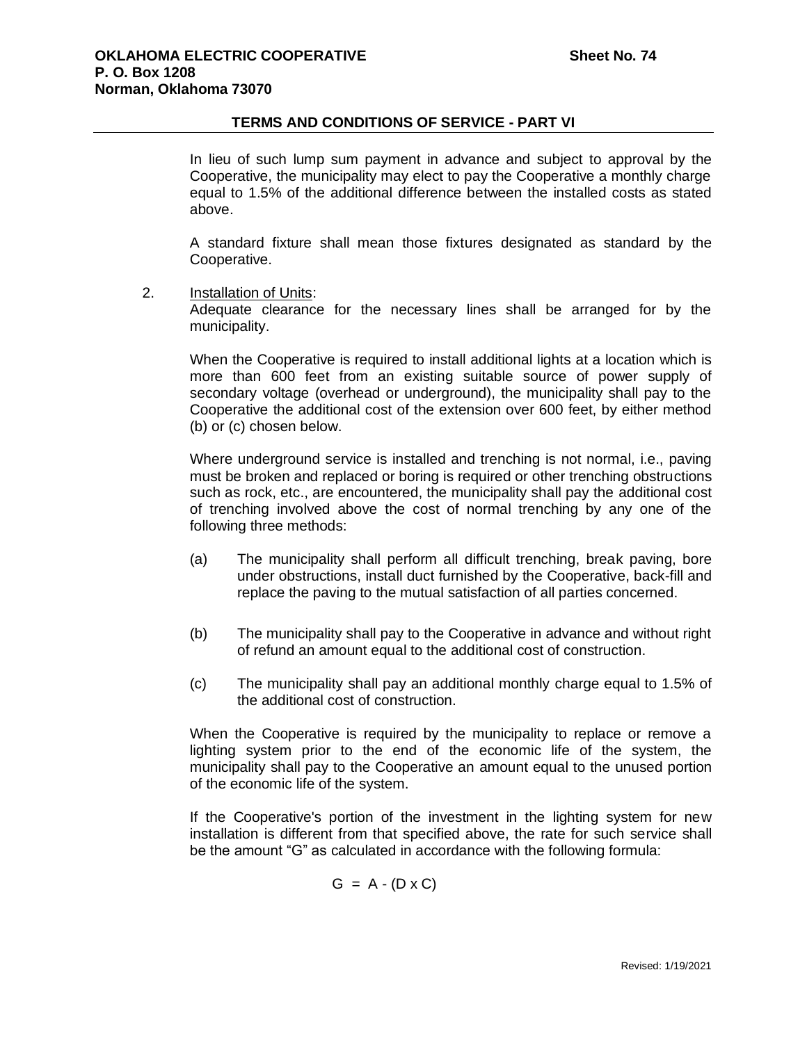## TERMS AND CONDITIONS OF SERVICE - PART VI

In lieu of such lump sum payment in advance and subject to approval by the Cooperative, the municipality may elect to pay the Cooperative a monthly charge equal to 1.5% of the additional difference between the installed costs as stated above.

A standard fixture shall mean those fixtures designated as standard by the Cooperative.

2. Installation of Units:
   Adequate clearance for the necessary lines shall be arranged for by the municipality.

   When the Cooperative is required to install additional lights at a location which is more than 600 feet from an existing suitable source of power supply of secondary voltage (overhead or underground), the municipality shall pay to the Cooperative the additional cost of the extension over 600 feet, by either method (b) or (c) chosen below.

   Where underground service is installed and trenching is not normal, i.e., paving must be broken and replaced or boring is required or other trenching obstructions such as rock, etc., are encountered, the municipality shall pay the additional cost of trenching involved above the cost of normal trenching by any one of the following three methods:

   (a) The municipality shall perform all difficult trenching, break paving, bore under obstructions, install duct furnished by the Cooperative, back-fill and replace the paving to the mutual satisfaction of all parties concerned.

   (b) The municipality shall pay to the Cooperative in advance and without right of refund an amount equal to the additional cost of construction.

   (c) The municipality shall pay an additional monthly charge equal to 1.5% of the additional cost of construction.

   When the Cooperative is required by the municipality to replace or remove a lighting system prior to the end of the economic life of the system, the municipality shall pay to the Cooperative an amount equal to the unused portion of the economic life of the system.

   If the Cooperative's portion of the investment in the lighting system for new installation is different from that specified above, the rate for such service shall be the amount "G" as calculated in accordance with the following formula:

$$G = A - (D \times C)$$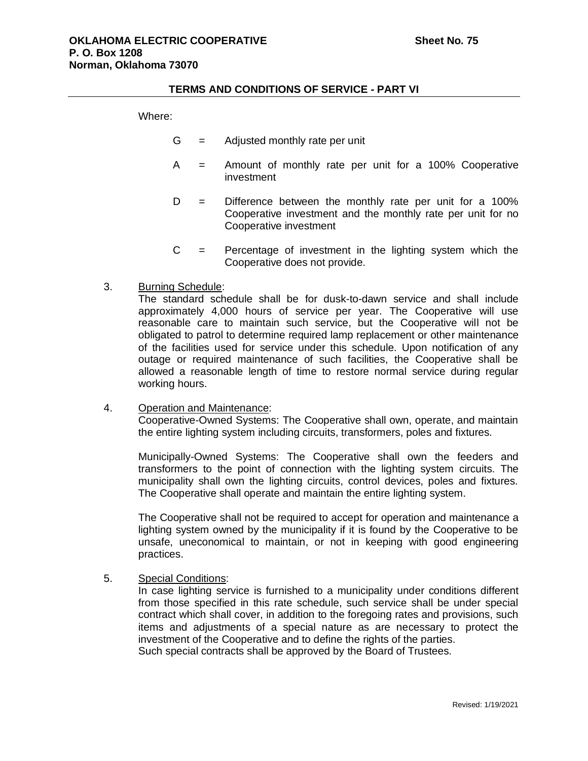Where:

$G$ = Adjusted monthly rate per unit

$A$ = Amount of monthly rate per unit for a 100% Cooperative investment

$D$ = Difference between the monthly rate per unit for a 100% Cooperative investment and the monthly rate per unit for no Cooperative investment

$C$ = Percentage of investment in the lighting system which the Cooperative does not provide.

3. Burning Schedule:
   The standard schedule shall be for dusk-to-dawn service and shall include approximately 4,000 hours of service per year. The Cooperative will use reasonable care to maintain such service, but the Cooperative will not be obligated to patrol to determine required lamp replacement or other maintenance of the facilities used for service under this schedule. Upon notification of any outage or required maintenance of such facilities, the Cooperative shall be allowed a reasonable length of time to restore normal service during regular working hours.

4. Operation and Maintenance:
   Cooperative-Owned Systems: The Cooperative shall own, operate, and maintain the entire lighting system including circuits, transformers, poles and fixtures.

   Municipally-Owned Systems: The Cooperative shall own the feeders and transformers to the point of connection with the lighting system circuits. The municipality shall own the lighting circuits, control devices, poles and fixtures. The Cooperative shall operate and maintain the entire lighting system.

   The Cooperative shall not be required to accept for operation and maintenance a lighting system owned by the municipality if it is found by the Cooperative to be unsafe, uneconomical to maintain, or not in keeping with good engineering practices.

5. Special Conditions:
   In case lighting service is furnished to a municipality under conditions different from those specified in this rate schedule, such service shall be under special contract which shall cover, in addition to the foregoing rates and provisions, such items and adjustments of a special nature as are necessary to protect the investment of the Cooperative and to define the rights of the parties.
   Such special contracts shall be approved by the Board of Trustees.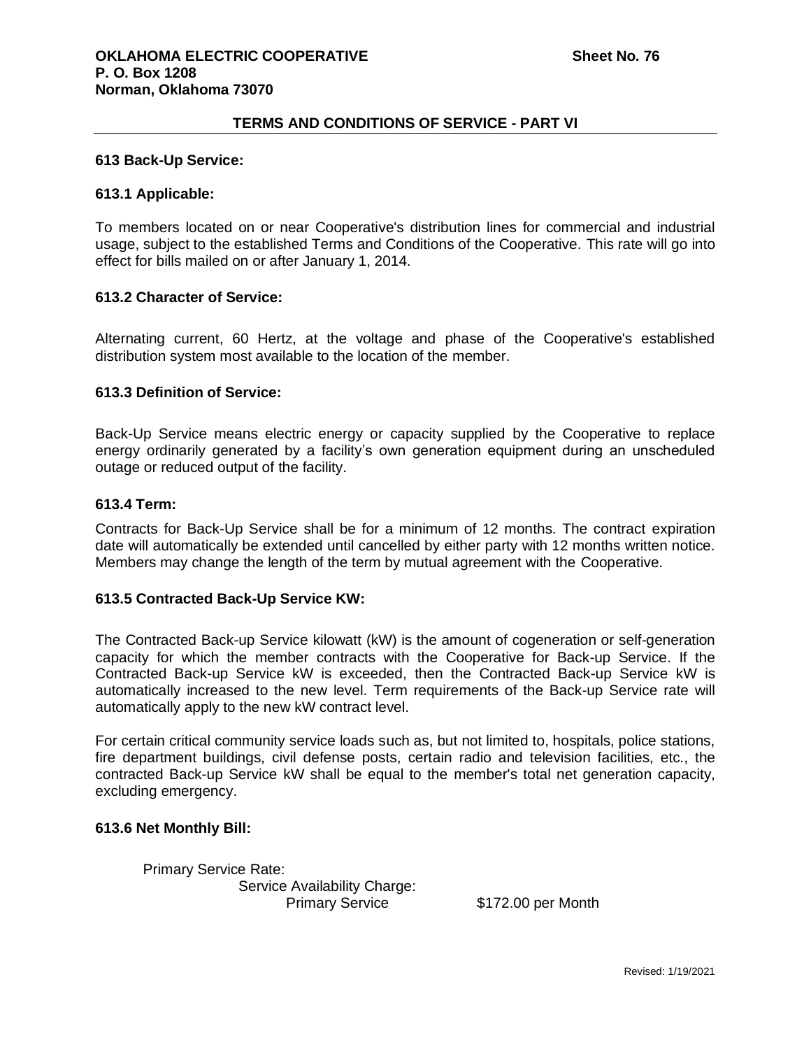## TERMS AND CONDITIONS OF SERVICE - PART VI

### 613 Back-Up Service:

#### 613.1 Applicable:

To members located on or near Cooperative's distribution lines for commercial and industrial usage, subject to the established Terms and Conditions of the Cooperative. This rate will go into effect for bills mailed on or after January 1, 2014.

#### 613.2 Character of Service:

Alternating current, 60 Hertz, at the voltage and phase of the Cooperative's established distribution system most available to the location of the member.

#### 613.3 Definition of Service:

Back-Up Service means electric energy or capacity supplied by the Cooperative to replace energy ordinarily generated by a facility's own generation equipment during an unscheduled outage or reduced output of the facility.

#### 613.4 Term:

Contracts for Back-Up Service shall be for a minimum of 12 months. The contract expiration date will automatically be extended until cancelled by either party with 12 months written notice. Members may change the length of the term by mutual agreement with the Cooperative.

#### 613.5 Contracted Back-Up Service KW:

The Contracted Back-up Service kilowatt (kW) is the amount of cogeneration or self-generation capacity for which the member contracts with the Cooperative for Back-up Service. If the Contracted Back-up Service kW is exceeded, then the Contracted Back-up Service kW is automatically increased to the new level. Term requirements of the Back-up Service rate will automatically apply to the new kW contract level.

For certain critical community service loads such as, but not limited to, hospitals, police stations, fire department buildings, civil defense posts, certain radio and television facilities, etc., the contracted Back-up Service kW shall be equal to the member's total net generation capacity, excluding emergency.

#### 613.6 Net Monthly Bill:

Primary Service Rate:

Service Availability Charge:

| | |
|---|---|
| Primary Service | $172.00 per Month |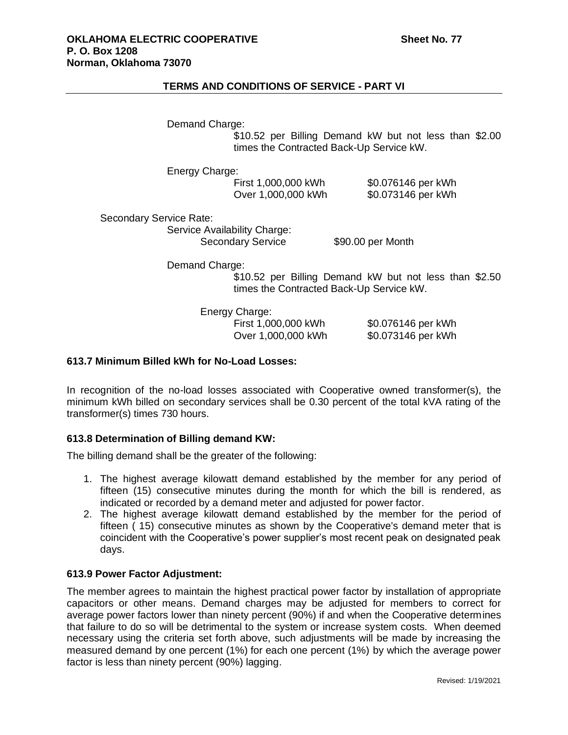Demand Charge:

$10.52 per Billing Demand kW but not less than $2.00 times the Contracted Back-Up Service kW.

Energy Charge:

| | |
|---|---|
| First 1,000,000 kWh | $0.076146 per kWh |
| Over 1,000,000 kWh | $0.073146 per kWh |

Secondary Service Rate:

Service Availability Charge:

| | |
|---|---|
| Secondary Service | $90.00 per Month |

Demand Charge:

$10.52 per Billing Demand kW but not less than $2.50 times the Contracted Back-Up Service kW.

Energy Charge:

| | |
|---|---|
| First 1,000,000 kWh | $0.076146 per kWh |
| Over 1,000,000 kWh | $0.073146 per kWh |

### 613.7 Minimum Billed kWh for No-Load Losses:

In recognition of the no-load losses associated with Cooperative owned transformer(s), the minimum kWh billed on secondary services shall be 0.30 percent of the total kVA rating of the transformer(s) times 730 hours.

### 613.8 Determination of Billing demand KW:

The billing demand shall be the greater of the following:

1. The highest average kilowatt demand established by the member for any period of fifteen (15) consecutive minutes during the month for which the bill is rendered, as indicated or recorded by a demand meter and adjusted for power factor.
2. The highest average kilowatt demand established by the member for the period of fifteen ( 15) consecutive minutes as shown by the Cooperative's demand meter that is coincident with the Cooperative's power supplier's most recent peak on designated peak days.

### 613.9 Power Factor Adjustment:

The member agrees to maintain the highest practical power factor by installation of appropriate capacitors or other means. Demand charges may be adjusted for members to correct for average power factors lower than ninety percent (90%) if and when the Cooperative determines that failure to do so will be detrimental to the system or increase system costs. When deemed necessary using the criteria set forth above, such adjustments will be made by increasing the measured demand by one percent (1%) for each one percent (1%) by which the average power factor is less than ninety percent (90%) lagging.

Revised: 1/19/2021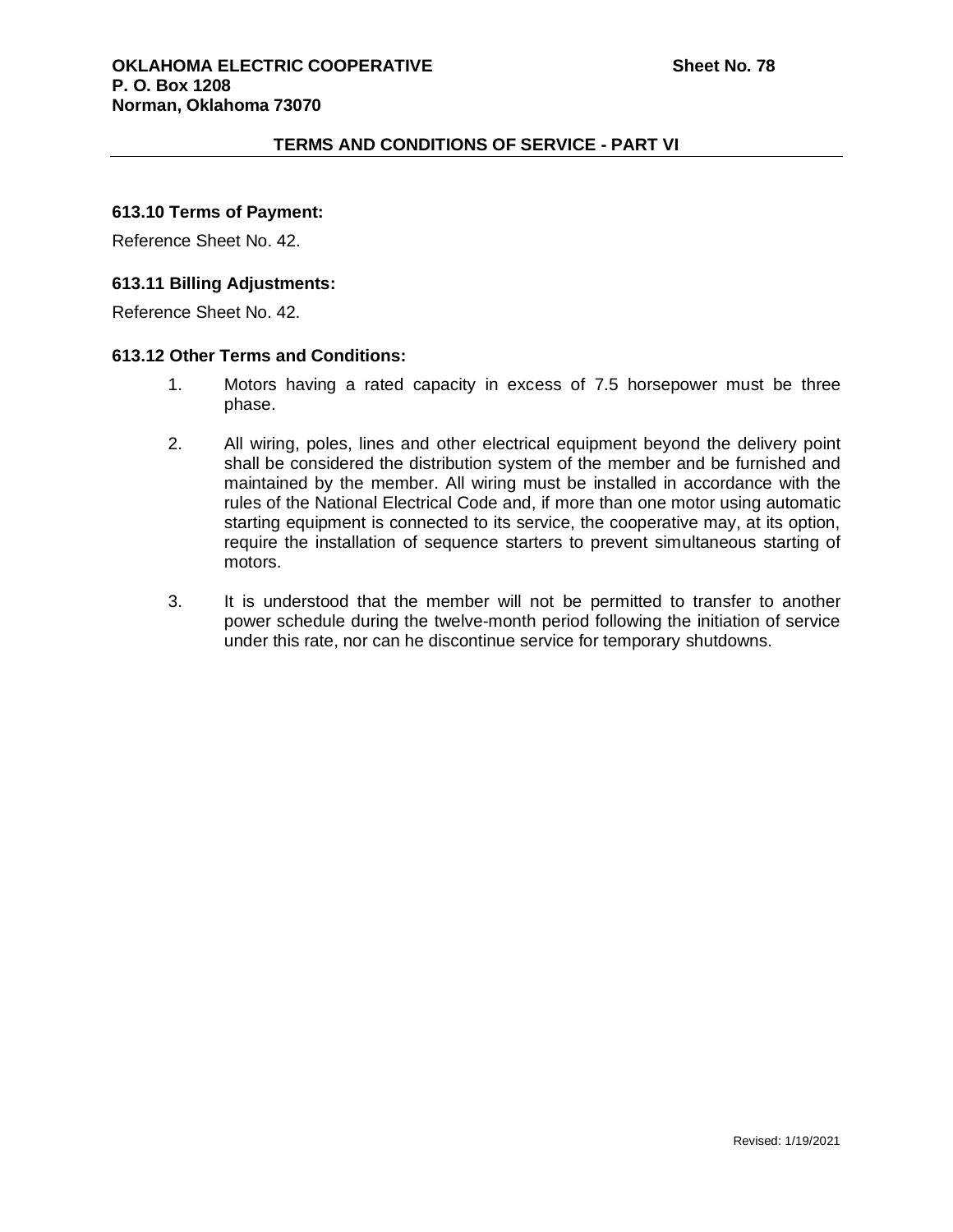### 613.10 Terms of Payment:

Reference Sheet No. 42.

### 613.11 Billing Adjustments:

Reference Sheet No. 42.

### 613.12 Other Terms and Conditions:

1. Motors having a rated capacity in excess of 7.5 horsepower must be three phase.

2. All wiring, poles, lines and other electrical equipment beyond the delivery point shall be considered the distribution system of the member and be furnished and maintained by the member. All wiring must be installed in accordance with the rules of the National Electrical Code and, if more than one motor using automatic starting equipment is connected to its service, the cooperative may, at its option, require the installation of sequence starters to prevent simultaneous starting of motors.

3. It is understood that the member will not be permitted to transfer to another power schedule during the twelve-month period following the initiation of service under this rate, nor can he discontinue service for temporary shutdowns.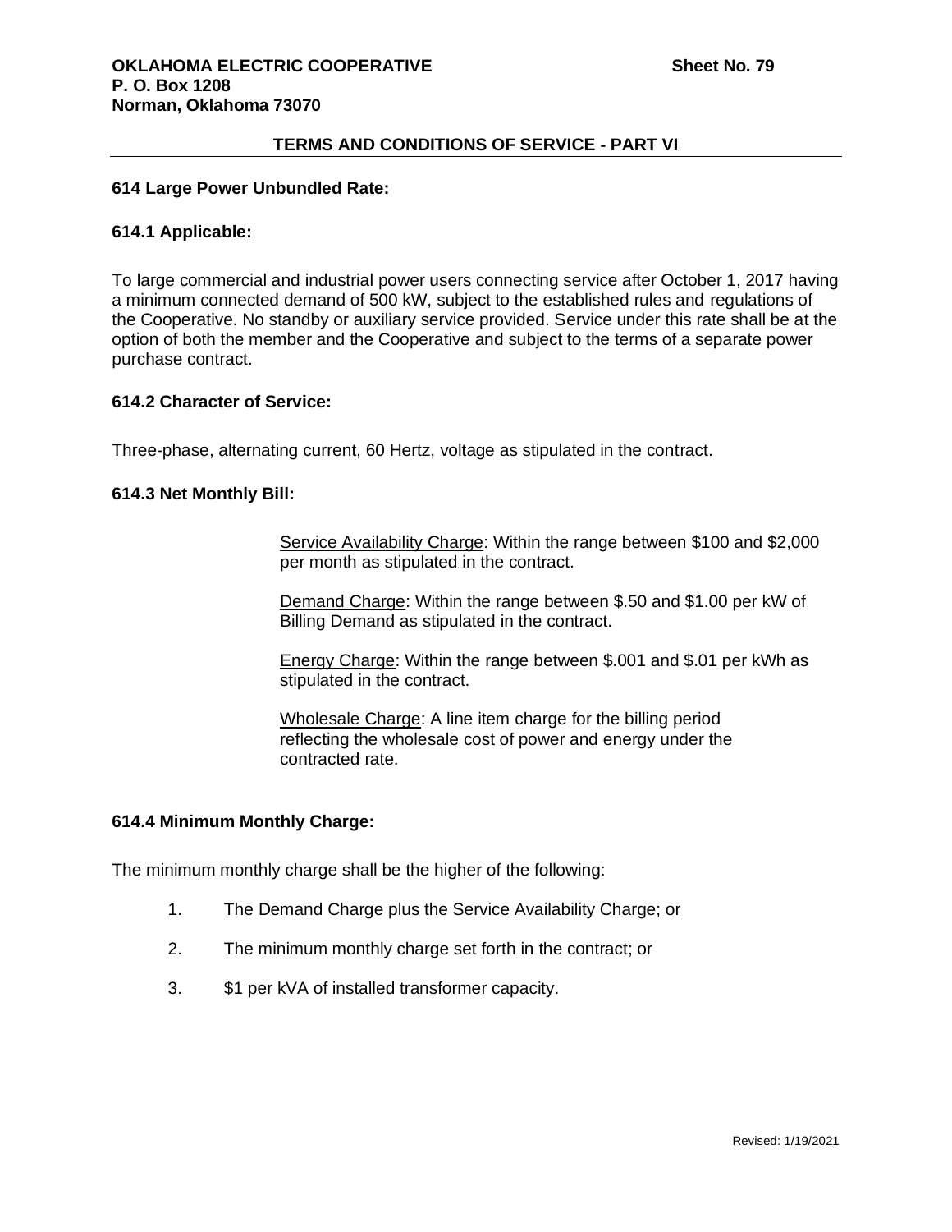## 614 Large Power Unbundled Rate:

### 614.1 Applicable:

To large commercial and industrial power users connecting service after October 1, 2017 having a minimum connected demand of 500 kW, subject to the established rules and regulations of the Cooperative. No standby or auxiliary service provided. Service under this rate shall be at the option of both the member and the Cooperative and subject to the terms of a separate power purchase contract.

### 614.2 Character of Service:

Three-phase, alternating current, 60 Hertz, voltage as stipulated in the contract.

### 614.3 Net Monthly Bill:

Service Availability Charge: Within the range between $100 and $2,000 per month as stipulated in the contract.

Demand Charge: Within the range between $.50 and $1.00 per kW of Billing Demand as stipulated in the contract.

Energy Charge: Within the range between $.001 and $.01 per kWh as stipulated in the contract.

Wholesale Charge: A line item charge for the billing period reflecting the wholesale cost of power and energy under the contracted rate.

### 614.4 Minimum Monthly Charge:

The minimum monthly charge shall be the higher of the following:

1. The Demand Charge plus the Service Availability Charge; or
2. The minimum monthly charge set forth in the contract; or
3. $1 per kVA of installed transformer capacity.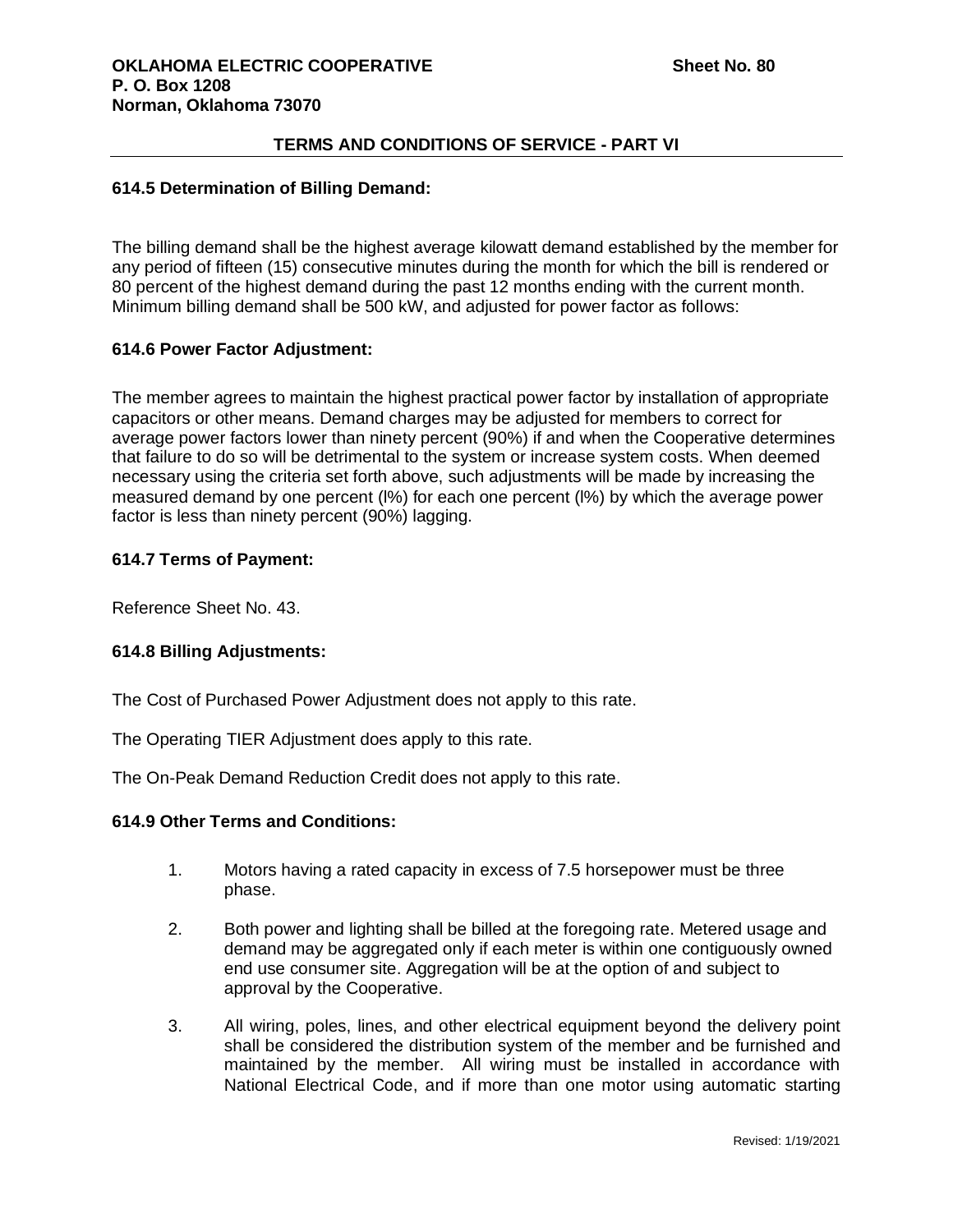**OKLAHOMA ELECTRIC COOPERATIVE** **Sheet No. 80**
**P. O. Box 1208**
**Norman, Oklahoma 73070**

**TERMS AND CONDITIONS OF SERVICE - PART VI**

### 614.5 Determination of Billing Demand:

The billing demand shall be the highest average kilowatt demand established by the member for any period of fifteen (15) consecutive minutes during the month for which the bill is rendered or 80 percent of the highest demand during the past 12 months ending with the current month. Minimum billing demand shall be 500 kW, and adjusted for power factor as follows:

### 614.6 Power Factor Adjustment:

The member agrees to maintain the highest practical power factor by installation of appropriate capacitors or other means. Demand charges may be adjusted for members to correct for average power factors lower than ninety percent (90%) if and when the Cooperative determines that failure to do so will be detrimental to the system or increase system costs. When deemed necessary using the criteria set forth above, such adjustments will be made by increasing the measured demand by one percent (l%) for each one percent (l%) by which the average power factor is less than ninety percent (90%) lagging.

### 614.7 Terms of Payment:

Reference Sheet No. 43.

### 614.8 Billing Adjustments:

The Cost of Purchased Power Adjustment does not apply to this rate.

The Operating TIER Adjustment does apply to this rate.

The On-Peak Demand Reduction Credit does not apply to this rate.

### 614.9 Other Terms and Conditions:

1. Motors having a rated capacity in excess of 7.5 horsepower must be three phase.

2. Both power and lighting shall be billed at the foregoing rate. Metered usage and demand may be aggregated only if each meter is within one contiguously owned end use consumer site. Aggregation will be at the option of and subject to approval by the Cooperative.

3. All wiring, poles, lines, and other electrical equipment beyond the delivery point shall be considered the distribution system of the member and be furnished and maintained by the member. All wiring must be installed in accordance with National Electrical Code, and if more than one motor using automatic starting

Revised: 1/19/2021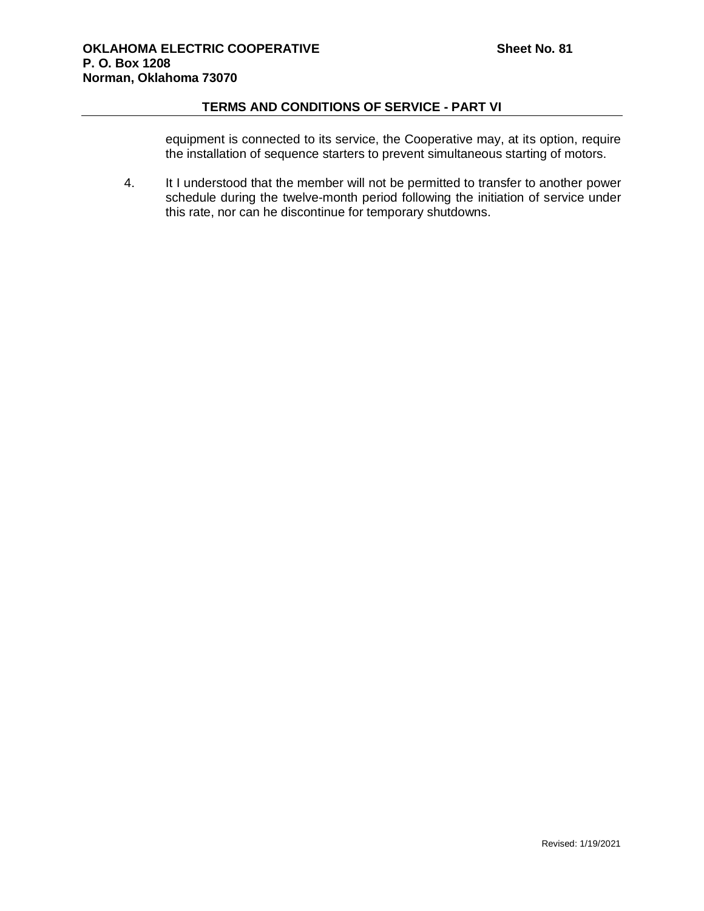equipment is connected to its service, the Cooperative may, at its option, require the installation of sequence starters to prevent simultaneous starting of motors.

4. It I understood that the member will not be permitted to transfer to another power schedule during the twelve-month period following the initiation of service under this rate, nor can he discontinue for temporary shutdowns.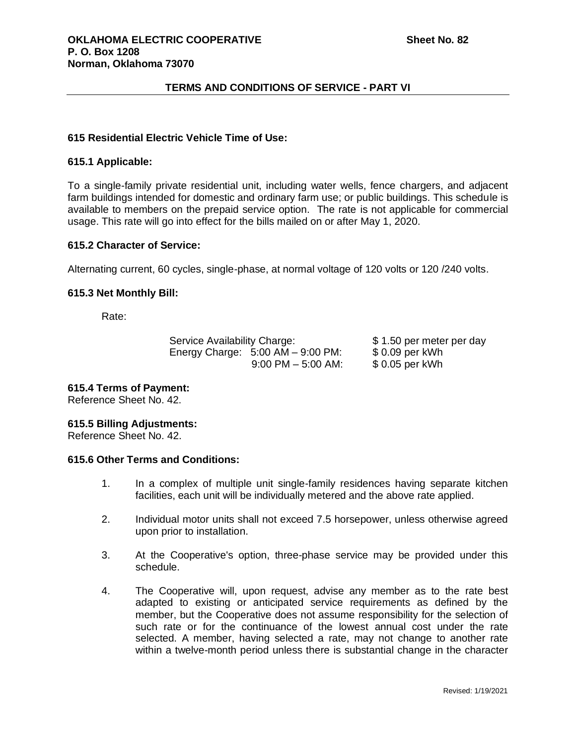**OKLAHOMA ELECTRIC COOPERATIVE** **Sheet No. 82**
**P. O. Box 1208**
**Norman, Oklahoma 73070**

**TERMS AND CONDITIONS OF SERVICE - PART VI**

**615 Residential Electric Vehicle Time of Use:**

**615.1 Applicable:**

To a single-family private residential unit, including water wells, fence chargers, and adjacent farm buildings intended for domestic and ordinary farm use; or public buildings. This schedule is available to members on the prepaid service option. The rate is not applicable for commercial usage. This rate will go into effect for the bills mailed on or after May 1, 2020.

**615.2 Character of Service:**

Alternating current, 60 cycles, single-phase, at normal voltage of 120 volts or 120 /240 volts.

**615.3 Net Monthly Bill:**

Rate:

| | | |
|---|---|---|
| Service Availability Charge: | | \$ 1.50 per meter per day |
| Energy Charge: | 5:00 AM – 9:00 PM: | \$ 0.09 per kWh |
| | 9:00 PM – 5:00 AM: | \$ 0.05 per kWh |

**615.4 Terms of Payment:**
Reference Sheet No. 42.

**615.5 Billing Adjustments:**
Reference Sheet No. 42.

**615.6 Other Terms and Conditions:**

1. In a complex of multiple unit single-family residences having separate kitchen facilities, each unit will be individually metered and the above rate applied.

2. Individual motor units shall not exceed 7.5 horsepower, unless otherwise agreed upon prior to installation.

3. At the Cooperative's option, three-phase service may be provided under this schedule.

4. The Cooperative will, upon request, advise any member as to the rate best adapted to existing or anticipated service requirements as defined by the member, but the Cooperative does not assume responsibility for the selection of such rate or for the continuance of the lowest annual cost under the rate selected. A member, having selected a rate, may not change to another rate within a twelve-month period unless there is substantial change in the character

Revised: 1/19/2021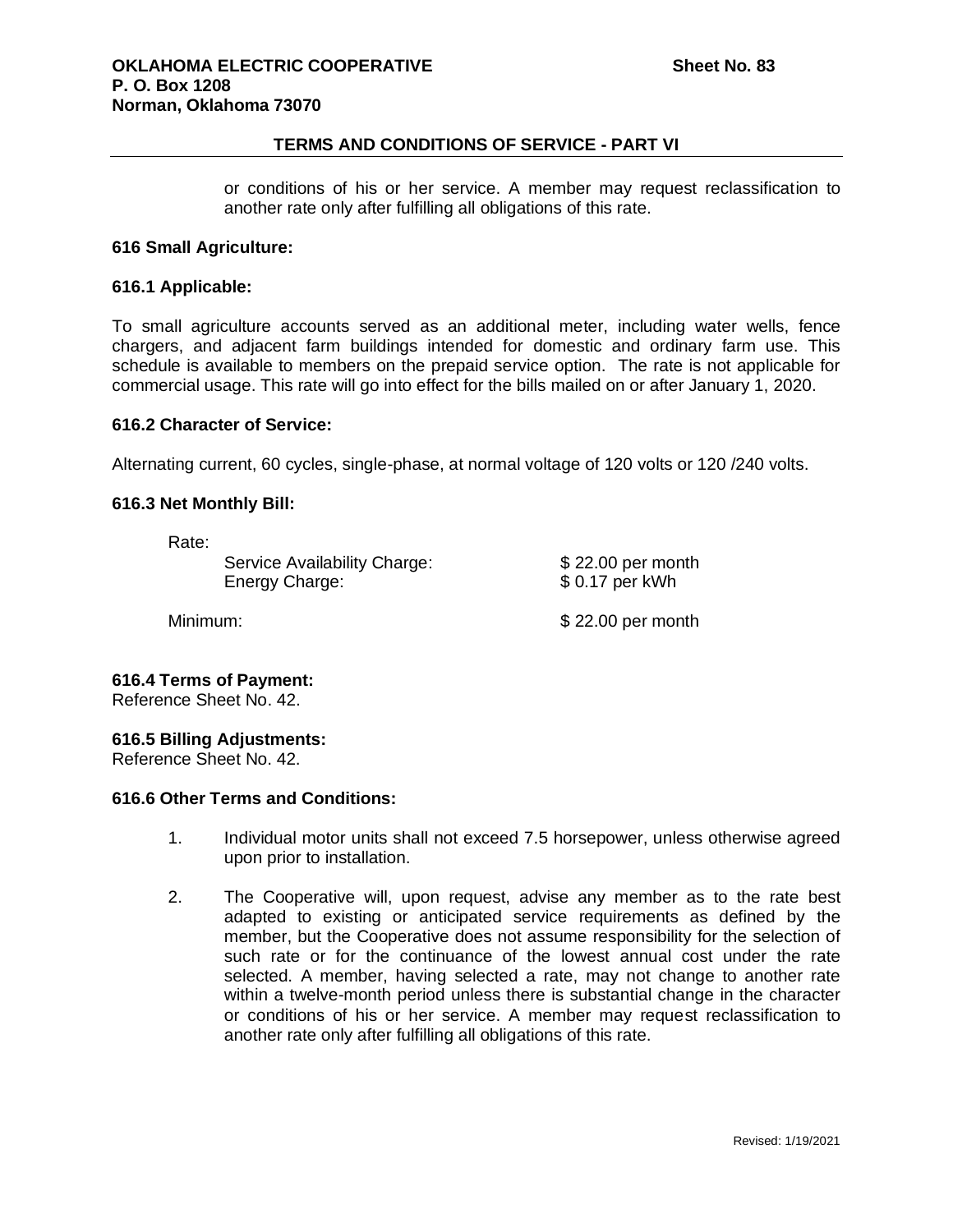or conditions of his or her service. A member may request reclassification to another rate only after fulfilling all obligations of this rate.

### 616 Small Agriculture:

### 616.1 Applicable:

To small agriculture accounts served as an additional meter, including water wells, fence chargers, and adjacent farm buildings intended for domestic and ordinary farm use. This schedule is available to members on the prepaid service option. The rate is not applicable for commercial usage. This rate will go into effect for the bills mailed on or after January 1, 2020.

### 616.2 Character of Service:

Alternating current, 60 cycles, single-phase, at normal voltage of 120 volts or 120 /240 volts.

### 616.3 Net Monthly Bill:

Rate:

| | |
|---|---|
| Service Availability Charge: | $ 22.00 per month |
| Energy Charge: | $ 0.17 per kWh |
| Minimum: | $ 22.00 per month |

### 616.4 Terms of Payment:

Reference Sheet No. 42.

### 616.5 Billing Adjustments:

Reference Sheet No. 42.

### 616.6 Other Terms and Conditions:

1. Individual motor units shall not exceed 7.5 horsepower, unless otherwise agreed upon prior to installation.

2. The Cooperative will, upon request, advise any member as to the rate best adapted to existing or anticipated service requirements as defined by the member, but the Cooperative does not assume responsibility for the selection of such rate or for the continuance of the lowest annual cost under the rate selected. A member, having selected a rate, may not change to another rate within a twelve-month period unless there is substantial change in the character or conditions of his or her service. A member may request reclassification to another rate only after fulfilling all obligations of this rate.

Revised: 1/19/2021